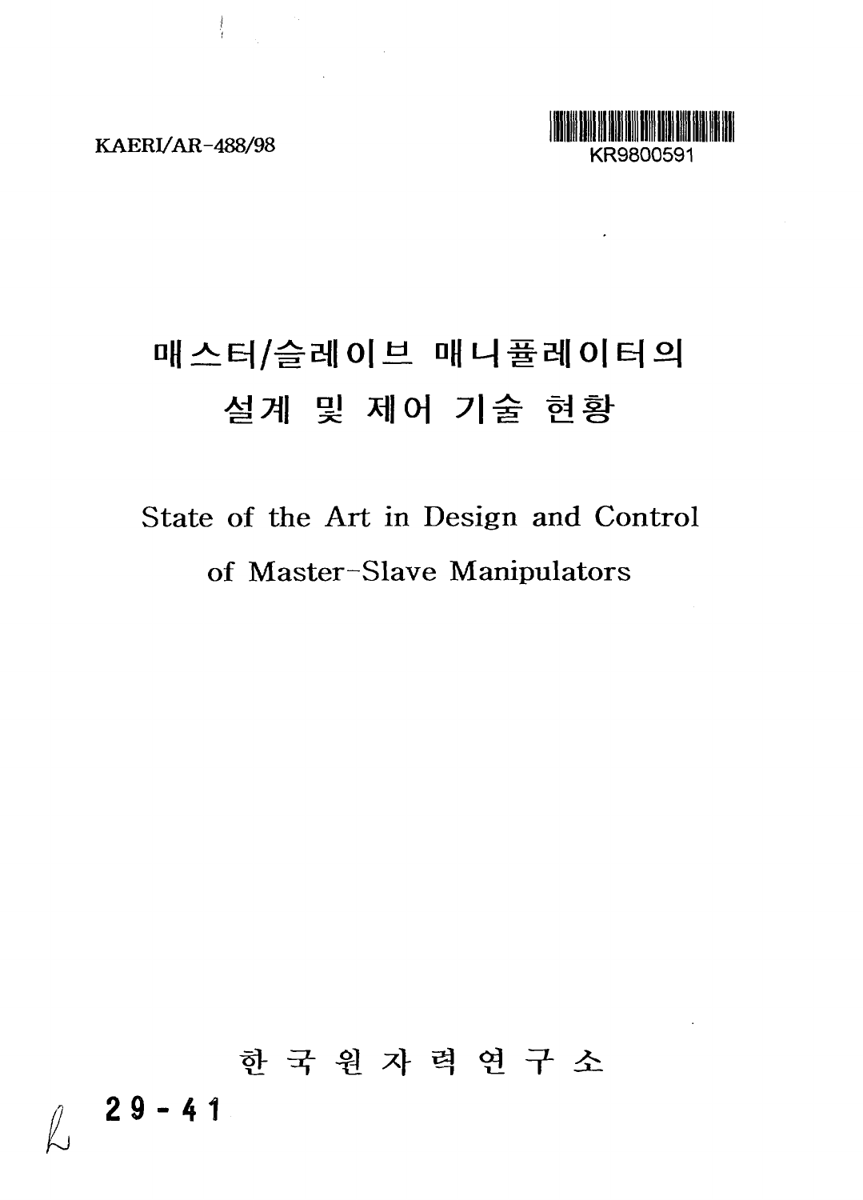KAERI/AR-488/98

KR9800591

# 매스터/슬레이브 매니퓰레이터의 설계 및 제어 기술 현황

# State of the Art in Design and Control of Master-Slave Manipulators

한 국 원 자 력 연 구 소

29 - 41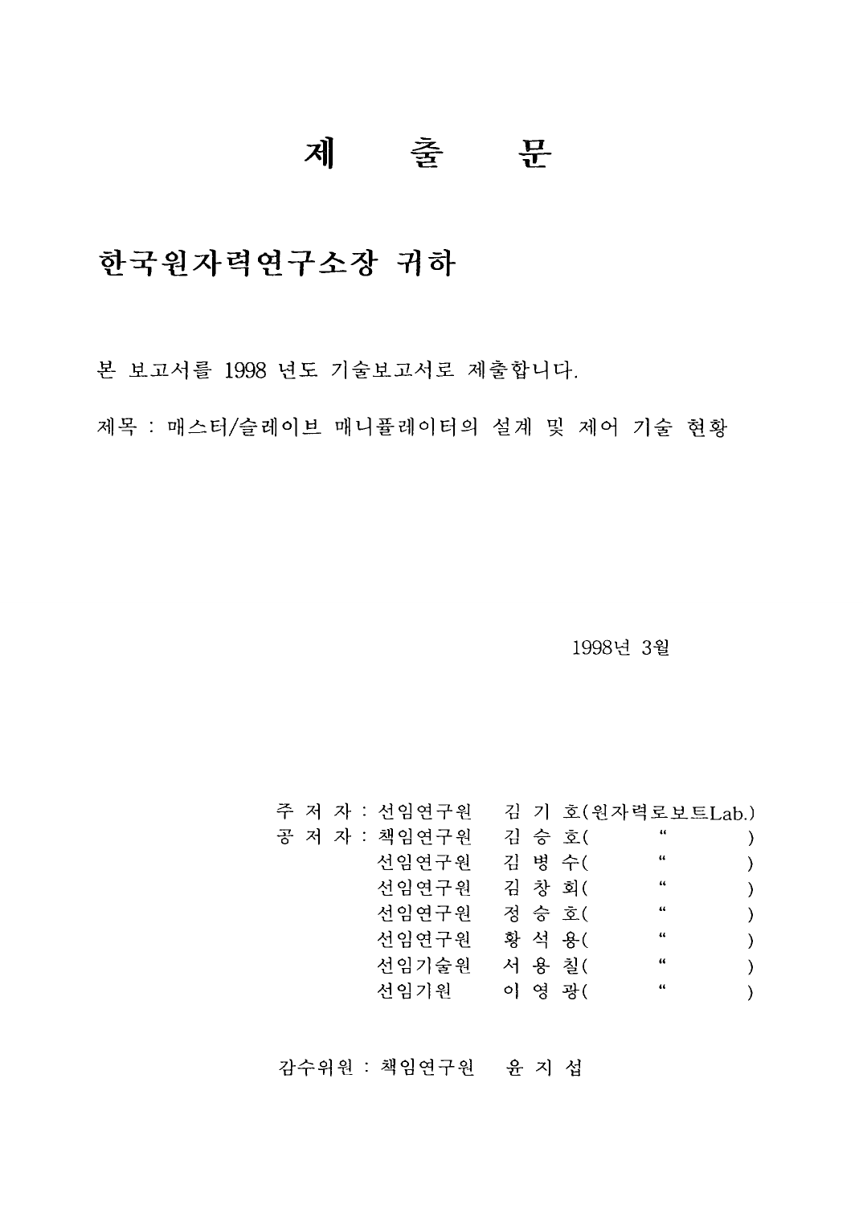# 제 출 문

## 한국원자력연구소장 귀하

본 보고서를 1998 년도 기술보고서로 제출합니다.

제목 : 매스터/슬레이브 매니퓰레이터의 설계 및 제어 기술 현황

1998년 3월

주 저 자 : 선임연구원 김 기 호(원자력로보트Lab.)
공 저 자 : 책임연구원 김 승 호( " )
선임연구원 김 병 수( " )
선임연구원 김 창 회( " )
선임연구원 정 승 호( " )
선임연구원 황 석 용( " )
선임기술원 서 용 칠( " )
선임기원 이 영 광( " )

감수위원 : 책임연구원 윤 지 섭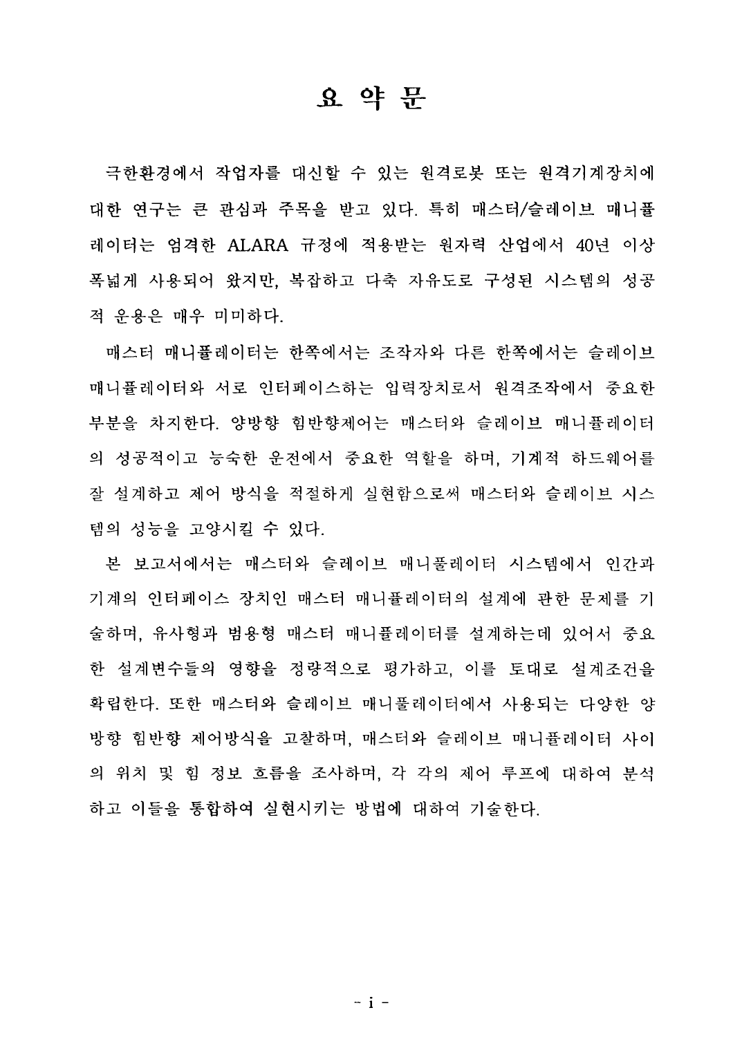# 요 약 문

극한환경에서 작업자를 대신할 수 있는 원격로봇 또는 원격기계장치에 대한 연구는 큰 관심과 주목을 받고 있다. 특히 매스터/슬레이브 매니퓰레이터는 엄격한 ALARA 규정에 적용받는 원자력 산업에서 40년 이상 폭넓게 사용되어 왔지만, 복잡하고 다축 자유도로 구성된 시스템의 성공적 운용은 매우 미미하다.

매스터 매니퓰레이터는 한쪽에서는 조작자와 다른 한쪽에서는 슬레이브 매니퓰레이터와 서로 인터페이스하는 입력장치로서 원격조작에서 중요한 부분을 차지한다. 양방향 힘반향제어는 매스터와 슬레이브 매니퓰레이터의 성공적이고 능숙한 운전에서 중요한 역할을 하며, 기계적 하드웨어를 잘 설계하고 제어 방식을 적절하게 실현함으로써 매스터와 슬레이브 시스템의 성능을 고양시킬 수 있다.

본 보고서에서는 매스터와 슬레이브 매니퓰레이터 시스템에서 인간과 기계의 인터페이스 장치인 매스터 매니퓰레이터의 설계에 관한 문제를 기술하며, 유사형과 범용형 매스터 매니퓰레이터를 설계하는데 있어서 중요한 설계변수들의 영향을 정량적으로 평가하고, 이를 토대로 설계조건을 확립한다. 또한 매스터와 슬레이브 매니퓰레이터에서 사용되는 다양한 양방향 힘반향 제어방식을 고찰하며, 매스터와 슬레이브 매니퓰레이터 사이의 위치 및 힘 정보 흐름을 조사하며, 각 각의 제어 루프에 대하여 분석하고 이들을 통합하여 실현시키는 방법에 대하여 기술한다.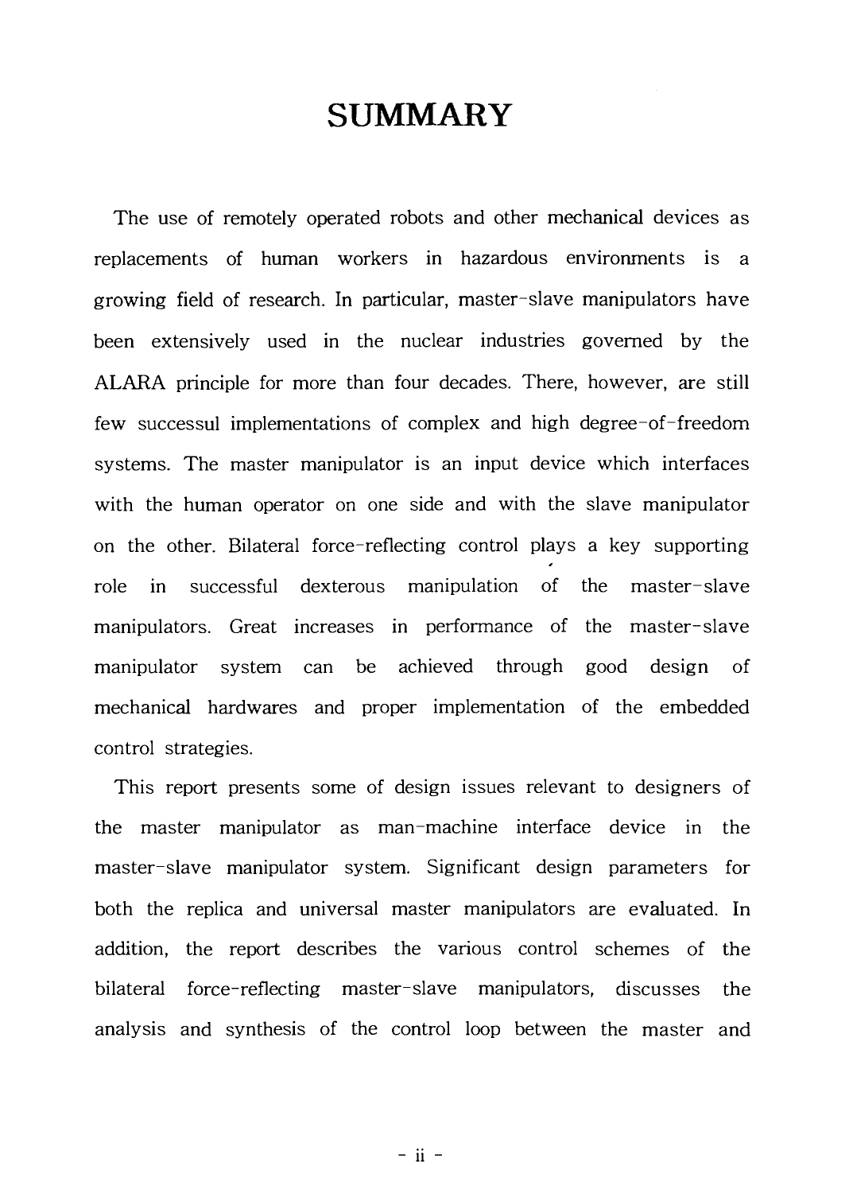# SUMMARY

The use of remotely operated robots and other mechanical devices as replacements of human workers in hazardous environments is a growing field of research. In particular, master-slave manipulators have been extensively used in the nuclear industries governed by the ALARA principle for more than four decades. There, however, are still few successul implementations of complex and high degree-of-freedom systems. The master manipulator is an input device which interfaces with the human operator on one side and with the slave manipulator on the other. Bilateral force-reflecting control plays a key supporting role in successful dexterous manipulation of the master-slave manipulators. Great increases in performance of the master-slave manipulator system can be achieved through good design of mechanical hardwares and proper implementation of the embedded control strategies.

This report presents some of design issues relevant to designers of the master manipulator as man-machine interface device in the master-slave manipulator system. Significant design parameters for both the replica and universal master manipulators are evaluated. In addition, the report describes the various control schemes of the bilateral force-reflecting master-slave manipulators, discusses the analysis and synthesis of the control loop between the master and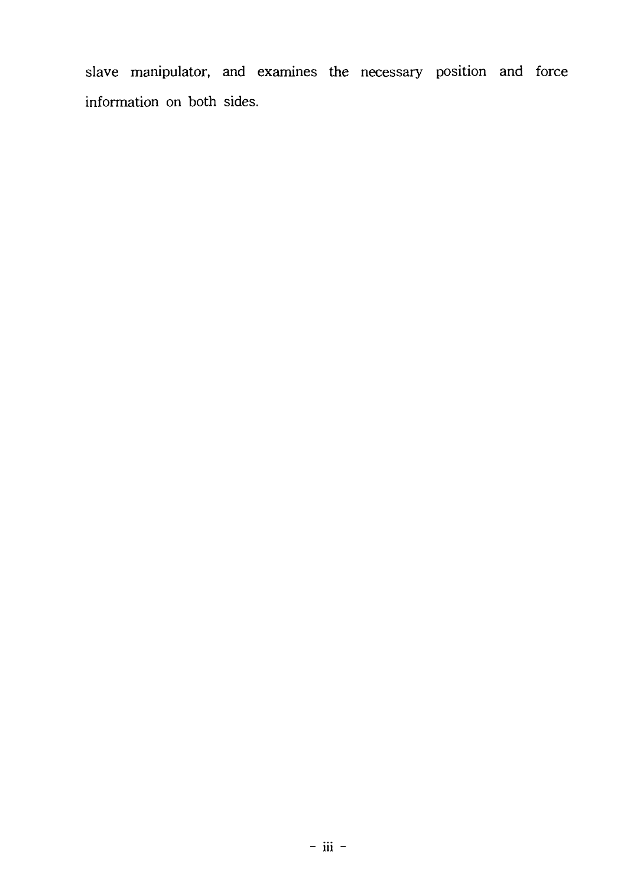slave manipulator, and examines the necessary position and force information on both sides.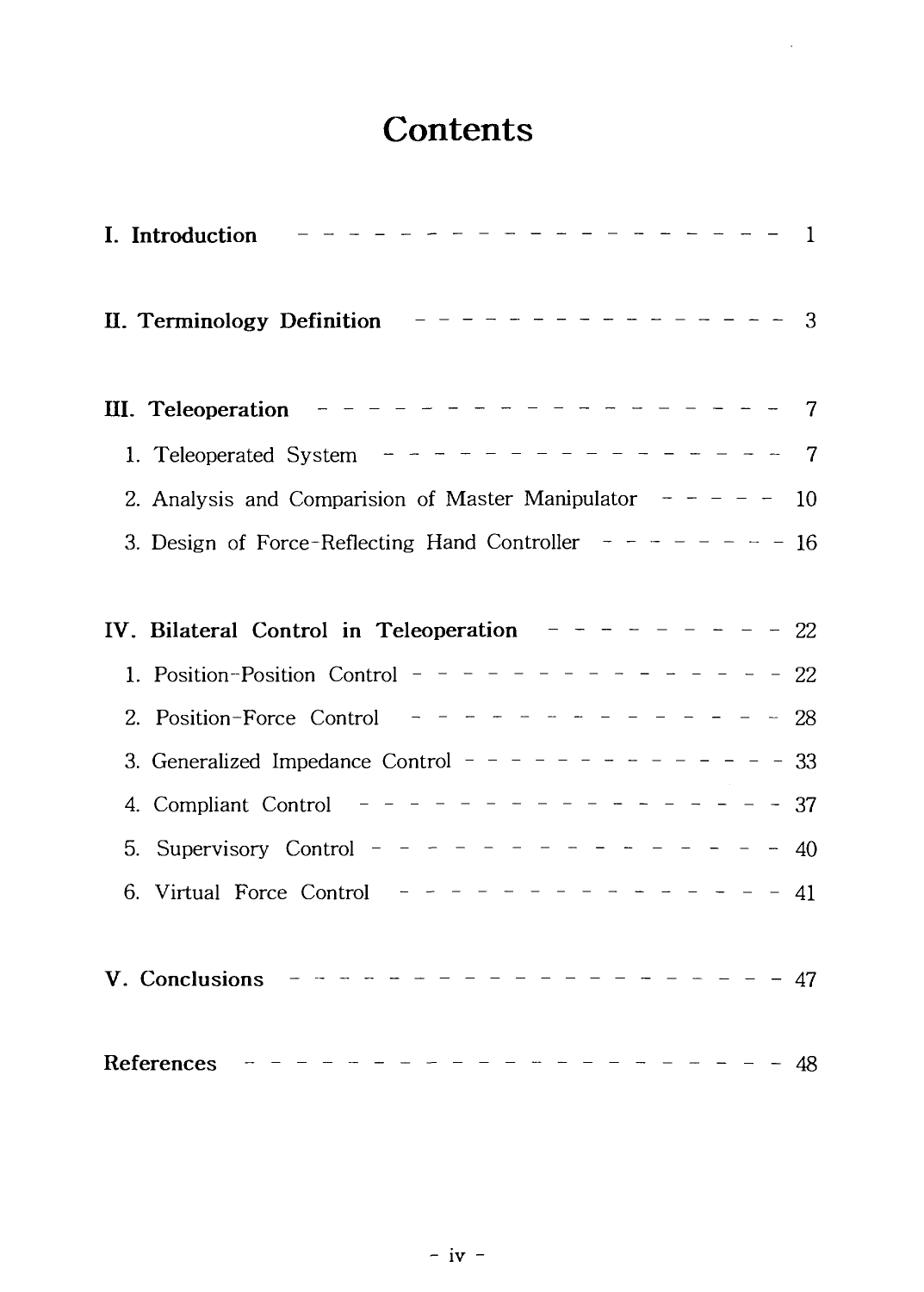# Contents

**I. Introduction** - - - - - - - - - - - - - - - - - - - - - - 1

**II. Terminology Definition** - - - - - - - - - - - - - - - - - - 3

**III. Teleoperation** - - - - - - - - - - - - - - - - - - - - - 7

1. Teleoperated System - - - - - - - - - - - - - - - - - - 7
2. Analysis and Comparision of Master Manipulator - - - - - - 10
3. Design of Force-Reflecting Hand Controller - - - - - - - - - 16

**IV. Bilateral Control in Teleoperation** - - - - - - - - - - 22

1. Position-Position Control - - - - - - - - - - - - - - - - - 22
2. Position-Force Control - - - - - - - - - - - - - - - - - 28
3. Generalized Impedance Control - - - - - - - - - - - - - - 33
4. Compliant Control - - - - - - - - - - - - - - - - - - - 37
5. Supervisory Control - - - - - - - - - - - - - - - - - - 40
6. Virtual Force Control - - - - - - - - - - - - - - - - - 41

**V. Conclusions** - - - - - - - - - - - - - - - - - - - - - - - 47

**References** - - - - - - - - - - - - - - - - - - - - - - - - - 48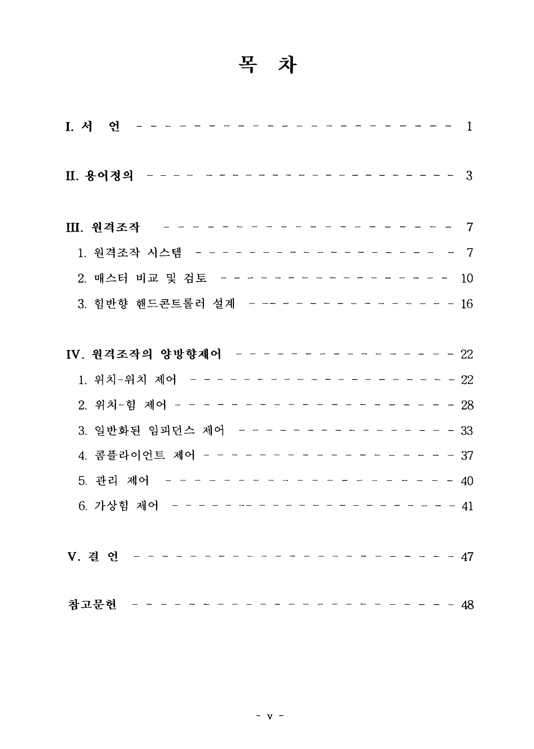# 목 차

I. 서 언 - - - - - - - - - - - - - - - - - - - - - - - - 1

II. 용어정의 - - - - - - - - - - - - - - - - - - - - - - - 3

III. 원격조작 - - - - - - - - - - - - - - - - - - - - - - 7

1. 원격조작 시스템 - - - - - - - - - - - - - - - - - - - - 7
2. 매스터 비교 및 검토 - - - - - - - - - - - - - - - - - - 10
3. 힘반향 핸드콘트롤러 설계 - - - - - - - - - - - - - - - - 16

IV. 원격조작의 양방향제어 - - - - - - - - - - - - - - - - - 22

1. 위치-위치 제어 - - - - - - - - - - - - - - - - - - - - - 22
2. 위치-힘 제어 - - - - - - - - - - - - - - - - - - - - - - 28
3. 일반화된 임피던스 제어 - - - - - - - - - - - - - - - - - 33
4. 콤플라이언트 제어 - - - - - - - - - - - - - - - - - - - - 37
5. 관리 제어 - - - - - - - - - - - - - - - - - - - - - - - - 40
6. 가상힘 제어 - - - - - - - - - - - - - - - - - - - - - - - 41

V. 결 언 - - - - - - - - - - - - - - - - - - - - - - - - - 47

참고문헌 - - - - - - - - - - - - - - - - - - - - - - - - - 48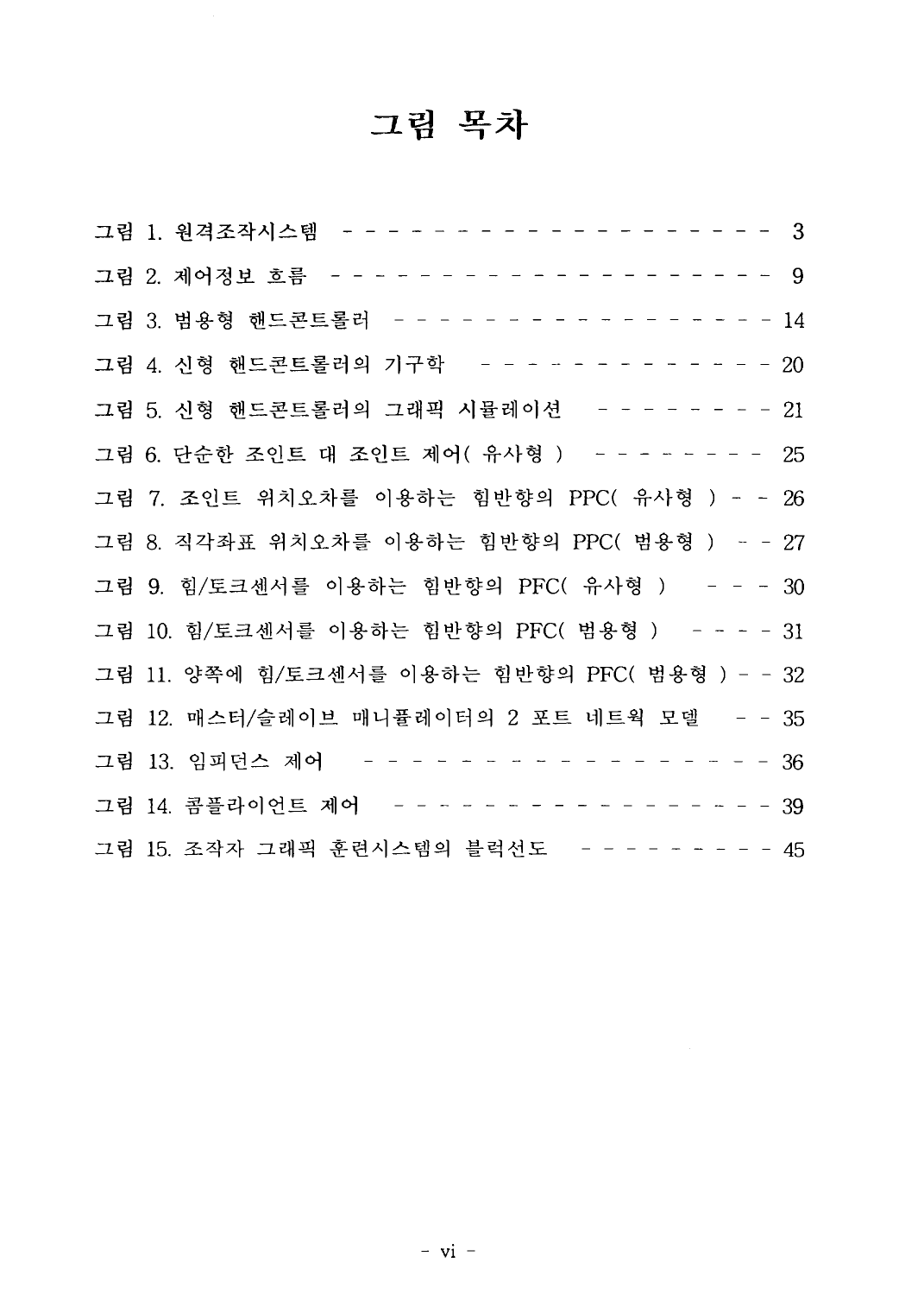# 그림 목차

그림 1. 원격조작시스템 - - - - - - - - - - - - - - - - - - - - - 3

그림 2. 제어정보 흐름 - - - - - - - - - - - - - - - - - - - - - - 9

그림 3. 범용형 핸드콘트롤러 - - - - - - - - - - - - - - - - - - 14

그림 4. 신형 핸드콘트롤러의 기구학 - - - - - - - - - - - - - - 20

그림 5. 신형 핸드콘트롤러의 그래픽 시뮬레이션 - - - - - - - - - 21

그림 6. 단순한 조인트 대 조인트 제어( 유사형 ) - - - - - - - - - 25

그림 7. 조인트 위치오차를 이용하는 힘반향의 PPC( 유사형 ) - - 26

그림 8. 직각좌표 위치오차를 이용하는 힘반향의 PPC( 범용형 ) - - 27

그림 9. 힘/토크센서를 이용하는 힘반향의 PFC( 유사형 ) - - - 30

그림 10. 힘/토크센서를 이용하는 힘반향의 PFC( 범용형 ) - - - - 31

그림 11. 양쪽에 힘/토크센서를 이용하는 힘반향의 PFC( 범용형 ) - - 32

그림 12. 매스터/슬레이브 매니퓰레이터의 2 포트 네트웍 모델 - - 35

그림 13. 임피던스 제어 - - - - - - - - - - - - - - - - - - - 36

그림 14. 콤플라이언트 제어 - - - - - - - - - - - - - - - - - - 39

그림 15. 조작자 그래픽 훈련시스템의 블럭선도 - - - - - - - - - 45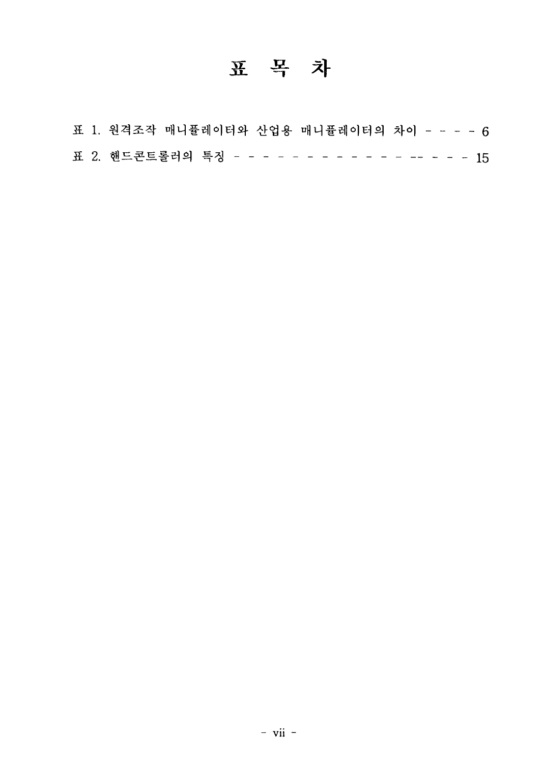# 표 목 차

표 1. 원격조작 매니퓰레이터와 산업용 매니퓰레이터의 차이 - - - - 6

표 2. 핸드콘트롤러의 특징 - - - - - - - - - - - - - - - -- - - - 15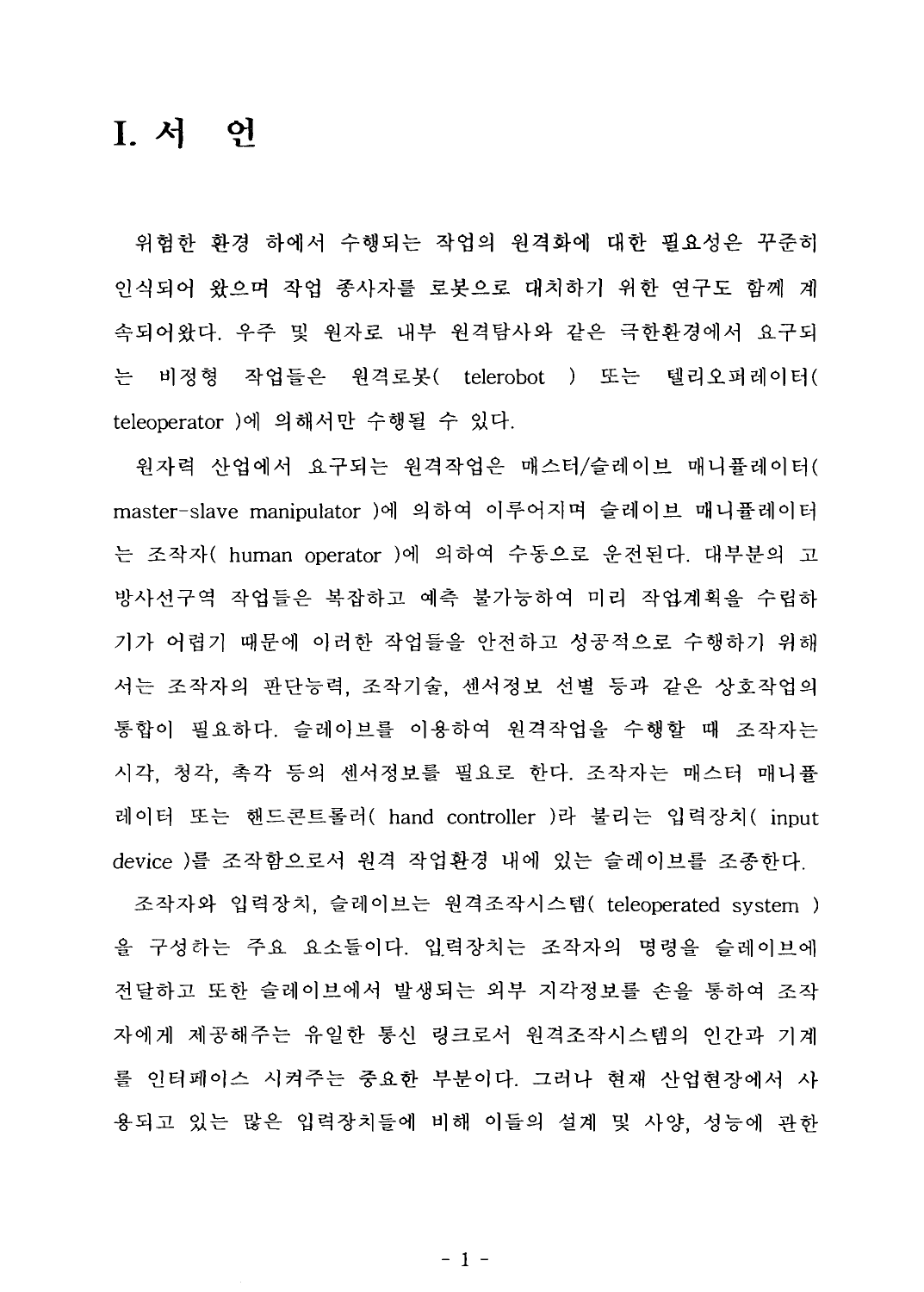# I. 서 언

위험한 환경 하에서 수행되는 작업의 원격화에 대한 필요성은 꾸준히 인식되어 왔으며 작업 종사자를 로봇으로 대치하기 위한 연구도 함께 계속되어왔다. 우주 및 원자로 내부 원격탐사와 같은 극한환경에서 요구되는 비정형 작업들은 원격로봇( telerobot ) 또는 텔리오퍼레이터( teleoperator )에 의해서만 수행될 수 있다.

원자력 산업에서 요구되는 원격작업은 매스터/슬레이브 매니퓰레이터( master-slave manipulator )에 의하여 이루어지며 슬레이브 매니퓰레이터는 조작자( human operator )에 의하여 수동으로 운전된다. 대부분의 고방사선구역 작업들은 복잡하고 예측 불가능하여 미리 작업계획을 수립하기가 어렵기 때문에 이러한 작업들을 안전하고 성공적으로 수행하기 위해서는 조작자의 판단능력, 조작기술, 센서정보 선별 등과 같은 상호작업의 통합이 필요하다. 슬레이브를 이용하여 원격작업을 수행할 때 조작자는 시각, 청각, 촉각 등의 센서정보를 필요로 한다. 조작자는 매스터 매니퓰레이터 또는 핸드콘트롤러( hand controller )라 불리는 입력장치( input device )를 조작함으로서 원격 작업환경 내에 있는 슬레이브를 조종한다.

조작자와 입력장치, 슬레이브는 원격조작시스템( teleoperated system )을 구성하는 주요 요소들이다. 입력장치는 조작자의 명령을 슬레이브에 전달하고 또한 슬레이브에서 발생되는 외부 지각정보를 손을 통하여 조작자에게 제공해주는 유일한 통신 링크로서 원격조작시스템의 인간과 기계를 인터페이스 시켜주는 중요한 부분이다. 그러나 현재 산업현장에서 사용되고 있는 많은 입력장치들에 비해 이들의 설계 및 사양, 성능에 관한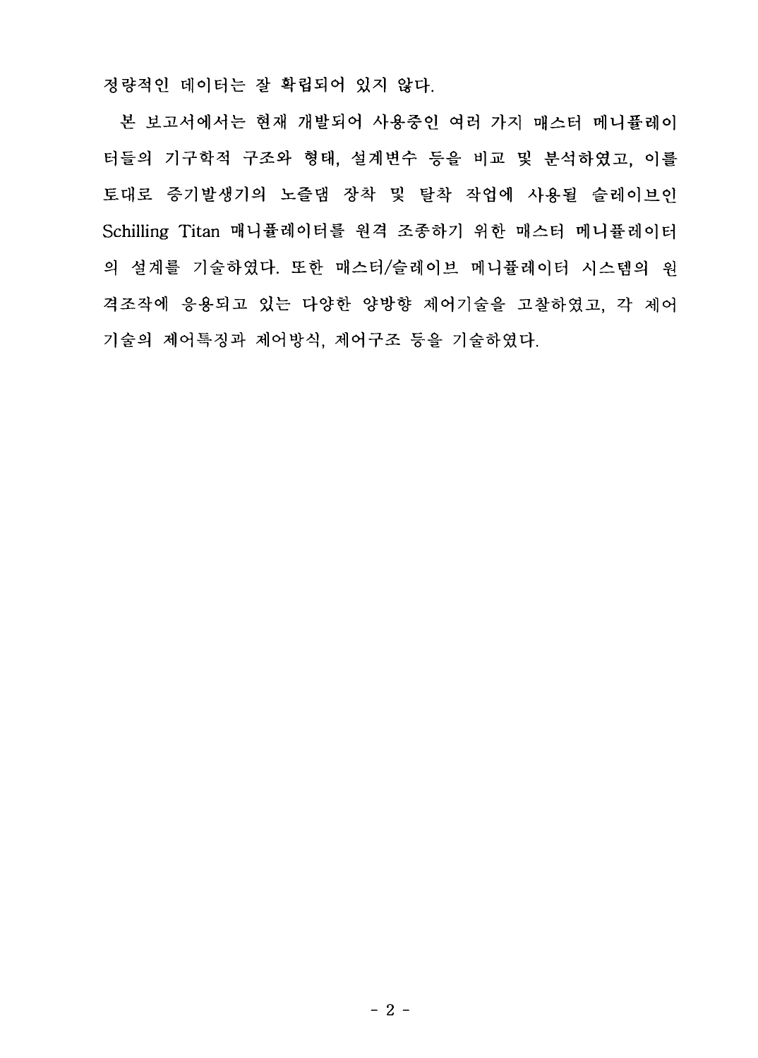정량적인 데이터는 잘 확립되어 있지 않다.

본 보고서에서는 현재 개발되어 사용중인 여러 가지 매스터 메니퓰레이터들의 기구학적 구조와 형태, 설계변수 등을 비교 및 분석하였고, 이를 토대로 증기발생기의 노즐댐 장착 및 탈착 작업에 사용될 슬레이브인 Schilling Titan 매니퓰레이터를 원격 조종하기 위한 매스터 메니퓰레이터의 설계를 기술하였다. 또한 매스터/슬레이브 메니퓰레이터 시스템의 원격조작에 응용되고 있는 다양한 양방향 제어기술을 고찰하였고, 각 제어기술의 제어특징과 제어방식, 제어구조 등을 기술하였다.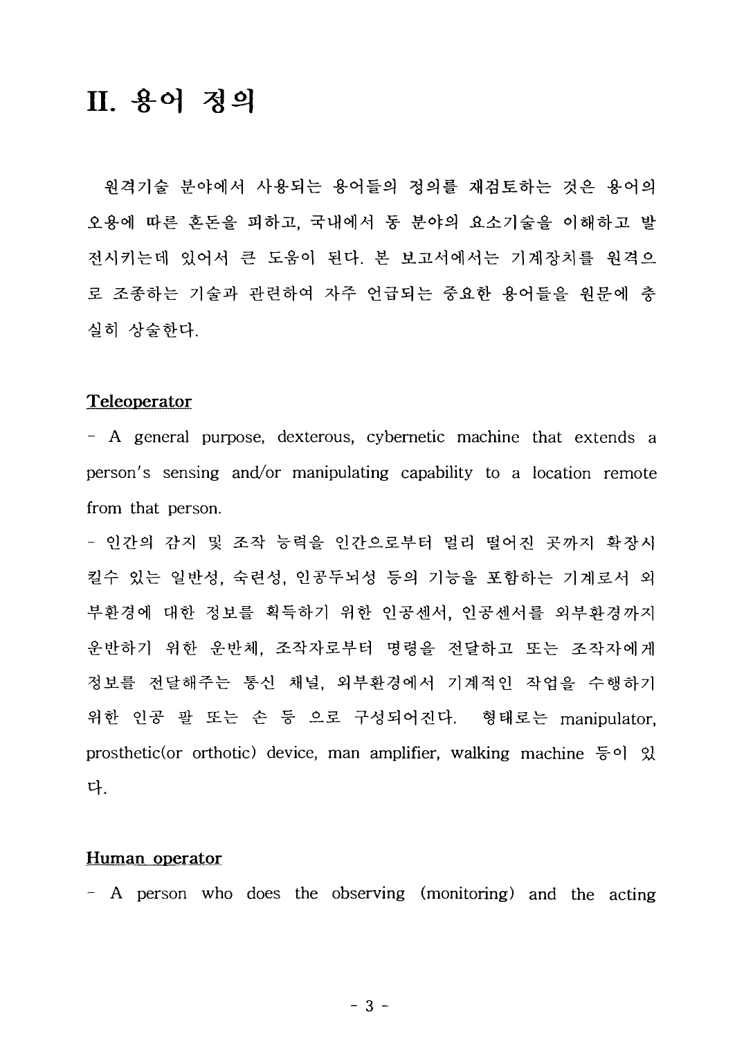# II. 용어 정의

원격기술 분야에서 사용되는 용어들의 정의를 재검토하는 것은 용어의 오용에 따른 혼돈을 피하고, 국내에서 동 분야의 요소기술을 이해하고 발전시키는데 있어서 큰 도움이 된다. 본 보고서에서는 기계장치를 원격으로 조종하는 기술과 관련하여 자주 언급되는 중요한 용어들을 원문에 충실히 상술한다.

**Teleoperator**

- A general purpose, dexterous, cybernetic machine that extends a person's sensing and/or manipulating capability to a location remote from that person.
- 인간의 감지 및 조작 능력을 인간으로부터 멀리 떨어진 곳까지 확장시킬수 있는 일반성, 숙련성, 인공두뇌성 등의 기능을 포함하는 기계로서 외부환경에 대한 정보를 획득하기 위한 인공센서, 인공센서를 외부환경까지 운반하기 위한 운반체, 조작자로부터 명령을 전달하고 또는 조작자에게 정보를 전달해주는 통신 채널, 외부환경에서 기계적인 작업을 수행하기 위한 인공 팔 또는 손 등 으로 구성되어진다. 형태로는 manipulator, prosthetic(or orthotic) device, man amplifier, walking machine 등이 있다.

**Human operator**

- A person who does the observing (monitoring) and the acting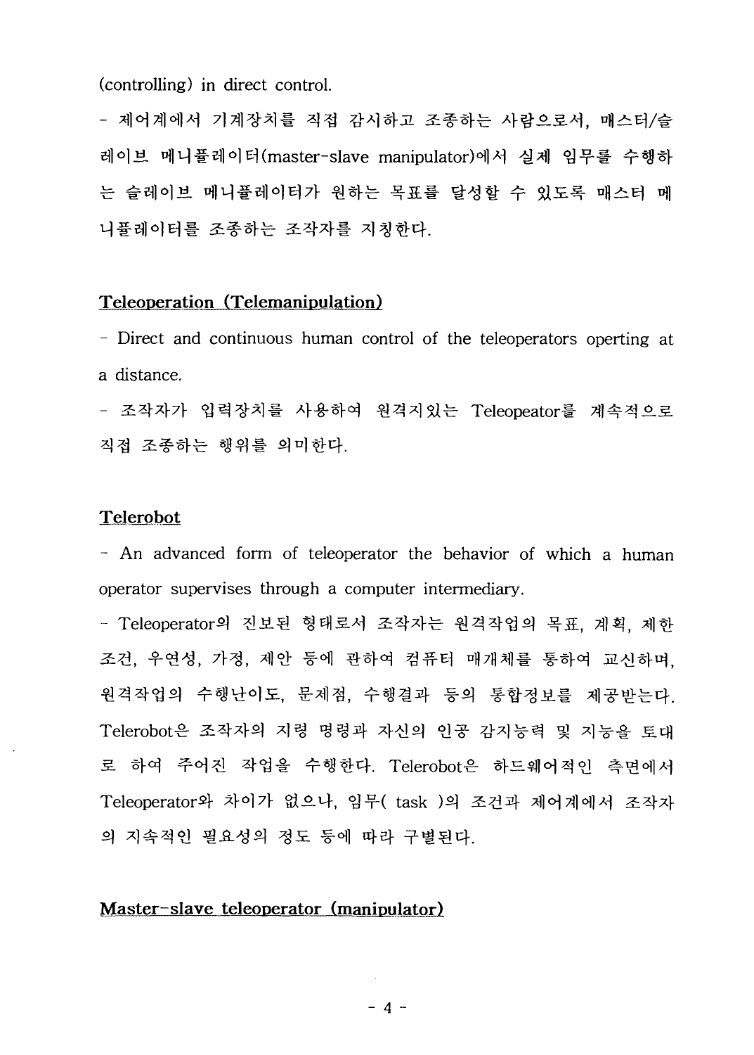(controlling) in direct control.

- 제어계에서 기계장치를 직접 감시하고 조종하는 사람으로서, 매스터/슬레이브 메니퓰레이터(master-slave manipulator)에서 실제 임무를 수행하는 슬레이브 메니퓰레이터가 원하는 목표를 달성할 수 있도록 매스터 메니퓰레이터를 조종하는 조작자를 지칭한다.

**Teleoperation (Telemanipulation)**

- Direct and continuous human control of the teleoperators operting at a distance.
- 조작자가 입력장치를 사용하여 원격지있는 Teleopeator를 계속적으로 직접 조종하는 행위를 의미한다.

**Telerobot**

- An advanced form of teleoperator the behavior of which a human operator supervises through a computer intermediary.
- Teleoperator의 진보된 형태로서 조작자는 원격작업의 목표, 계획, 제한조건, 우연성, 가정, 제안 등에 관하여 컴퓨터 매개체를 통하여 교신하며, 원격작업의 수행난이도, 문제점, 수행결과 등의 통합정보를 제공받는다. Telerobot은 조작자의 지령 명령과 자신의 인공 감지능력 및 지능을 토대로 하여 주어진 작업을 수행한다. Telerobot은 하드웨어적인 측면에서 Teleoperator와 차이가 없으나, 임무( task )의 조건과 제어계에서 조작자의 지속적인 필요성의 정도 등에 따라 구별된다.

**Master-slave teleoperator (manipulator)**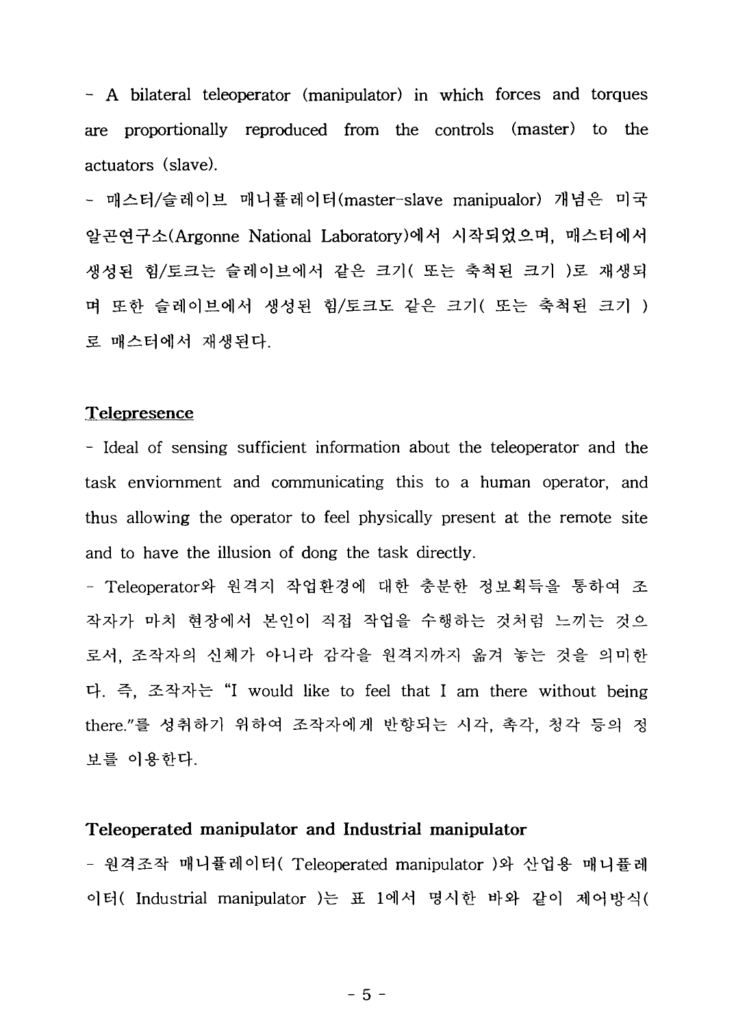- A bilateral teleoperator (manipulator) in which forces and torques are proportionally reproduced from the controls (master) to the actuators (slave).

- 매스터/슬레이브 매니퓰레이터(master-slave manipualor) 개념은 미국 알곤연구소(Argonne National Laboratory)에서 시작되었으며, 매스터에서 생성된 힘/토크는 슬레이브에서 같은 크기( 또는 축척된 크기 )로 재생되며 또한 슬레이브에서 생성된 힘/토크도 같은 크기( 또는 축척된 크기 )로 매스터에서 재생된다.

**Telepresence**

- Ideal of sensing sufficient information about the teleoperator and the task enviornment and communicating this to a human operator, and thus allowing the operator to feel physically present at the remote site and to have the illusion of dong the task directly.

- Teleoperator와 원격지 작업환경에 대한 충분한 정보획득을 통하여 조작자가 마치 현장에서 본인이 직접 작업을 수행하는 것처럼 느끼는 것으로서, 조작자의 신체가 아니라 감각을 원격지까지 옮겨 놓는 것을 의미한다. 즉, 조작자는 "I would like to feel that I am there without being there."를 성취하기 위하여 조작자에게 반향되는 시각, 촉각, 청각 등의 정보를 이용한다.

**Teleoperated manipulator and Industrial manipulator**

- 원격조작 매니퓰레이터( Teleoperated manipulator )와 산업용 매니퓰레이터( Industrial manipulator )는 표 1에서 명시한 바와 같이 제어방식(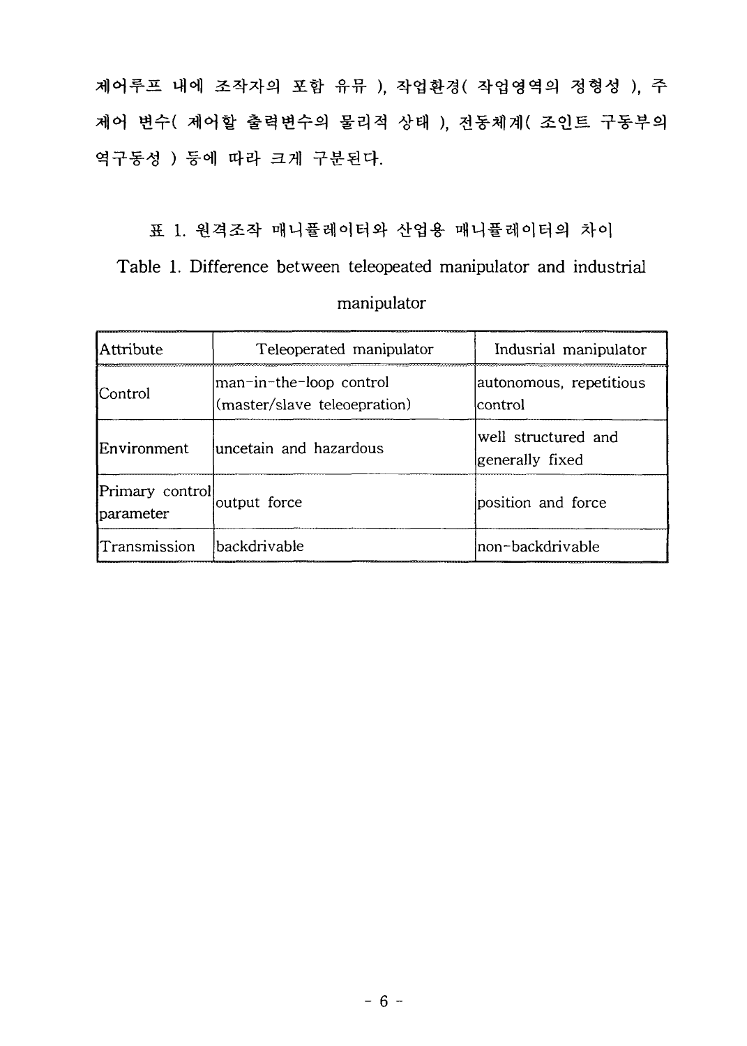제어루프 내에 조작자의 포함 유뮤 ), 작업환경( 작업영역의 정형성 ), 주 제어 변수( 제어할 출력변수의 물리적 상태 ), 전동체계( 조인트 구동부의 역구동성 ) 등에 따라 크게 구분된다.

표 1. 원격조작 매니퓰레이터와 산업용 매니퓰레이터의 차이

Table 1. Difference between teleopeated manipulator and industrial manipulator

| Attribute | Teleoperated manipulator | Indusrial manipulator |
|---|---|---|
| Control | man-in-the-loop control (master/slave teleoepration) | autonomous, repetitious control |
| Environment | uncetain and hazardous | well structured and generally fixed |
| Primary control parameter | output force | position and force |
| Transmission | backdrivable | non-backdrivable |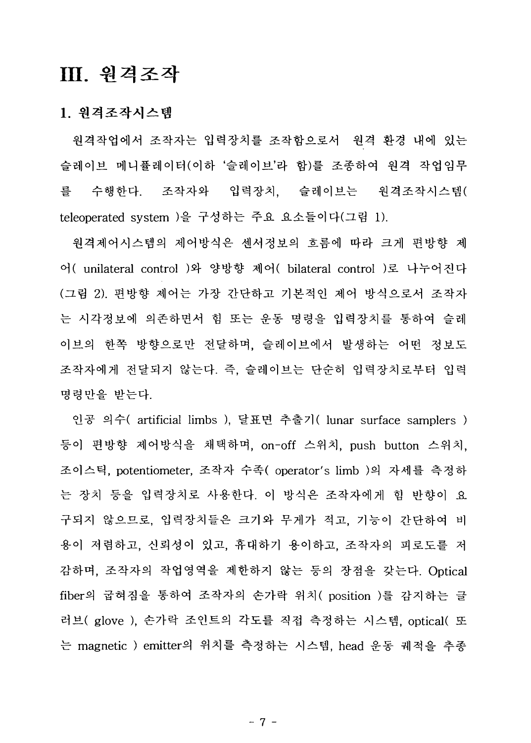# III. 원격조작

## 1. 원격조작시스템

원격작업에서 조작자는 입력장치를 조작함으로서 원격 환경 내에 있는 슬레이브 메니퓰레이터(이하 '슬레이브'라 함)를 조종하여 원격 작업임무를 수행한다. 조작자와 입력장치, 슬레이브는 원격조작시스템( teleoperated system )을 구성하는 주요 요소들이다(그림 1).

원격제어시스템의 제어방식은 센서정보의 흐름에 따라 크게 편방향 제어( unilateral control )와 양방향 제어( bilateral control )로 나누어진다(그림 2). 편방향 제어는 가장 간단하고 기본적인 제어 방식으로서 조작자는 시각정보에 의존하면서 힘 또는 운동 명령을 입력장치를 통하여 슬레이브의 한쪽 방향으로만 전달하며, 슬레이브에서 발생하는 어떤 정보도 조작자에게 전달되지 않는다. 즉, 슬레이브는 단순히 입력장치로부터 입력 명령만을 받는다.

인공 의수( artificial limbs ), 달표면 추출기( lunar surface samplers ) 등이 편방향 제어방식을 채택하며, on-off 스위치, push button 스위치, 조이스틱, potentiometer, 조작자 수족( operator's limb )의 자세를 측정하는 장치 등을 입력장치로 사용한다. 이 방식은 조작자에게 힘 반향이 요구되지 않으므로, 입력장치들은 크기와 무게가 적고, 기능이 간단하여 비용이 저렴하고, 신뢰성이 있고, 휴대하기 용이하고, 조작자의 피로도를 저감하며, 조작자의 작업영역을 제한하지 않는 등의 장점을 갖는다. Optical fiber의 굽혀짐을 통하여 조작자의 손가락 위치( position )를 감지하는 글러브( glove ), 손가락 조인트의 각도를 직접 측정하는 시스템, optical( 또는 magnetic ) emitter의 위치를 측정하는 시스템, head 운동 궤적을 추종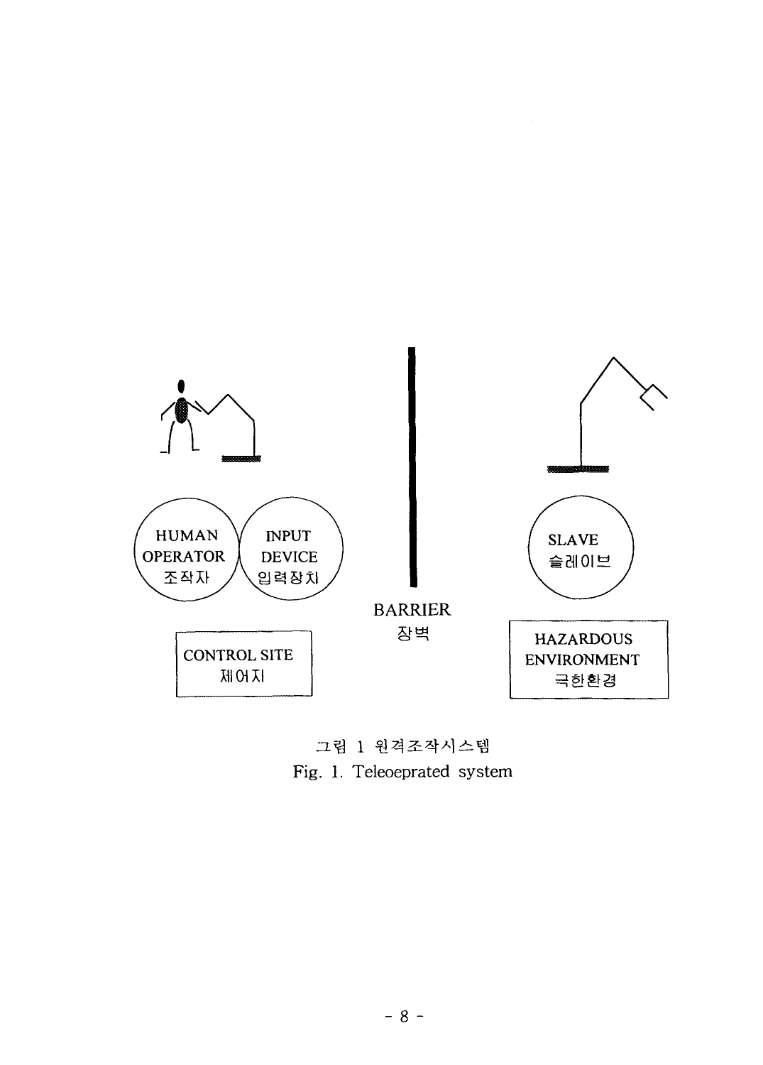HUMAN OPERATOR 조작자

INPUT DEVICE 입력장치

BARRIER 장벽

SLAVE 슬레이브

CONTROL SITE 제어지

HAZARDOUS ENVIRONMENT 극한환경

그림 1 원격조작시스템

Fig. 1. Teleoeprated system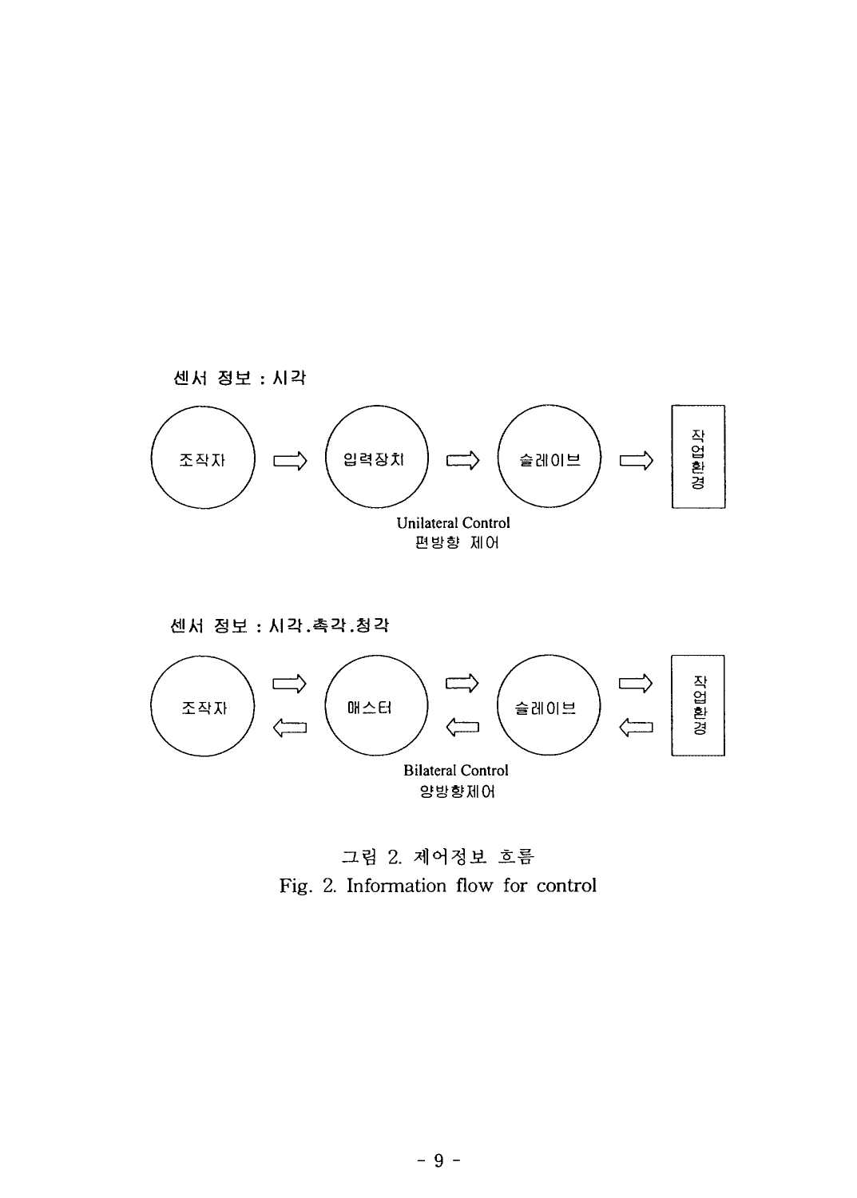센서 정보 : 시각

조작자 ⇨ 입력장치 ⇨ 슬레이브 ⇨ 작업환경

Unilateral Control
편방향 제어

센서 정보 : 시각.촉각.청각

조작자 ⇄ 매스터 ⇄ 슬레이브 ⇄ 작업환경

Bilateral Control
양방향제어

그림 2. 제어정보 흐름

Fig. 2. Information flow for control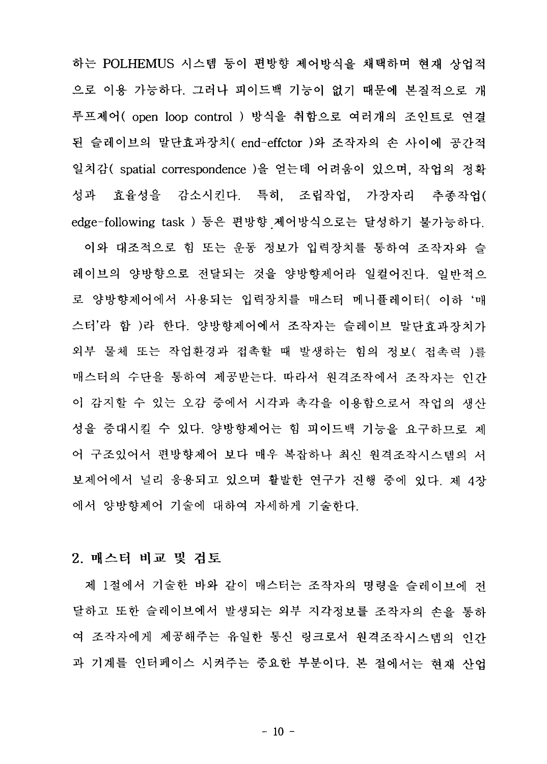하는 POLHEMUS 시스템 등이 편방향 제어방식을 채택하며 현재 상업적으로 이용 가능하다. 그러나 피이드백 기능이 없기 때문에 본질적으로 개루프제어( open loop control ) 방식을 취함으로 여러개의 조인트로 연결된 슬레이브의 말단효과장치( end-effctor )와 조작자의 손 사이에 공간적 일치감( spatial correspondence )을 얻는데 어려움이 있으며, 작업의 정확성과 효율성을 감소시킨다. 특히, 조립작업, 가장자리 추종작업( edge-following task ) 등은 편방향 제어방식으로는 달성하기 불가능하다.

이와 대조적으로 힘 또는 운동 정보가 입력장치를 통하여 조작자와 슬레이브의 양방향으로 전달되는 것을 양방향제어라 일컬어진다. 일반적으로 양방향제어에서 사용되는 입력장치를 매스터 메니퓰레이터( 이하 '매스터'라 함 )라 한다. 양방향제어에서 조작자는 슬레이브 말단효과장치가 외부 물체 또는 작업환경과 접촉할 때 발생하는 힘의 정보( 접촉력 )를 매스터의 수단을 통하여 제공받는다. 따라서 원격조작에서 조작자는 인간이 감지할 수 있는 오감 중에서 시각과 촉각을 이용함으로서 작업의 생산성을 증대시킬 수 있다. 양방향제어는 힘 피이드백 기능을 요구하므로 제어 구조있어서 편방향제어 보다 매우 복잡하나 최신 원격조작시스템의 서보제어에서 널리 응용되고 있으며 활발한 연구가 진행 중에 있다. 제 4장에서 양방향제어 기술에 대하여 자세하게 기술한다.

## 2. 매스터 비교 및 검토

제 1절에서 기술한 바와 같이 매스터는 조작자의 명령을 슬레이브에 전달하고 또한 슬레이브에서 발생되는 외부 지각정보를 조작자의 손을 통하여 조작자에게 제공해주는 유일한 통신 링크로서 원격조작시스템의 인간과 기계를 인터페이스 시켜주는 중요한 부분이다. 본 절에서는 현재 산업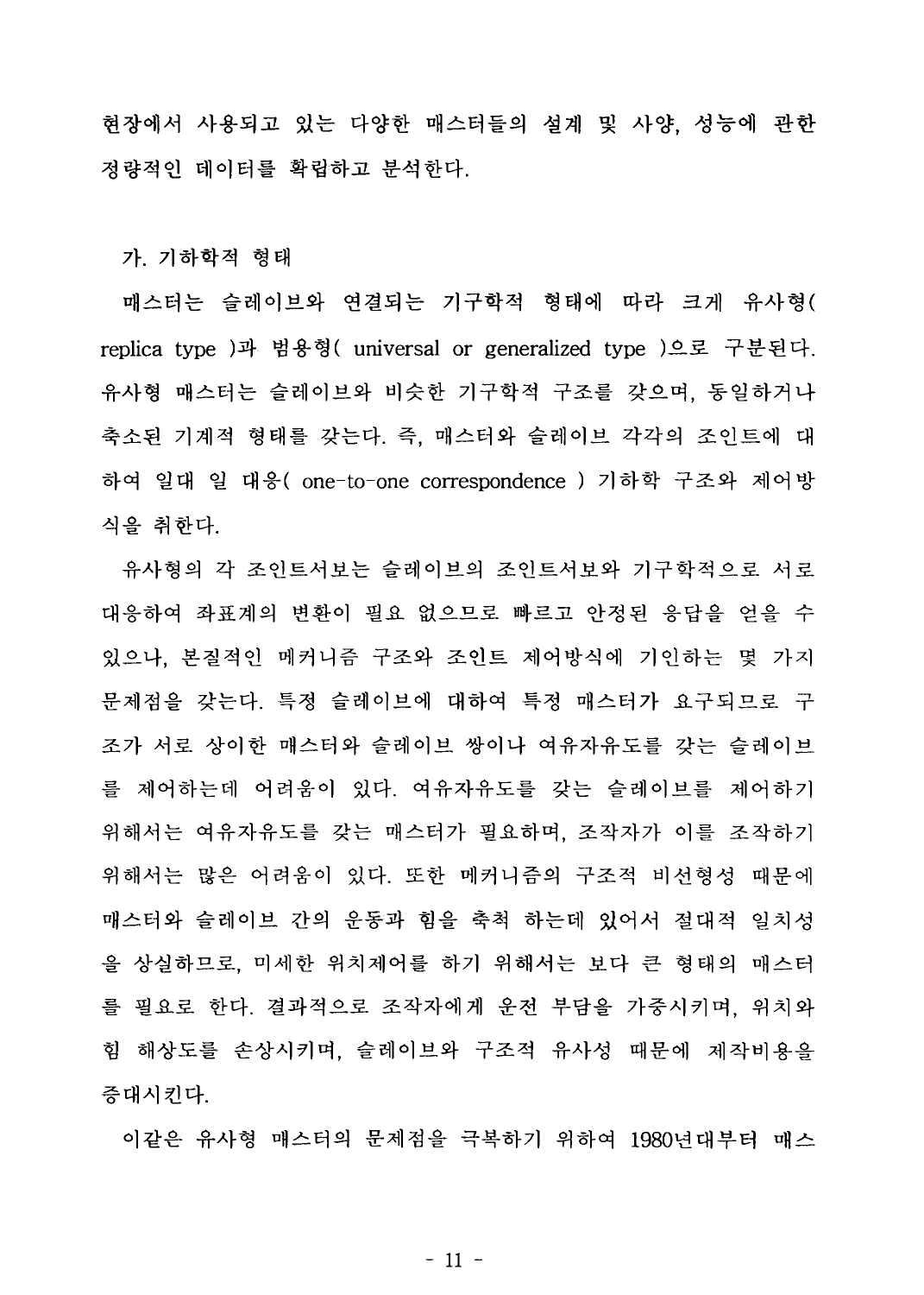현장에서 사용되고 있는 다양한 매스터들의 설계 및 사양, 성능에 관한 정량적인 데이터를 확립하고 분석한다.

### 가. 기하학적 형태

매스터는 슬레이브와 연결되는 기구학적 형태에 따라 크게 유사형( replica type )과 범용형( universal or generalized type )으로 구분된다. 유사형 매스터는 슬레이브와 비슷한 기구학적 구조를 갖으며, 동일하거나 축소된 기계적 형태를 갖는다. 즉, 매스터와 슬레이브 각각의 조인트에 대하여 일대 일 대응( one-to-one correspondence ) 기하학 구조와 제어방식을 취한다.

유사형의 각 조인트서보는 슬레이브의 조인트서보와 기구학적으로 서로 대응하여 좌표계의 변환이 필요 없으므로 빠르고 안정된 응답을 얻을 수 있으나, 본질적인 메커니즘 구조와 조인트 제어방식에 기인하는 몇 가지 문제점을 갖는다. 특정 슬레이브에 대하여 특정 매스터가 요구되므로 구조가 서로 상이한 매스터와 슬레이브 쌍이나 여유자유도를 갖는 슬레이브를 제어하는데 어려움이 있다. 여유자유도를 갖는 슬레이브를 제어하기 위해서는 여유자유도를 갖는 매스터가 필요하며, 조작자가 이를 조작하기 위해서는 많은 어려움이 있다. 또한 메커니즘의 구조적 비선형성 때문에 매스터와 슬레이브 간의 운동과 힘을 축척 하는데 있어서 절대적 일치성을 상실하므로, 미세한 위치제어를 하기 위해서는 보다 큰 형태의 매스터를 필요로 한다. 결과적으로 조작자에게 운전 부담을 가중시키며, 위치와 힘 해상도를 손상시키며, 슬레이브와 구조적 유사성 때문에 제작비용을 증대시킨다.

이같은 유사형 매스터의 문제점을 극복하기 위하여 1980년대부터 매스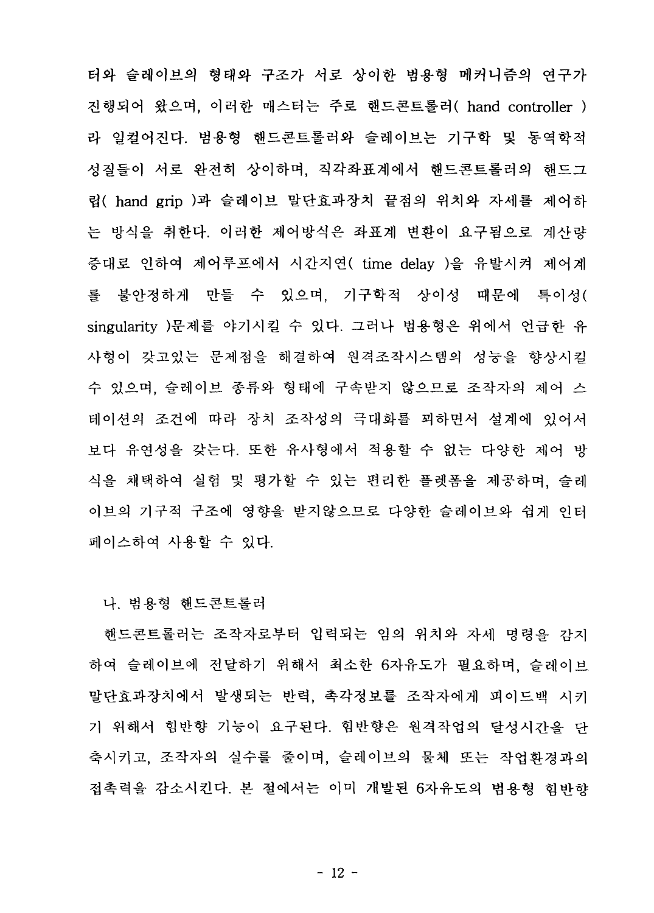터와 슬레이브의 형태와 구조가 서로 상이한 범용형 메커니즘의 연구가 진행되어 왔으며, 이러한 매스터는 주로 핸드콘트롤러( hand controller )라 일컬어진다. 범용형 핸드콘트롤러와 슬레이브는 기구학 및 동역학적 성질들이 서로 완전히 상이하며, 직각좌표계에서 핸드콘트롤러의 핸드그립( hand grip )과 슬레이브 말단효과장치 끝점의 위치와 자세를 제어하는 방식을 취한다. 이러한 제어방식은 좌표계 변환이 요구됨으로 계산량 증대로 인하여 제어루프에서 시간지연( time delay )을 유발시켜 제어계를 불안정하게 만들 수 있으며, 기구학적 상이성 때문에 특이성( singularity )문제를 야기시킬 수 있다. 그러나 범용형은 위에서 언급한 유사형이 갖고있는 문제점을 해결하여 원격조작시스템의 성능을 향상시킬 수 있으며, 슬레이브 종류와 형태에 구속받지 않으므로 조작자의 제어 스테이션의 조건에 따라 장치 조작성의 극대화를 꾀하면서 설계에 있어서 보다 유연성을 갖는다. 또한 유사형에서 적용할 수 없는 다양한 제어 방식을 채택하여 실험 및 평가할 수 있는 편리한 플렛폼을 제공하며, 슬레이브의 기구적 구조에 영향을 받지않으므로 다양한 슬레이브와 쉽게 인터페이스하여 사용할 수 있다.

### 나. 범용형 핸드콘트롤러

핸드콘트롤러는 조작자로부터 입력되는 임의 위치와 자세 명령을 감지하여 슬레이브에 전달하기 위해서 최소한 6자유도가 필요하며, 슬레이브 말단효과장치에서 발생되는 반력, 촉각정보를 조작자에게 피이드백 시키기 위해서 힘반향 기능이 요구된다. 힘반향은 원격작업의 달성시간을 단축시키고, 조작자의 실수를 줄이며, 슬레이브의 물체 또는 작업환경과의 접촉력을 감소시킨다. 본 절에서는 이미 개발된 6자유도의 범용형 힘반향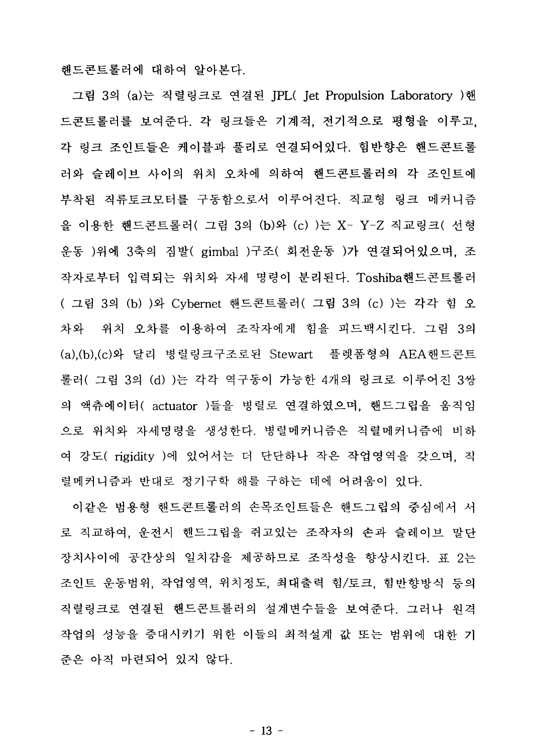핸드콘트롤러에 대하여 알아본다.

그림 3의 (a)는 직렬링크로 연결된 JPL( Jet Propulsion Laboratory )핸드콘트롤러를 보여준다. 각 링크들은 기계적, 전기적으로 평형을 이루고, 각 링크 조인트들은 케이블과 풀리로 연결되어있다. 힘반향은 핸드콘트롤러와 슬레이브 사이의 위치 오차에 의하여 핸드콘트롤러의 각 조인트에 부착된 직류토크모터를 구동함으로서 이루어진다. 직교형 링크 메커니즘을 이용한 핸드콘트롤러( 그림 3의 (b)와 (c) )는 X- Y-Z 직교링크( 선형운동 )위에 3축의 짐발( gimbal )구조( 회전운동 )가 연결되어있으며, 조작자로부터 입력되는 위치와 자세 명령이 분리된다. Toshiba핸드콘트롤러 ( 그림 3의 (b) )와 Cybernet 핸드콘트롤러( 그림 3의 (c) )는 각각 힘 오차와 위치 오차를 이용하여 조작자에게 힘을 피드백시킨다. 그림 3의 (a),(b),(c)와 달리 병렬링크구조로된 Stewart 플렛폼형의 AEA핸드콘트롤러( 그림 3의 (d) )는 각각 역구동이 가능한 4개의 링크로 이루어진 3쌍의 액츄에이터( actuator )들을 병렬로 연결하였으며, 핸드그립을 움직임으로 위치와 자세명령을 생성한다. 병렬메커니즘은 직렬메커니즘에 비하여 강도( rigidity )에 있어서는 더 단단하나 작은 작업영역을 갖으며, 직렬메커니즘과 반대로 정기구학 해를 구하는 데에 어려움이 있다.

이같은 범용형 핸드콘트롤러의 손목조인트들은 핸드그립의 중심에서 서로 직교하여, 운전시 핸드그립을 쥐고있는 조작자의 손과 슬레이브 말단장치사이에 공간상의 일치감을 제공하므로 조작성을 향상시킨다. 표 2는 조인트 운동범위, 작업영역, 위치정도, 최대출력 힘/토크, 힘반향방식 등의 직렬링크로 연결된 핸드콘트롤러의 설계변수들을 보여준다. 그러나 원격작업의 성능을 증대시키기 위한 이들의 최적설계 값 또는 범위에 대한 기준은 아직 마련되어 있지 않다.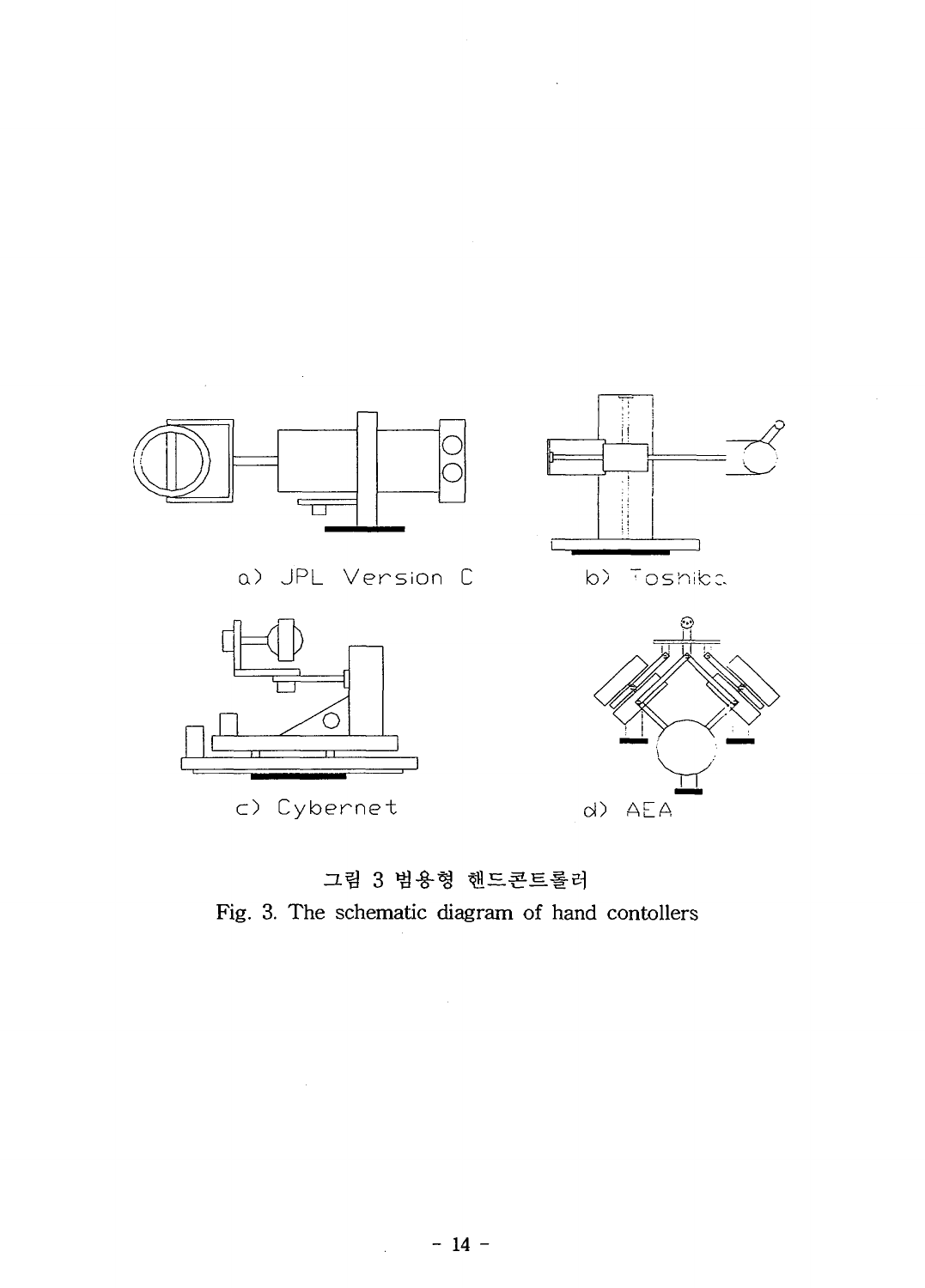a) JPL Version C

b) Toshiba

c) Cybernet

d) AEA

그림 3 범용형 핸드콘트롤러

Fig. 3. The schematic diagram of hand contollers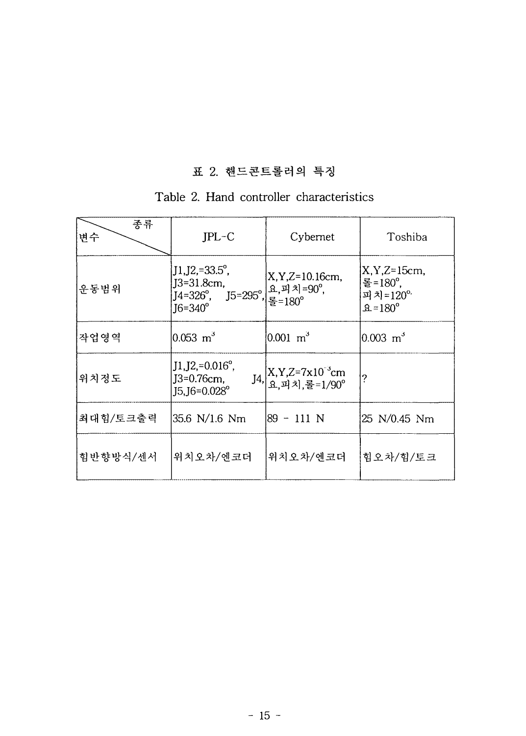표 2. 핸드콘트롤러의 특징

Table 2. Hand controller characteristics

| 종류 / 변수 | JPL-C | Cybernet | Toshiba |
|---|---|---|---|
| 운동범위 | J1,J2,=33.5°, J3=31.8cm, J4=326°, J5=295°, J6=340° | X,Y,Z=10.16cm, 요,피치=90°, 롤=180° | X,Y,Z=15cm, 롤=180°, 피치=120°, 요=180° |
| 작업영역 | 0.053 $m^3$ | 0.001 $m^3$ | 0.003 $m^3$ |
| 위치정도 | J1,J2,=0.016°, J3=0.76cm, J4, J5,J6=0.028° | X,Y,Z=$7 \times 10^{-3}$cm 요,피치,롤=1/90° | ? |
| 최대힘/토크출력 | 35.6 N/1.6 Nm | 89 - 111 N | 25 N/0.45 Nm |
| 힘반향방식/센서 | 위치오차/엔코더 | 위치오차/엔코더 | 힘오차/힘/토크 |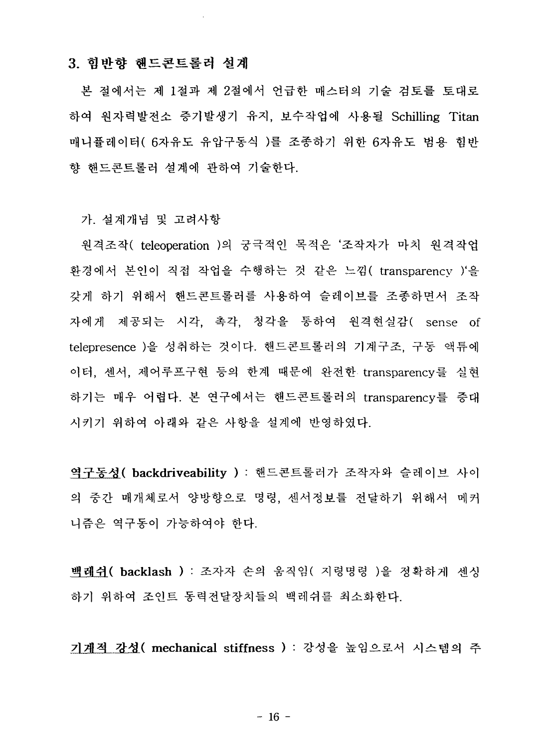## 3. 힘반향 핸드콘트롤러 설계

본 절에서는 제 1절과 제 2절에서 언급한 매스터의 기술 검토를 토대로 하여 원자력발전소 증기발생기 유지, 보수작업에 사용될 Schilling Titan 매니퓰레이터( 6자유도 유압구동식 )를 조종하기 위한 6자유도 범용 힘반향 핸드콘트롤러 설계에 관하여 기술한다.

### 가. 설계개념 및 고려사항

원격조작( teleoperation )의 궁극적인 목적은 '조작자가 마치 원격작업 환경에서 본인이 직접 작업을 수행하는 것 같은 느낌( transparency )'을 갖게 하기 위해서 핸드콘트롤러를 사용하여 슬레이브를 조종하면서 조작자에게 제공되는 시각, 촉각, 청각을 통하여 원격현실감( sense of telepresence )을 성취하는 것이다. 핸드콘트롤러의 기계구조, 구동 액튜에이터, 센서, 제어루프구현 등의 한계 때문에 완전한 transparency를 실현하기는 매우 어렵다. 본 연구에서는 핸드콘트롤러의 transparency를 증대시키기 위하여 아래와 같은 사항을 설계에 반영하였다.

**역구동성( backdriveability )** : 핸드콘트롤러가 조작자와 슬레이브 사이의 중간 매개체로서 양방향으로 명령, 센서정보를 전달하기 위해서 메커니즘은 역구동이 가능하여야 한다.

**백래쉬( backlash )** : 조자자 손의 움직임( 지령명령 )을 정확하게 센싱하기 위하여 조인트 동력전달장치들의 백래쉬를 최소화한다.

**기계적 강성( mechanical stiffness )** : 강성을 높임으로서 시스템의 주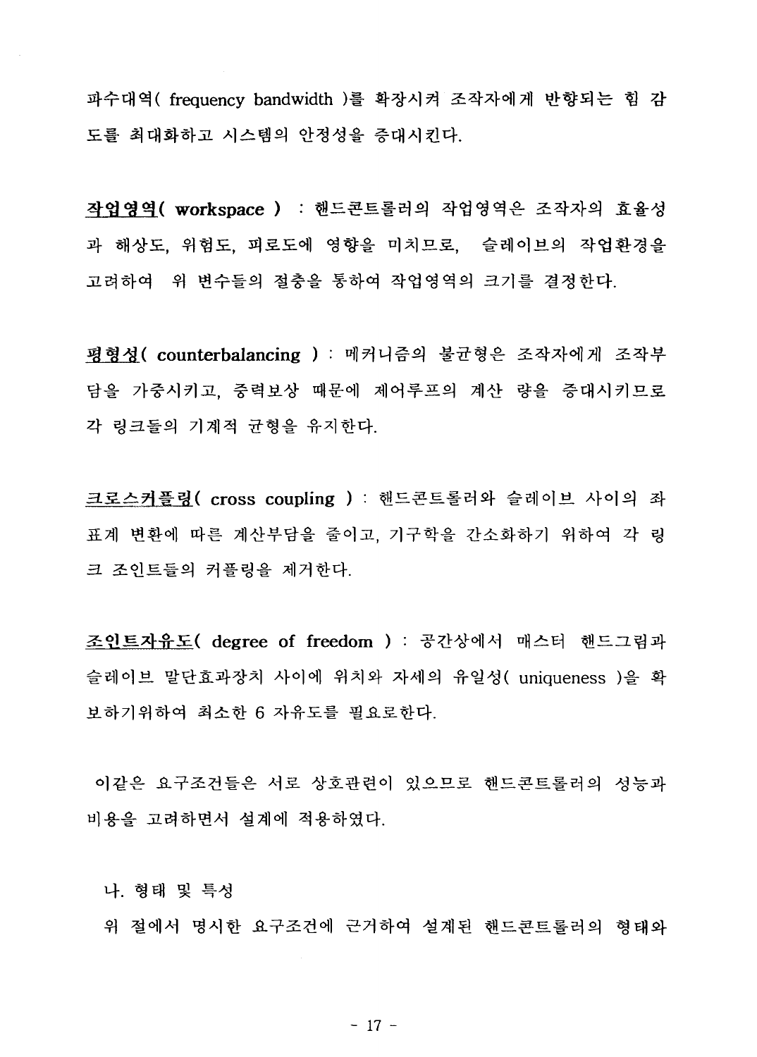파수대역( frequency bandwidth )를 확장시켜 조작자에게 반향되는 힘 감도를 최대화하고 시스템의 안정성을 증대시킨다.

**작업영역( workspace )** : 핸드콘트롤러의 작업영역은 조작자의 효율성과 해상도, 위험도, 피로도에 영향을 미치므로, 슬레이브의 작업환경을 고려하여 위 변수들의 절충을 통하여 작업영역의 크기를 결정한다.

**평형성( counterbalancing )** : 메커니즘의 불균형은 조작자에게 조작부담을 가중시키고, 중력보상 때문에 제어루프의 계산 량을 증대시키므로 각 링크들의 기계적 균형을 유지한다.

**크로스커플링( cross coupling )** : 핸드콘트롤러와 슬레이브 사이의 좌표계 변환에 따른 계산부담을 줄이고, 기구학을 간소화하기 위하여 각 링크 조인트들의 커플링을 제거한다.

**조인트자유도( degree of freedom )** : 공간상에서 매스터 핸드그립과 슬레이브 말단효과장치 사이에 위치와 자세의 유일성( uniqueness )을 확보하기위하여 최소한 6 자유도를 필요로한다.

이같은 요구조건들은 서로 상호관련이 있으므로 핸드콘트롤러의 성능과 비용을 고려하면서 설계에 적용하였다.

나. 형태 및 특성

위 절에서 명시한 요구조건에 근거하여 설계된 핸드콘트롤러의 형태와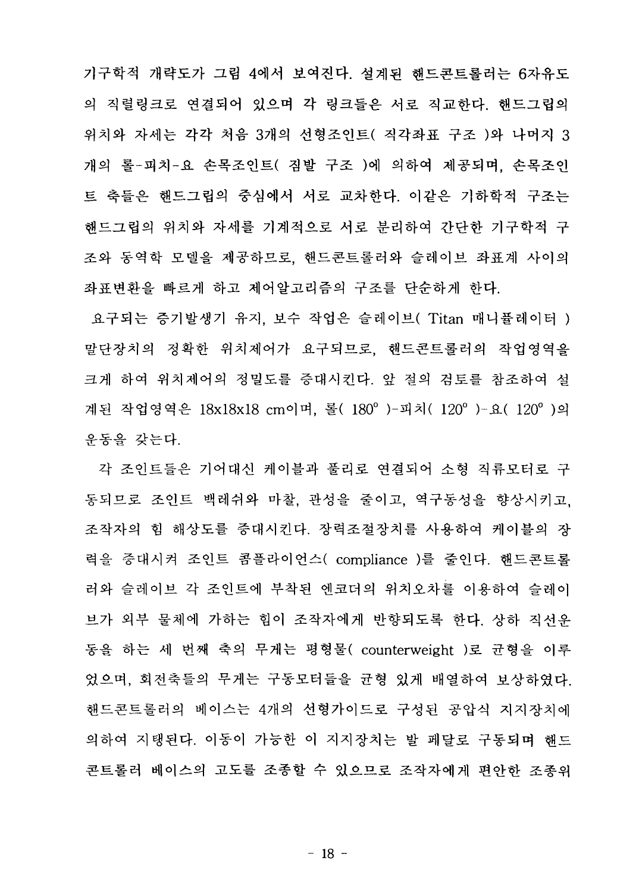기구학적 개략도가 그림 4에서 보여진다. 설계된 핸드콘트롤러는 6자유도의 직렬링크로 연결되어 있으며 각 링크들은 서로 직교한다. 핸드그립의 위치와 자세는 각각 처음 3개의 선형조인트( 직각좌표 구조 )와 나머지 3개의 롤-피치-요 손목조인트( 짐발 구조 )에 의하여 제공되며, 손목조인트 축들은 핸드그립의 중심에서 서로 교차한다. 이같은 기하학적 구조는 핸드그립의 위치와 자세를 기계적으로 서로 분리하여 간단한 기구학적 구조와 동역학 모델을 제공하므로, 핸드콘트롤러와 슬레이브 좌표계 사이의 좌표변환을 빠르게 하고 제어알고리즘의 구조를 단순하게 한다.

요구되는 증기발생기 유지, 보수 작업은 슬레이브( Titan 매니퓰레이터 ) 말단장치의 정확한 위치제어가 요구되므로, 핸드콘트롤러의 작업영역을 크게 하여 위치제어의 정밀도를 증대시킨다. 앞 절의 검토를 참조하여 설계된 작업영역은 18x18x18 cm이며, 롤( $180^{\circ}$ )-피치( $120^{\circ}$ )-요( $120^{\circ}$ )의 운동을 갖는다.

각 조인트들은 기어대신 케이블과 풀리로 연결되어 소형 직류모터로 구동되므로 조인트 백레쉬와 마찰, 관성을 줄이고, 역구동성을 향상시키고, 조작자의 힘 해상도를 증대시킨다. 장력조절장치를 사용하여 케이블의 장력을 증대시켜 조인트 콤플라이언스( compliance )를 줄인다. 핸드콘트롤러와 슬레이브 각 조인트에 부착된 엔코더의 위치오차를 이용하여 슬레이브가 외부 물체에 가하는 힘이 조작자에게 반향되도록 한다. 상하 직선운동을 하는 세 번째 축의 무게는 평형물( counterweight )로 균형을 이루었으며, 회전축들의 무게는 구동모터들을 균형 있게 배열하여 보상하였다. 핸드콘트롤러의 베이스는 4개의 선형가이드로 구성된 공압식 지지장치에 의하여 지탱된다. 이동이 가능한 이 지지장치는 발 페달로 구동되며 핸드콘트롤러 베이스의 고도를 조종할 수 있으므로 조작자에게 편안한 조종위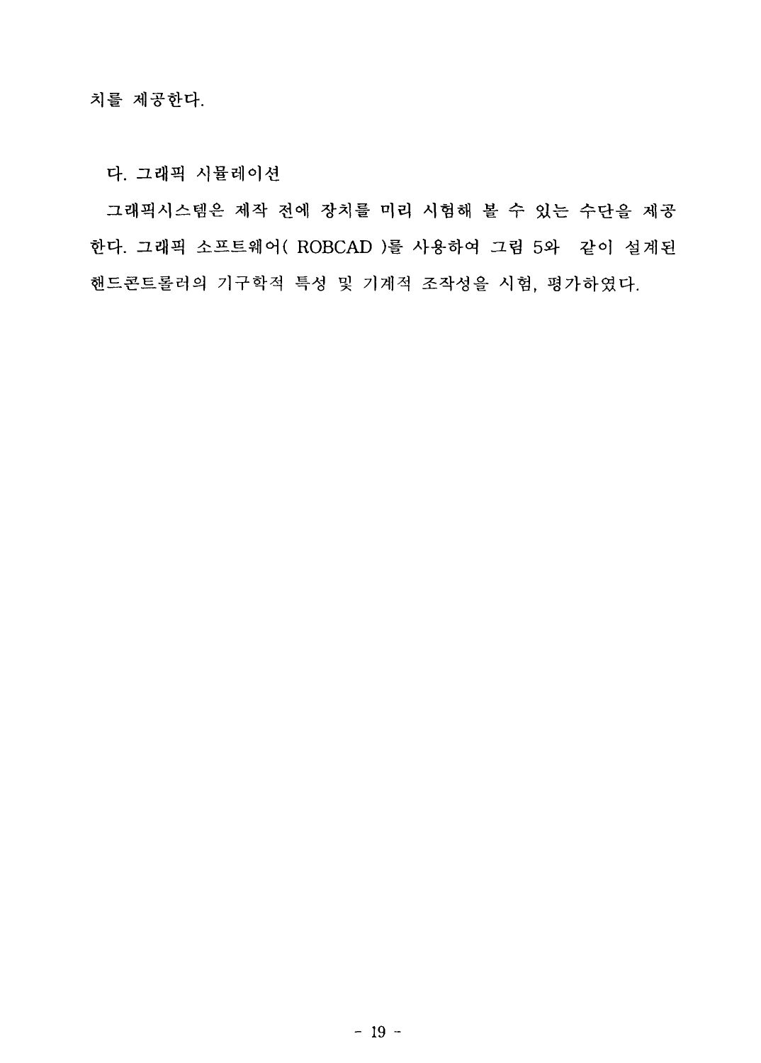치를 제공한다.

### 다. 그래픽 시뮬레이션

그래픽시스템은 제작 전에 장치를 미리 시험해 볼 수 있는 수단을 제공한다. 그래픽 소프트웨어( ROBCAD )를 사용하여 그림 5와  같이 설계된 핸드콘트롤러의 기구학적 특성 및 기계적 조작성을 시험, 평가하였다.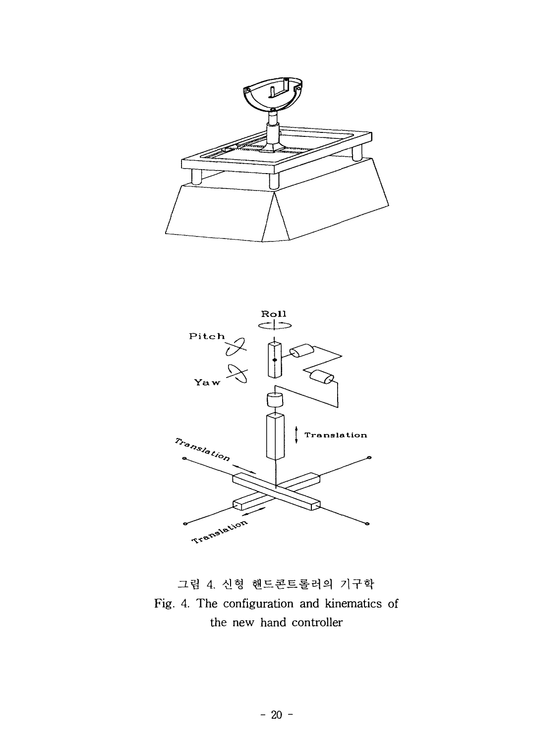그림 4. 신형 핸드콘트롤러의 기구학

Fig. 4. The configuration and kinematics of the new hand controller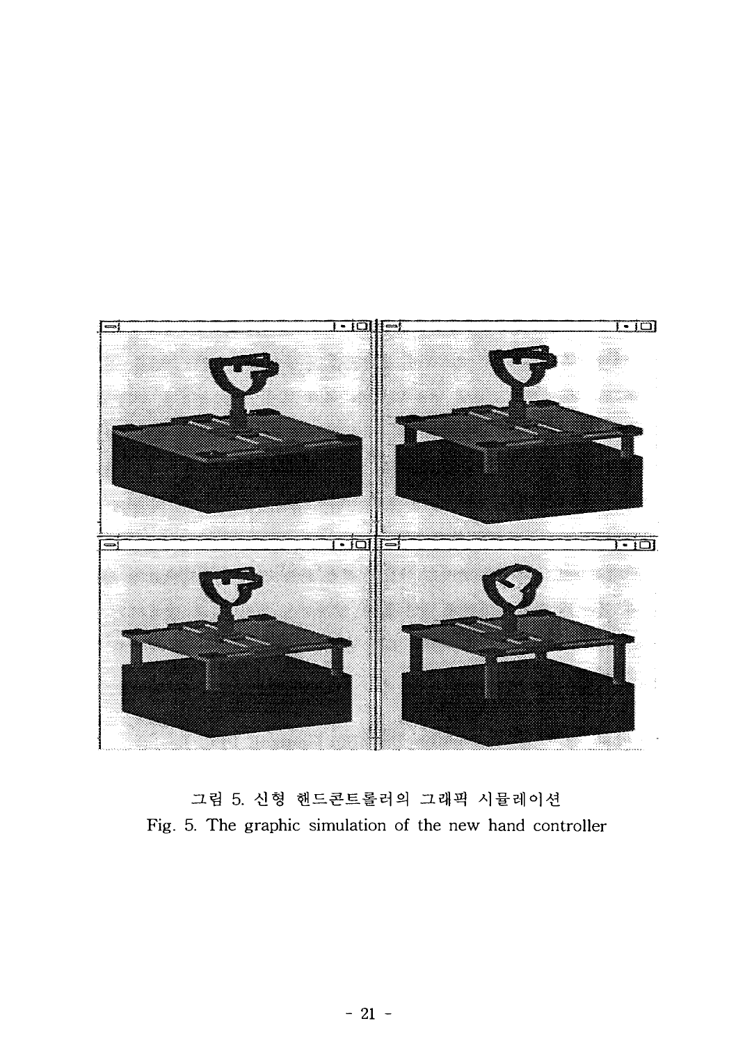그림 5. 신형 핸드콘트롤러의 그래픽 시뮬레이션

Fig. 5. The graphic simulation of the new hand controller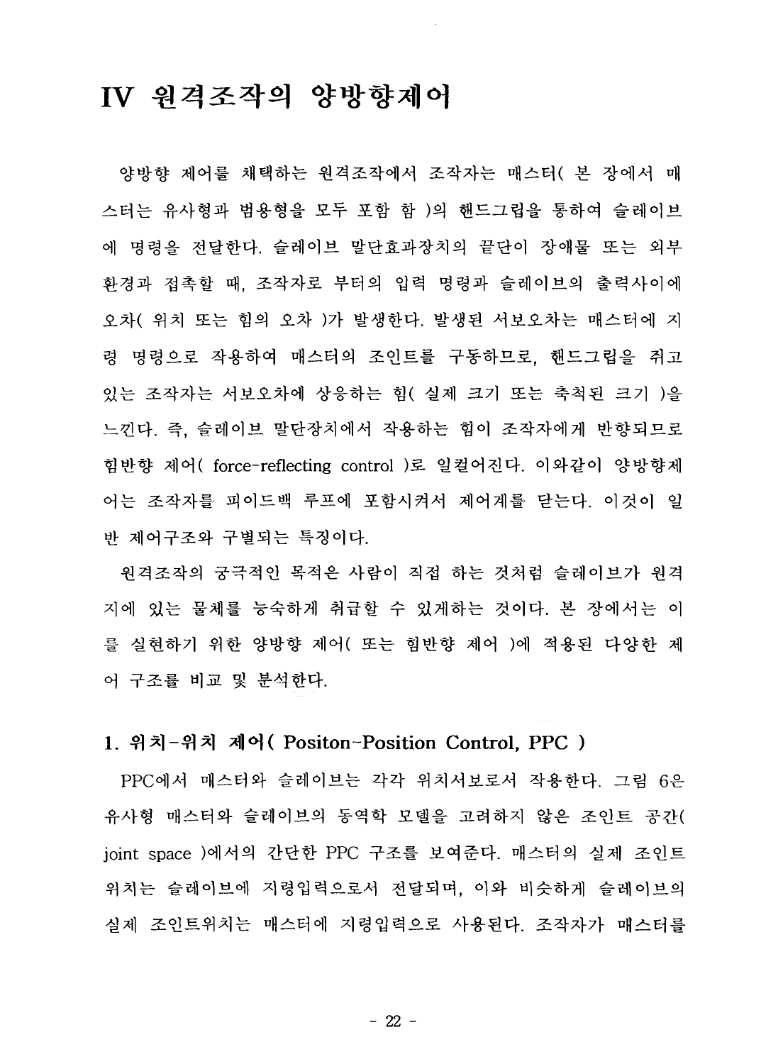# IV 원격조작의 양방향제어

양방향 제어를 채택하는 원격조작에서 조작자는 매스터( 본 장에서 매스터는 유사형과 범용형을 모두 포함 함 )의 핸드그립을 통하여 슬레이브에 명령을 전달한다. 슬레이브 말단효과장치의 끝단이 장애물 또는 외부 환경과 접촉할 때, 조작자로 부터의 입력 명령과 슬레이브의 출력사이에 오차( 위치 또는 힘의 오차 )가 발생한다. 발생된 서보오차는 매스터에 지령 명령으로 작용하여 매스터의 조인트를 구동하므로, 핸드그립을 쥐고 있는 조작자는 서보오차에 상응하는 힘( 실제 크기 또는 축척된 크기 )을 느낀다. 즉, 슬레이브 말단장치에서 작용하는 힘이 조작자에게 반향되므로 힘반향 제어( force-reflecting control )로 일컬어진다. 이와같이 양방향제어는 조작자를 피이드백 루프에 포함시켜서 제어계를 닫는다. 이것이 일반 제어구조와 구별되는 특징이다.

원격조작의 궁극적인 목적은 사람이 직접 하는 것처럼 슬레이브가 원격지에 있는 물체를 능숙하게 취급할 수 있게하는 것이다. 본 장에서는 이를 실현하기 위한 양방향 제어( 또는 힘반향 제어 )에 적용된 다양한 제어 구조를 비교 및 분석한다.

## 1. 위치-위치 제어( Positon-Position Control, PPC )

PPC에서 매스터와 슬레이브는 각각 위치서보로서 작용한다. 그림 6은 유사형 매스터와 슬레이브의 동역학 모델을 고려하지 않은 조인트 공간( joint space )에서의 간단한 PPC 구조를 보여준다. 매스터의 실제 조인트 위치는 슬레이브에 지령입력으로서 전달되며, 이와 비슷하게 슬레이브의 실제 조인트위치는 매스터에 지령입력으로 사용된다. 조작자가 매스터를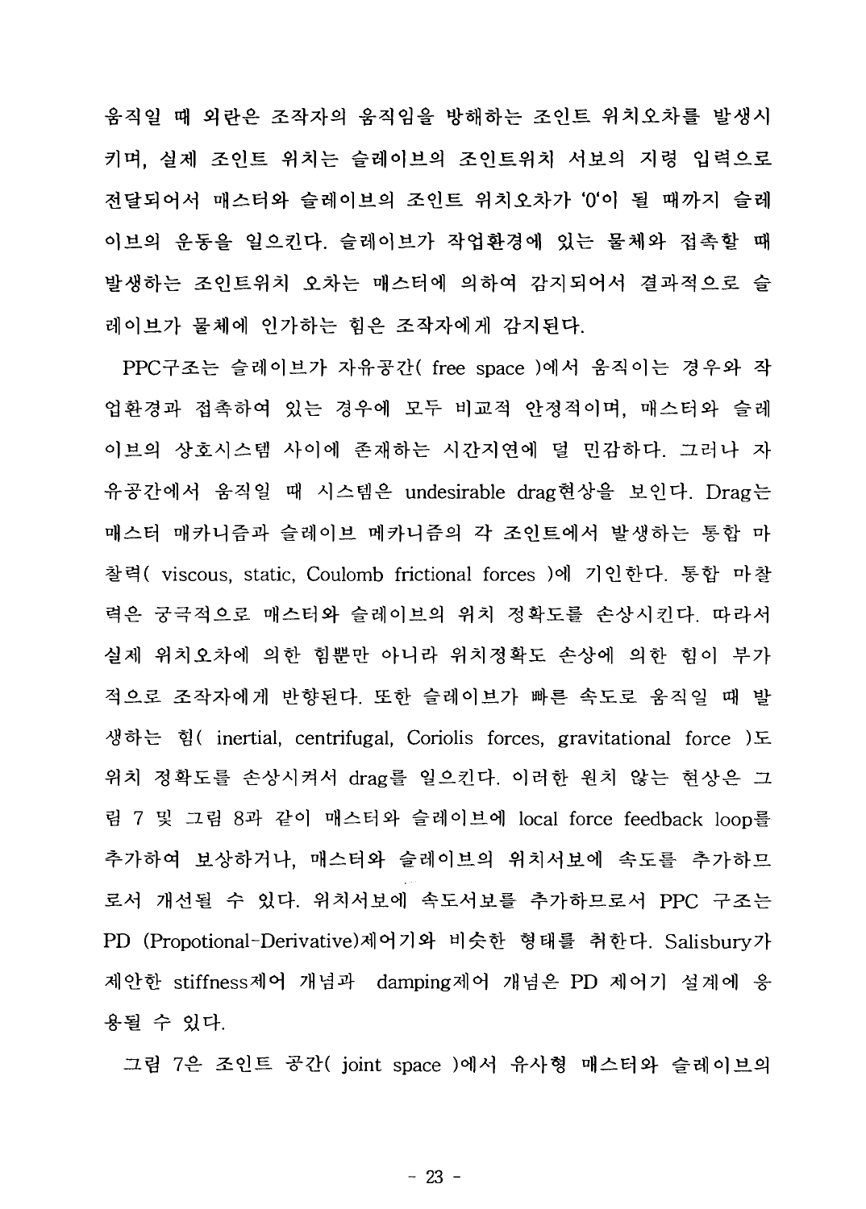움직일 때 외란은 조작자의 움직임을 방해하는 조인트 위치오차를 발생시키며, 실제 조인트 위치는 슬레이브의 조인트위치 서보의 지령 입력으로 전달되어서 매스터와 슬레이브의 조인트 위치오차가 '0'이 될 때까지 슬레이브의 운동을 일으킨다. 슬레이브가 작업환경에 있는 물체와 접촉할 때 발생하는 조인트위치 오차는 매스터에 의하여 감지되어서 결과적으로 슬레이브가 물체에 인가하는 힘은 조작자에게 감지된다.

PPC구조는 슬레이브가 자유공간( free space )에서 움직이는 경우와 작업환경과 접촉하여 있는 경우에 모두 비교적 안정적이며, 매스터와 슬레이브의 상호시스템 사이에 존재하는 시간지연에 덜 민감하다. 그러나 자유공간에서 움직일 때 시스템은 undesirable drag현상을 보인다. Drag는 매스터 매카니즘과 슬레이브 메카니즘의 각 조인트에서 발생하는 통합 마찰력( viscous, static, Coulomb frictional forces )에 기인한다. 통합 마찰력은 궁극적으로 매스터와 슬레이브의 위치 정확도를 손상시킨다. 따라서 실제 위치오차에 의한 힘뿐만 아니라 위치정확도 손상에 의한 힘이 부가적으로 조작자에게 반향된다. 또한 슬레이브가 빠른 속도로 움직일 때 발생하는 힘( inertial, centrifugal, Coriolis forces, gravitational force )도 위치 정확도를 손상시켜서 drag를 일으킨다. 이러한 원치 않는 현상은 그림 7 및 그림 8과 같이 매스터와 슬레이브에 local force feedback loop를 추가하여 보상하거나, 매스터와 슬레이브의 위치서보에 속도를 추가하므로서 개선될 수 있다. 위치서보에 속도서보를 추가하므로서 PPC 구조는 PD (Propotional-Derivative)제어기와 비슷한 형태를 취한다. Salisbury가 제안한 stiffness제어 개념과 damping제어 개념은 PD 제어기 설계에 응용될 수 있다.

그림 7은 조인트 공간( joint space )에서 유사형 매스터와 슬레이브의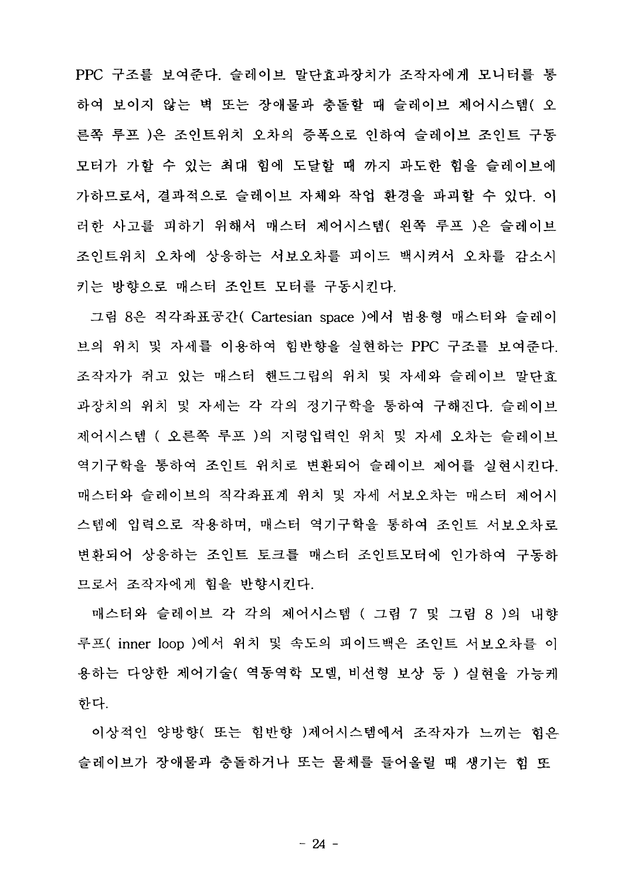PPC 구조를 보여준다. 슬레이브 말단효과장치가 조작자에게 모니터를 통하여 보이지 않는 벽 또는 장애물과 충돌할 때 슬레이브 제어시스템( 오른쪽 루프 )은 조인트위치 오차의 증폭으로 인하여 슬레이브 조인트 구동 모터가 가할 수 있는 최대 힘에 도달할 때 까지 과도한 힘을 슬레이브에 가하므로서, 결과적으로 슬레이브 자체와 작업 환경을 파괴할 수 있다. 이러한 사고를 피하기 위해서 매스터 제어시스템( 왼쪽 루프 )은 슬레이브 조인트위치 오차에 상응하는 서보오차를 피이드 백시켜서 오차를 감소시키는 방향으로 매스터 조인트 모터를 구동시킨다.

그림 8은 직각좌표공간( Cartesian space )에서 범용형 매스터와 슬레이브의 위치 및 자세를 이용하여 힘반향을 실현하는 PPC 구조를 보여준다. 조작자가 쥐고 있는 매스터 핸드그립의 위치 및 자세와 슬레이브 말단효과장치의 위치 및 자세는 각 각의 정기구학을 통하여 구해진다. 슬레이브 제어시스템 ( 오른쪽 루프 )의 지령입력인 위치 및 자세 오차는 슬레이브 역기구학을 통하여 조인트 위치로 변환되어 슬레이브 제어를 실현시킨다. 매스터와 슬레이브의 직각좌표계 위치 및 자세 서보오차는 매스터 제어시스템에 입력으로 작용하며, 매스터 역기구학을 통하여 조인트 서보오차로 변환되어 상응하는 조인트 토크를 매스터 조인트모터에 인가하여 구동하므로서 조작자에게 힘을 반향시킨다.

매스터와 슬레이브 각 각의 제어시스템 ( 그림 7 및 그림 8 )의 내향루프( inner loop )에서 위치 및 속도의 피이드백은 조인트 서보오차를 이용하는 다양한 제어기술( 역동역학 모델, 비선형 보상 등 ) 실현을 가능케 한다.

이상적인 양방향( 또는 힘반향 )제어시스템에서 조작자가 느끼는 힘은 슬레이브가 장애물과 충돌하거나 또는 물체를 들어올릴 때 생기는 힘 또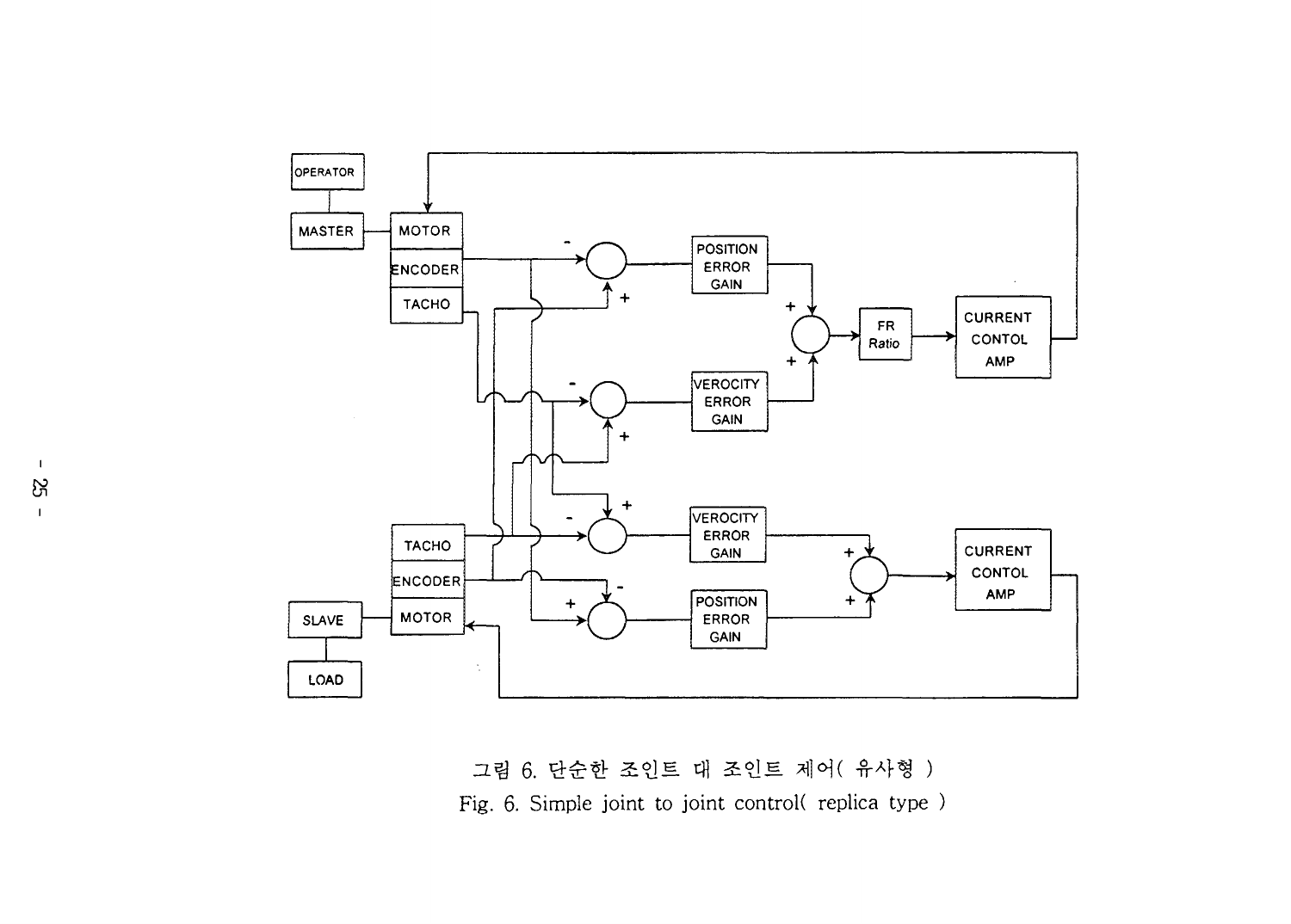그림 6. 단순한 조인트 대 조인트 제어( 유사형 )

Fig. 6. Simple joint to joint control( replica type )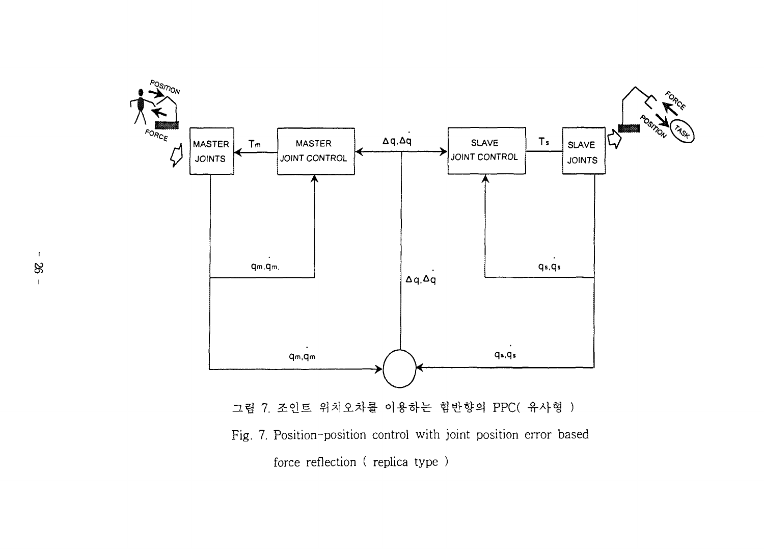그림 7. 조인트 위치오차를 이용하는 힘반향의 PPC( 유사형 )

Fig. 7. Position-position control with joint position error based force reflection ( replica type )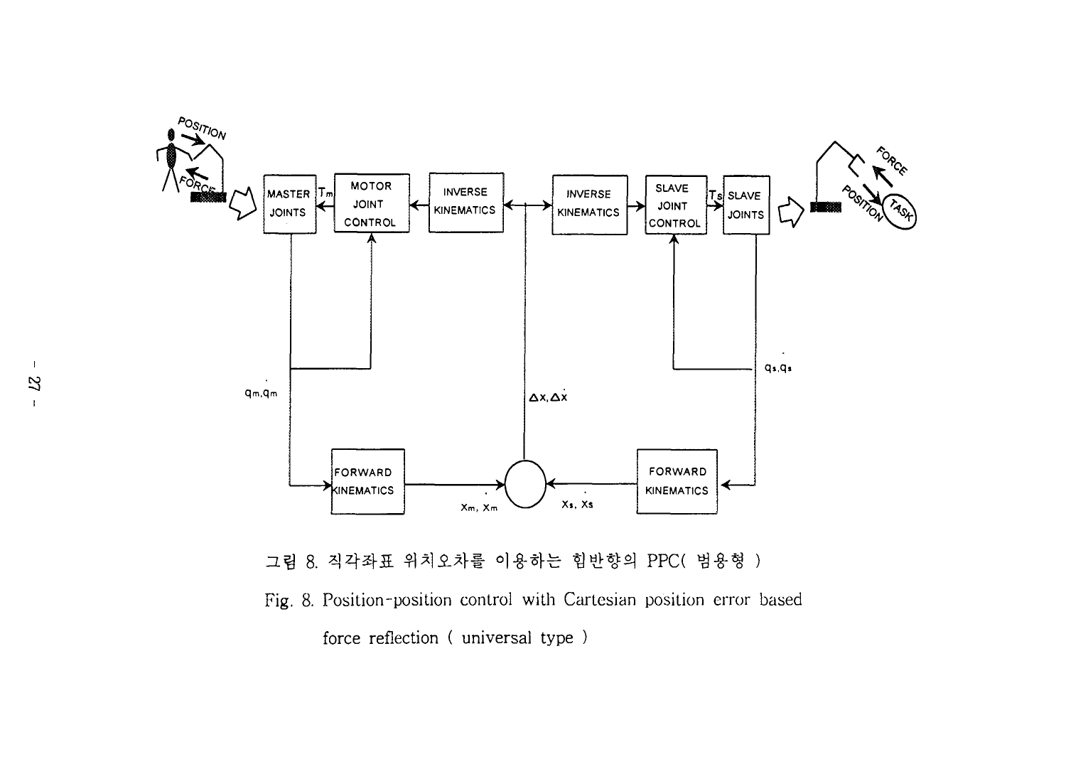그림 8. 직각좌표 위치오차를 이용하는 힘반향의 PPC( 범용형 )

Fig. 8. Position-position control with Cartesian position error based force reflection ( universal type )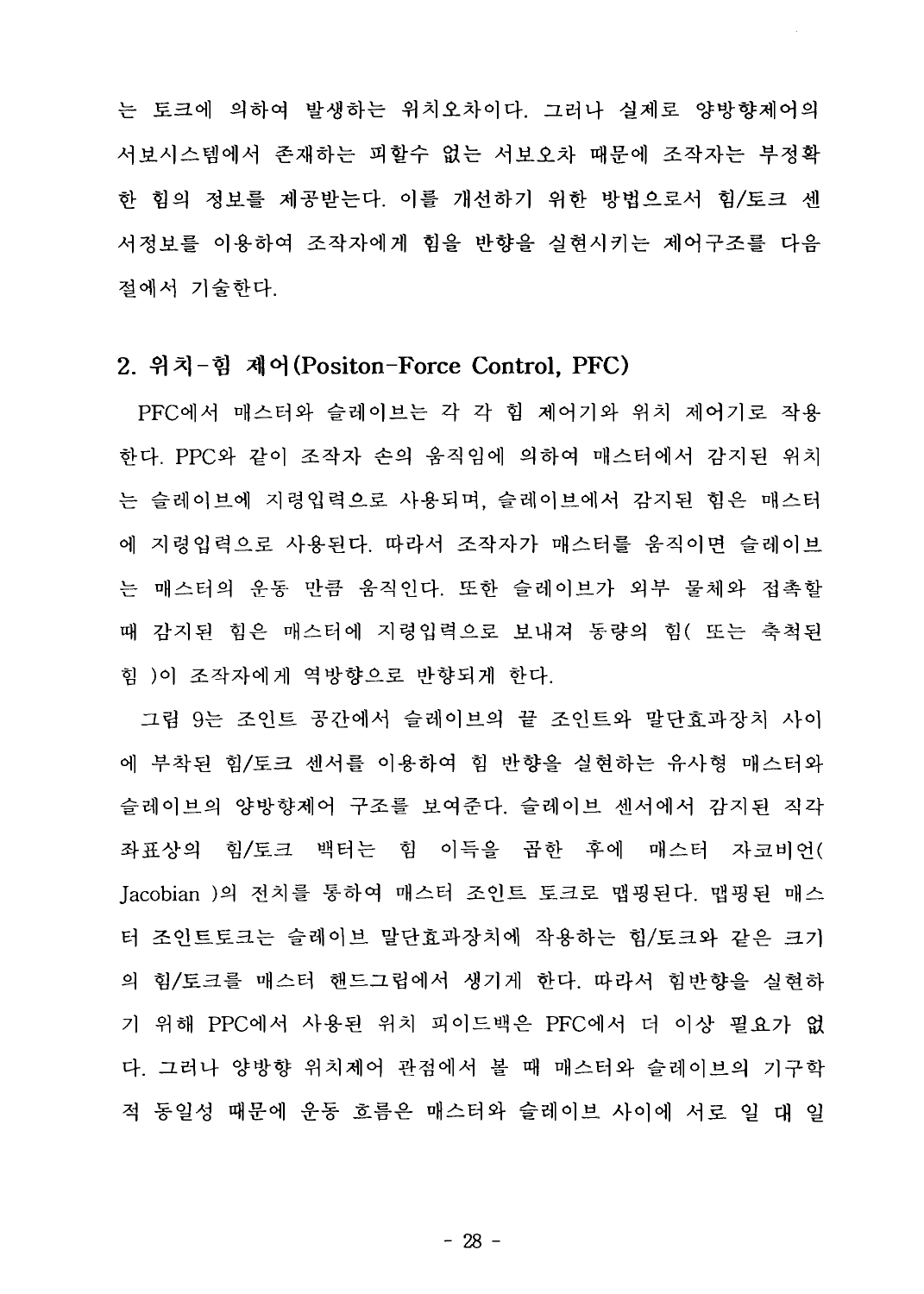는 토크에 의하여 발생하는 위치오차이다. 그러나 실제로 양방향제어의 서보시스템에서 존재하는 피할수 없는 서보오차 때문에 조작자는 부정확한 힘의 정보를 제공받는다. 이를 개선하기 위한 방법으로서 힘/토크 센서정보를 이용하여 조작자에게 힘을 반향을 실현시키는 제어구조를 다음 절에서 기술한다.

## 2. 위치-힘 제어(Positon-Force Control, PFC)

PFC에서 매스터와 슬레이브는 각 각 힘 제어기와 위치 제어기로 작용한다. PPC와 같이 조작자 손의 움직임에 의하여 매스터에서 감지된 위치는 슬레이브에 지령입력으로 사용되며, 슬레이브에서 감지된 힘은 매스터에 지령입력으로 사용된다. 따라서 조작자가 매스터를 움직이면 슬레이브는 매스터의 운동 만큼 움직인다. 또한 슬레이브가 외부 물체와 접촉할 때 감지된 힘은 매스터에 지령입력으로 보내져 동량의 힘( 또는 축척된 힘 )이 조작자에게 역방향으로 반향되게 한다.

그림 9는 조인트 공간에서 슬레이브의 끝 조인트와 말단효과장치 사이에 부착된 힘/토크 센서를 이용하여 힘 반향을 실현하는 유사형 매스터와 슬레이브의 양방향제어 구조를 보여준다. 슬레이브 센서에서 감지된 직각좌표상의 힘/토크 백터는 힘 이득을 곱한 후에 매스터 자코비언( Jacobian )의 전치를 통하여 매스터 조인트 토크로 맵핑된다. 맵핑된 매스터 조인트토크는 슬레이브 말단효과장치에 작용하는 힘/토크와 같은 크기의 힘/토크를 매스터 핸드그립에서 생기게 한다. 따라서 힘반향을 실현하기 위해 PPC에서 사용된 위치 피이드백은 PFC에서 더 이상 필요가 없다. 그러나 양방향 위치제어 관점에서 볼 때 매스터와 슬레이브의 기구학적 동일성 때문에 운동 흐름은 매스터와 슬레이브 사이에 서로 일 대 일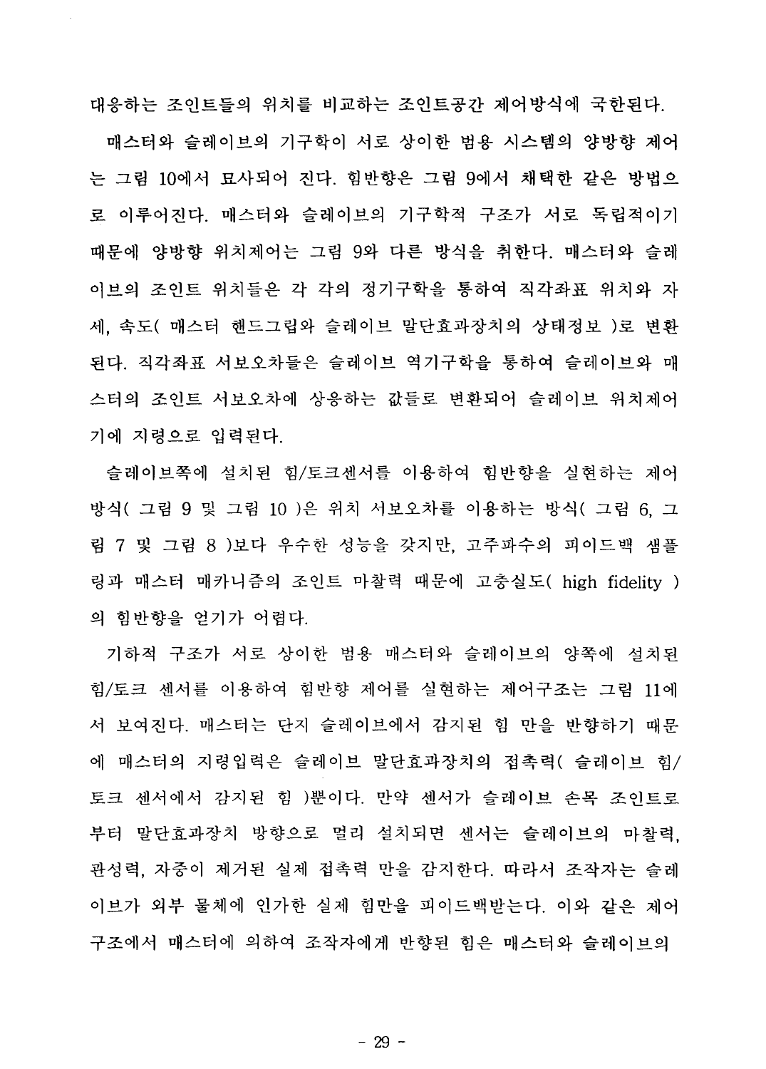대응하는 조인트들의 위치를 비교하는 조인트공간 제어방식에 국한된다.

매스터와 슬레이브의 기구학이 서로 상이한 범용 시스템의 양방향 제어는 그림 10에서 묘사되어 진다. 힘반향은 그림 9에서 채택한 같은 방법으로 이루어진다. 매스터와 슬레이브의 기구학적 구조가 서로 독립적이기 때문에 양방향 위치제어는 그림 9와 다른 방식을 취한다. 매스터와 슬레이브의 조인트 위치들은 각 각의 정기구학을 통하여 직각좌표 위치와 자세, 속도( 매스터 핸드그립와 슬레이브 말단효과장치의 상태정보 )로 변환된다. 직각좌표 서보오차들은 슬레이브 역기구학을 통하여 슬레이브와 매스터의 조인트 서보오차에 상응하는 값들로 변환되어 슬레이브 위치제어기에 지령으로 입력된다.

슬레이브쪽에 설치된 힘/토크센서를 이용하여 힘반향을 실현하는 제어방식( 그림 9 및 그림 10 )은 위치 서보오차를 이용하는 방식( 그림 6, 그림 7 및 그림 8 )보다 우수한 성능을 갖지만, 고주파수의 피이드백 샘플링과 매스터 매카니즘의 조인트 마찰력 때문에 고충실도( high fidelity )의 힘반향을 얻기가 어렵다.

기하적 구조가 서로 상이한 범용 매스터와 슬레이브의 양쪽에 설치된 힘/토크 센서를 이용하여 힘반향 제어를 실현하는 제어구조는 그림 11에서 보여진다. 매스터는 단지 슬레이브에서 감지된 힘 만을 반향하기 때문에 매스터의 지령입력은 슬레이브 말단효과장치의 접촉력( 슬레이브 힘/토크 센서에서 감지된 힘 )뿐이다. 만약 센서가 슬레이브 손목 조인트로부터 말단효과장치 방향으로 멀리 설치되면 센서는 슬레이브의 마찰력, 관성력, 자중이 제거된 실제 접촉력 만을 감지한다. 따라서 조작자는 슬레이브가 외부 물체에 인가한 실제 힘만을 피이드백받는다. 이와 같은 제어구조에서 매스터에 의하여 조작자에게 반향된 힘은 매스터와 슬레이브의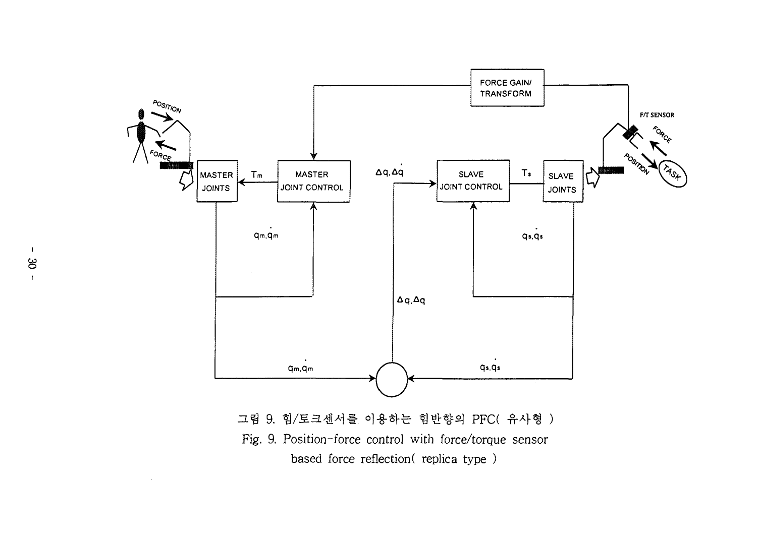그림 9. 힘/토크센서를 이용하는 힘반향의 PFC( 유사형 )

Fig. 9. Position-force control with force/torque sensor based force reflection( replica type )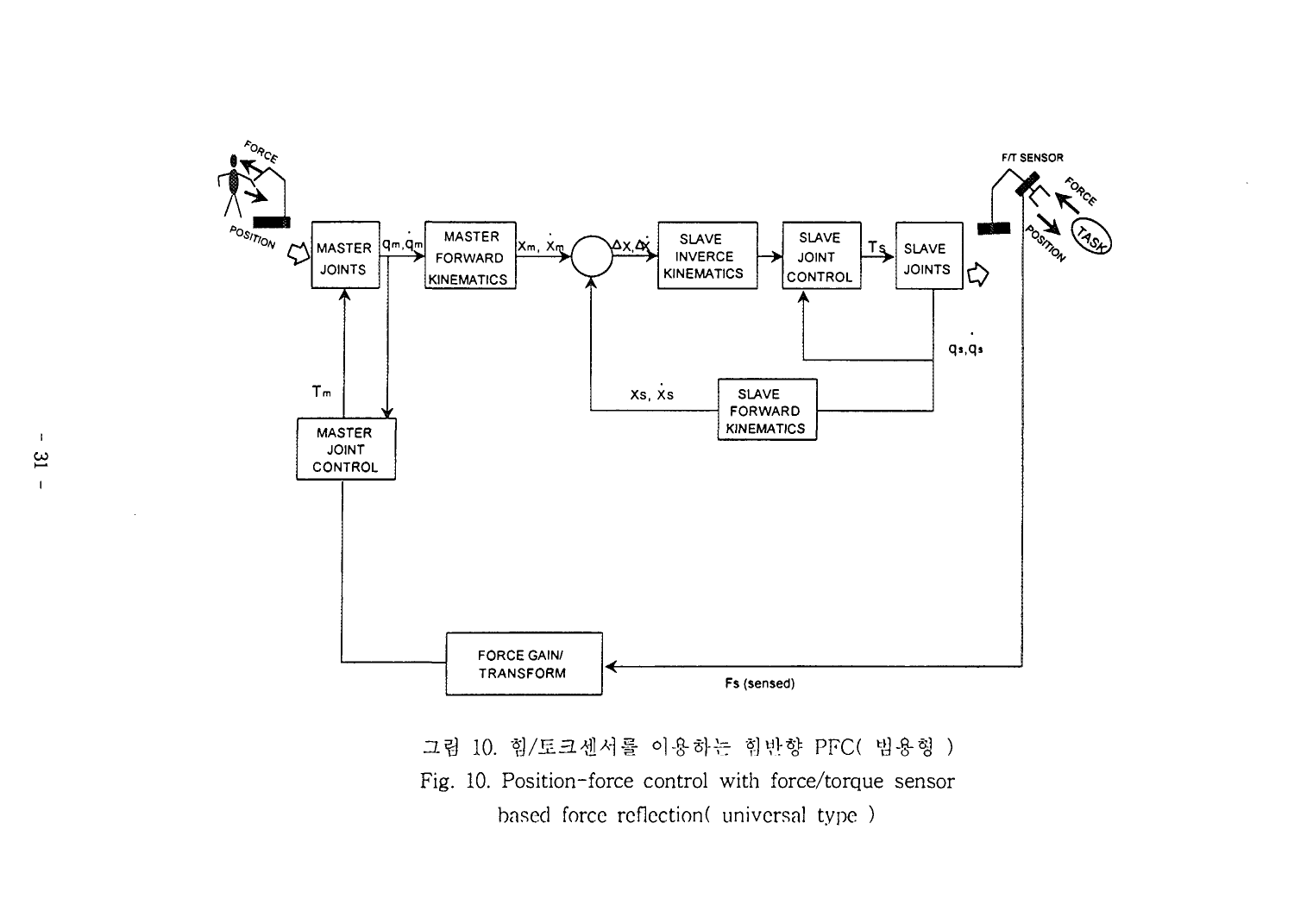그림 10. 힘/토크센서를 이용하는 힘반향 PFC( 범용형 )

Fig. 10. Position-force control with force/torque sensor based force reflection( universal type )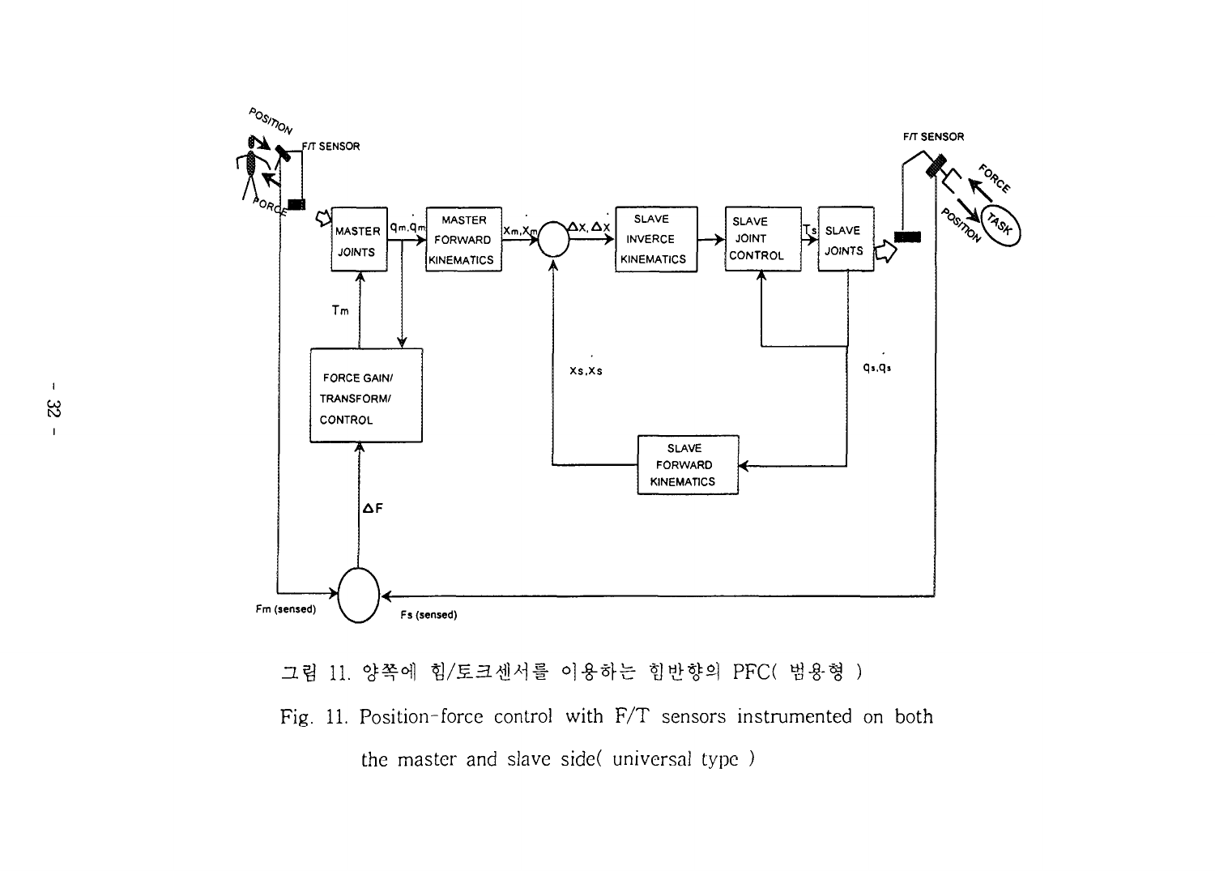그림 11. 양쪽에 힘/토크센서를 이용하는 힘반향의 PFC( 범용형 )

Fig. 11. Position-force control with F/T sensors instrumented on both the master and slave side( universal type )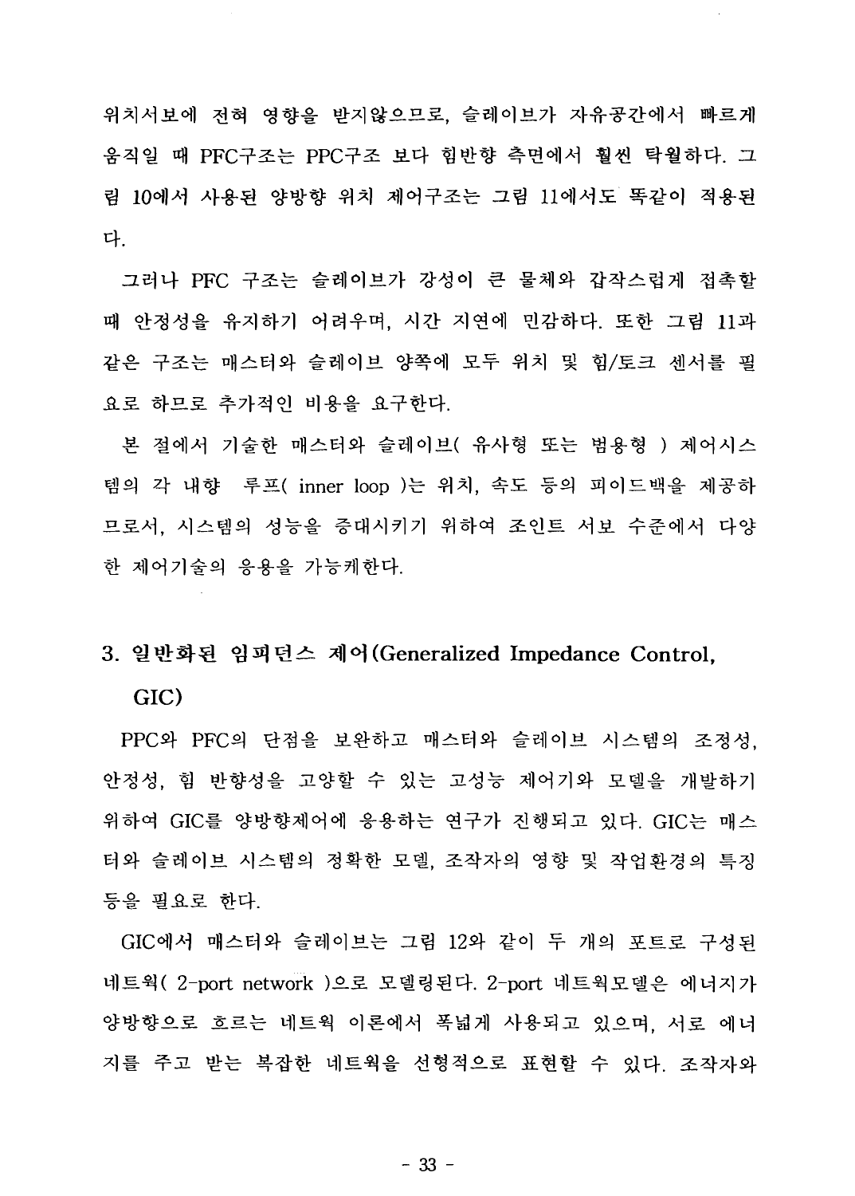위치서보에 전혀 영향을 받지않으므로, 슬레이브가 자유공간에서 빠르게 움직일 때 PFC구조는 PPC구조 보다 힘반향 측면에서 훨씬 탁월하다. 그림 10에서 사용된 양방향 위치 제어구조는 그림 11에서도 똑같이 적용된다.

그러나 PFC 구조는 슬레이브가 강성이 큰 물체와 갑작스럽게 접촉할 때 안정성을 유지하기 어려우며, 시간 지연에 민감하다. 또한 그림 11과 같은 구조는 매스터와 슬레이브 양쪽에 모두 위치 및 힘/토크 센서를 필요로 하므로 추가적인 비용을 요구한다.

본 절에서 기술한 매스터와 슬레이브( 유사형 또는 범용형 ) 제어시스템의 각 내향  루프( inner loop )는 위치, 속도 등의 피이드백을 제공하므로서, 시스템의 성능을 증대시키기 위하여 조인트 서보 수준에서 다양한 제어기술의 응용을 가능케한다.

## 3. 일반화된 임피던스 제어(Generalized Impedance Control, GIC)

PPC와 PFC의 단점을 보완하고 매스터와 슬레이브 시스템의 조정성, 안정성, 힘 반향성을 고양할 수 있는 고성능 제어기와 모델을 개발하기 위하여 GIC를 양방향제어에 응용하는 연구가 진행되고 있다. GIC는 매스터와 슬레이브 시스템의 정확한 모델, 조작자의 영향 및 작업환경의 특징 등을 필요로 한다.

GIC에서 매스터와 슬레이브는 그림 12와 같이 두 개의 포트로 구성된 네트웍( 2-port network )으로 모델링된다. 2-port 네트웍모델은 에너지가 양방향으로 흐르는 네트웍 이론에서 폭넓게 사용되고 있으며, 서로 에너지를 주고 받는 복잡한 네트웍을 선형적으로 표현할 수 있다. 조작자와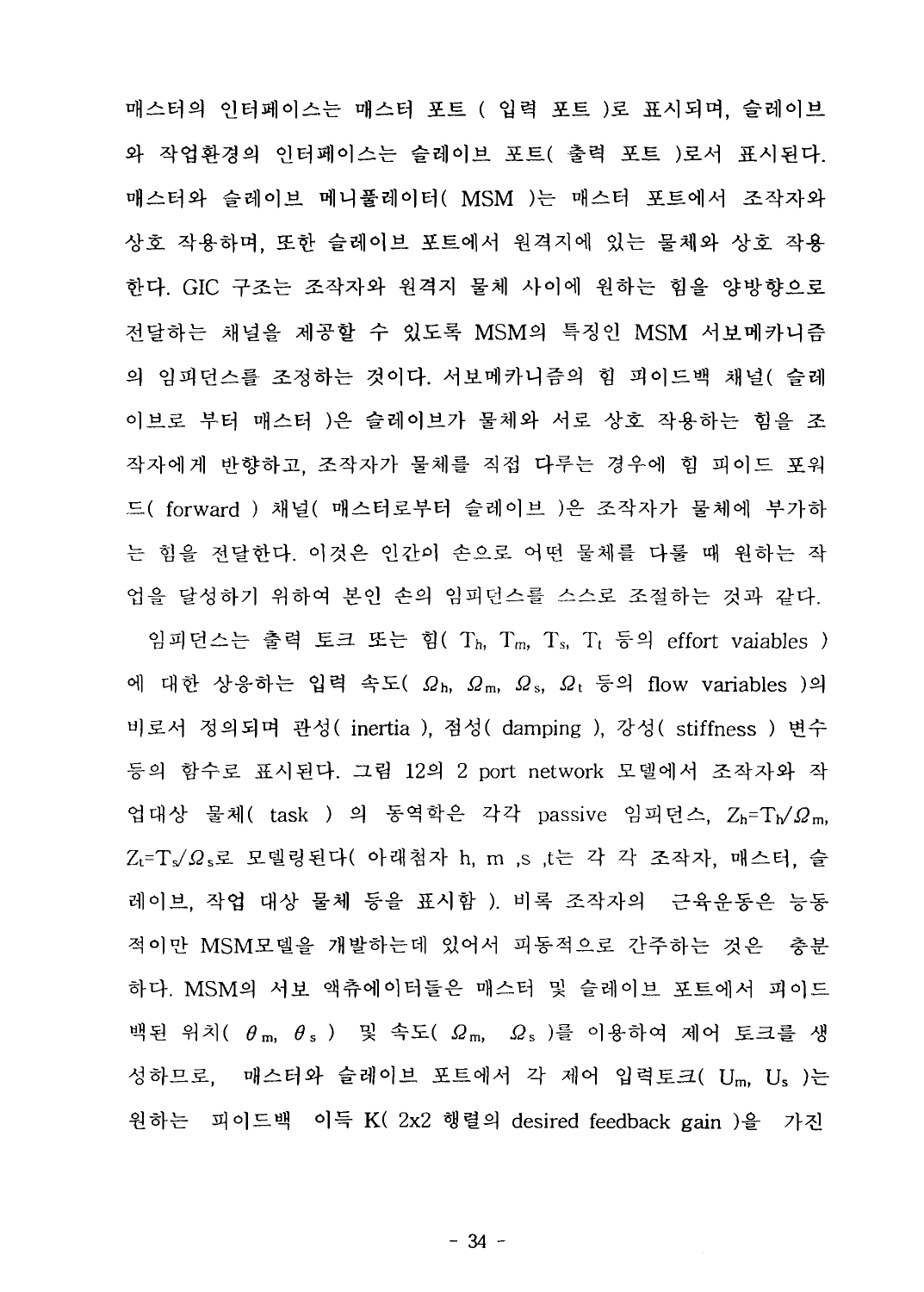매스터의 인터페이스는 매스터 포트 ( 입력 포트 )로 표시되며, 슬레이브와 작업환경의 인터페이스는 슬레이브 포트( 출력 포트 )로서 표시된다. 매스터와 슬레이브 메니퓰레이터( MSM )는 매스터 포트에서 조작자와 상호 작용하며, 또한 슬레이브 포트에서 원격지에 있는 물체와 상호 작용한다. GIC 구조는 조작자와 원격지 물체 사이에 원하는 힘을 양방향으로 전달하는 채널을 제공할 수 있도록 MSM의 특징인 MSM 서보메카니즘의 임피던스를 조정하는 것이다. 서보메카니즘의 힘 피이드백 채널( 슬레이브로 부터 매스터 )은 슬레이브가 물체와 서로 상호 작용하는 힘을 조작자에게 반향하고, 조작자가 물체를 직접 다루는 경우에 힘 피이드 포워드( forward ) 채널( 매스터로부터 슬레이브 )은 조작자가 물체에 부가하는 힘을 전달한다. 이것은 인간이 손으로 어떤 물체를 다룰 때 원하는 작업을 달성하기 위하여 본인 손의 임피던스를 스스로 조절하는 것과 같다.

임피던스는 출력 토크 또는 힘( $T_h$, $T_m$, $T_s$, $T_t$ 등의 effort vaiables )에 대한 상응하는 입력 속도( $\Omega_h$, $\Omega_m$, $\Omega_s$, $\Omega_t$ 등의 flow variables )의 비로서 정의되며 관성( inertia ), 점성( damping ), 강성( stiffness ) 변수 등의 함수로 표시된다. 그림 12의 2 port network 모델에서 조작자와 작업대상 물체( task ) 의 동역학은 각각 passive 임피던스, $Z_h=T_h/\Omega_m$, $Z_t=T_s/\Omega_s$로 모델링된다( 아래첨자 h, m ,s ,t는 각 각 조작자, 매스터, 슬레이브, 작업 대상 물체 등을 표시함 ). 비록 조작자의 근육운동은 능동적이만 MSM모델을 개발하는데 있어서 피동적으로 간주하는 것은 충분하다. MSM의 서보 액츄에이터들은 매스터 및 슬레이브 포트에서 피이드백된 위치( $\theta_m$, $\theta_s$ ) 및 속도( $\Omega_m$, $\Omega_s$ )를 이용하여 제어 토크를 생성하므로, 매스터와 슬레이브 포트에서 각 제어 입력토크( $U_m$, $U_s$ )는 원하는 피이드백 이득 K( 2x2 행렬의 desired feedback gain )을 가진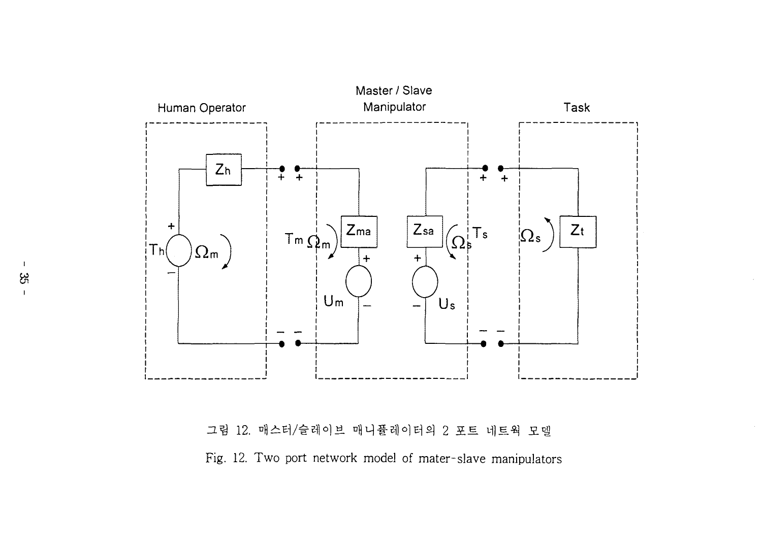그림 12. 매스터/슬레이브 매니퓰레이터의 2 포트 네트웍 모델

Fig. 12. Two port network model of mater-slave manipulators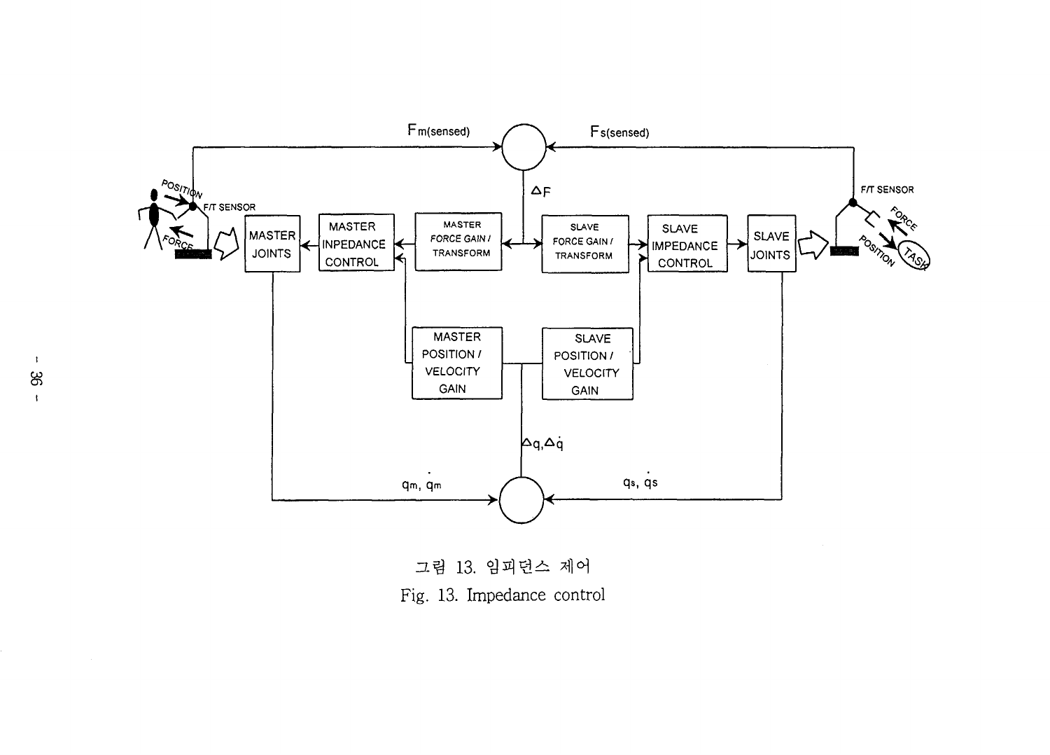그림 13. 임피던스 제어

Fig. 13. Impedance control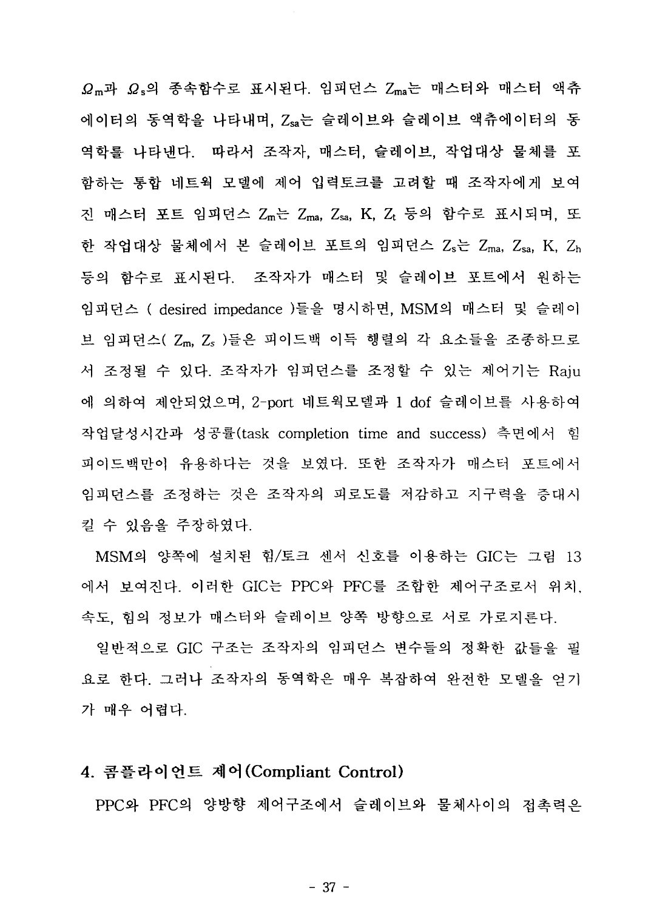$\Omega_m$과 $\Omega_s$의 종속함수로 표시된다. 임피던스 $Z_{ma}$는 매스터와 매스터 액츄에이터의 동역학을 나타내며, $Z_{sa}$는 슬레이브와 슬레이브 액츄에이터의 동역학를 나타낸다. 따라서 조작자, 매스터, 슬레이브, 작업대상 물체를 포함하는 통합 네트웍 모델에 제어 입력토크를 고려할 때 조작자에게 보여진 매스터 포트 임피던스 $Z_m$는 $Z_{ma}$, $Z_{sa}$, K, $Z_t$ 등의 함수로 표시되며, 또한 작업대상 물체에서 본 슬레이브 포트의 임피던스 $Z_s$는 $Z_{ma}$, $Z_{sa}$, K, $Z_h$ 등의 함수로 표시된다. 조작자가 매스터 및 슬레이브 포트에서 원하는 임피던스 ( desired impedance )들을 명시하면, MSM의 매스터 및 슬레이브 임피던스( $Z_m$, $Z_s$ )들은 피이드백 이득 행렬의 각 요소들을 조종하므로서 조정될 수 있다. 조작자가 임피던스를 조정할 수 있는 제어기는 Raju에 의하여 제안되었으며, 2-port 네트웍모델과 1 dof 슬레이브를 사용하여 작업달성시간과 성공률(task completion time and success) 측면에서 힘 피이드백만이 유용하다는 것을 보였다. 또한 조작자가 매스터 포트에서 임피던스를 조정하는 것은 조작자의 피로도를 저감하고 지구력을 증대시킬 수 있음을 주장하였다.

MSM의 양쪽에 설치된 힘/토크 센서 신호를 이용하는 GIC는 그림 13에서 보여진다. 이러한 GIC는 PPC와 PFC를 조합한 제어구조로서 위치, 속도, 힘의 정보가 매스터와 슬레이브 양쪽 방향으로 서로 가로지른다.

일반적으로 GIC 구조는 조작자의 임피던스 변수들의 정확한 값들을 필요로 한다. 그러나 조작자의 동역학은 매우 복잡하여 완전한 모델을 얻기가 매우 어렵다.

## 4. 콤플라이언트 제어(Compliant Control)

PPC와 PFC의 양방향 제어구조에서 슬레이브와 물체사이의 접촉력은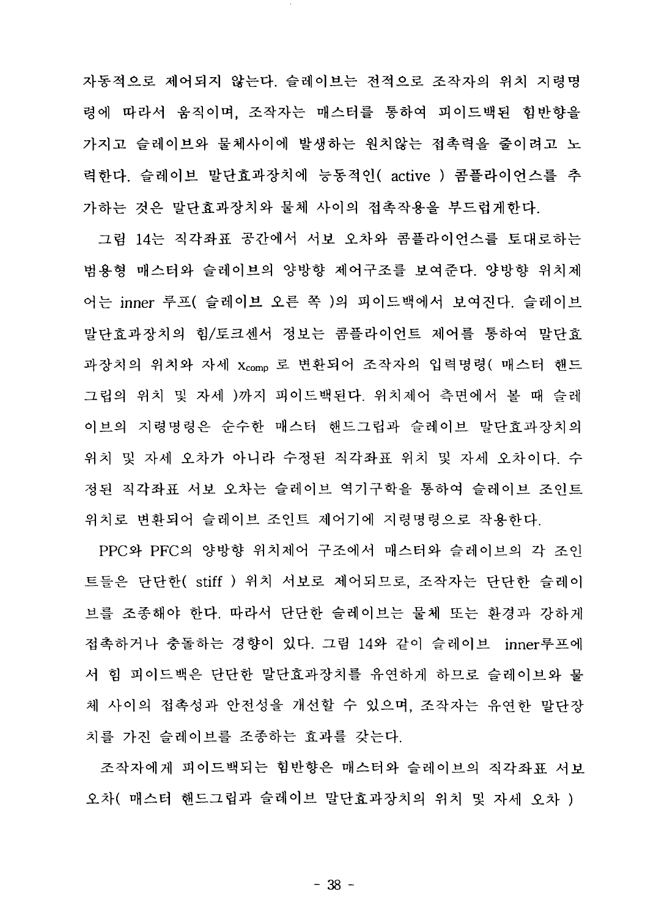자동적으로 제어되지 않는다. 슬레이브는 전적으로 조작자의 위치 지령명령에 따라서 움직이며, 조작자는 매스터를 통하여 피이드백된 힘반향을 가지고 슬레이브와 물체사이에 발생하는 원치않는 접촉력을 줄이려고 노력한다. 슬레이브 말단효과장치에 능동적인( active ) 콤플라이언스를 추가하는 것은 말단효과장치와 물체 사이의 접촉작용을 부드럽게한다.

그림 14는 직각좌표 공간에서 서보 오차와 콤플라이언스를 토대로하는 범용형 매스터와 슬레이브의 양방향 제어구조를 보여준다. 양방향 위치제어는 inner 루프( 슬레이브 오른 쪽 )의 피이드백에서 보여진다. 슬레이브 말단효과장치의 힘/토크센서 정보는 콤플라이언트 제어를 통하여 말단효과장치의 위치와 자세 $x_{comp}$ 로 변환되어 조작자의 입력명령( 매스터 핸드그립의 위치 및 자세 )까지 피이드백된다. 위치제어 측면에서 볼 때 슬레이브의 지령명령은 순수한 매스터 핸드그립과 슬레이브 말단효과장치의 위치 및 자세 오차가 아니라 수정된 직각좌표 위치 및 자세 오차이다. 수정된 직각좌표 서보 오차는 슬레이브 역기구학을 통하여 슬레이브 조인트 위치로 변환되어 슬레이브 조인트 제어기에 지령명령으로 작용한다.

PPC와 PFC의 양방향 위치제어 구조에서 매스터와 슬레이브의 각 조인트들은 단단한( stiff ) 위치 서보로 제어되므로, 조작자는 단단한 슬레이브를 조종해야 한다. 따라서 단단한 슬레이브는 물체 또는 환경과 강하게 접촉하거나 충돌하는 경향이 있다. 그림 14와 같이 슬레이브 inner루프에서 힘 피이드백은 단단한 말단효과장치를 유연하게 하므로 슬레이브와 물체 사이의 접촉성과 안전성을 개선할 수 있으며, 조작자는 유연한 말단장치를 가진 슬레이브를 조종하는 효과를 갖는다.

조작자에게 피이드백되는 힘반향은 매스터와 슬레이브의 직각좌표 서보 오차( 매스터 핸드그립과 슬레이브 말단효과장치의 위치 및 자세 오차 )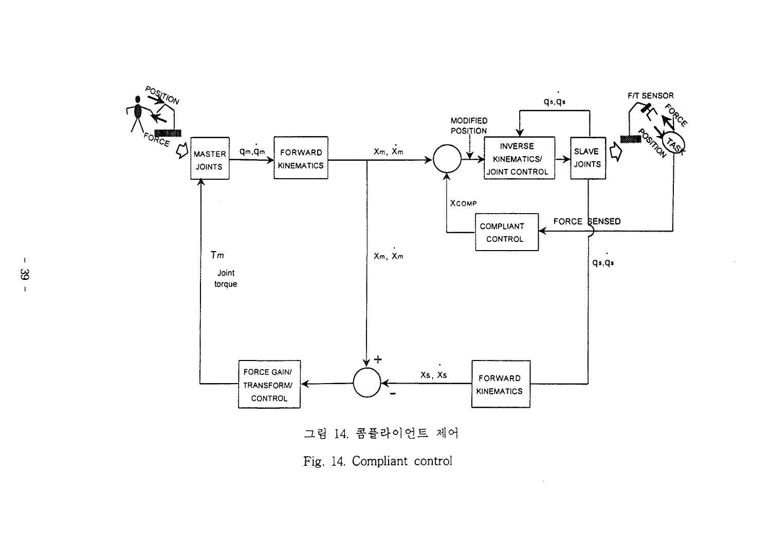그림 14. 콤플라이언트 제어

Fig. 14. Compliant control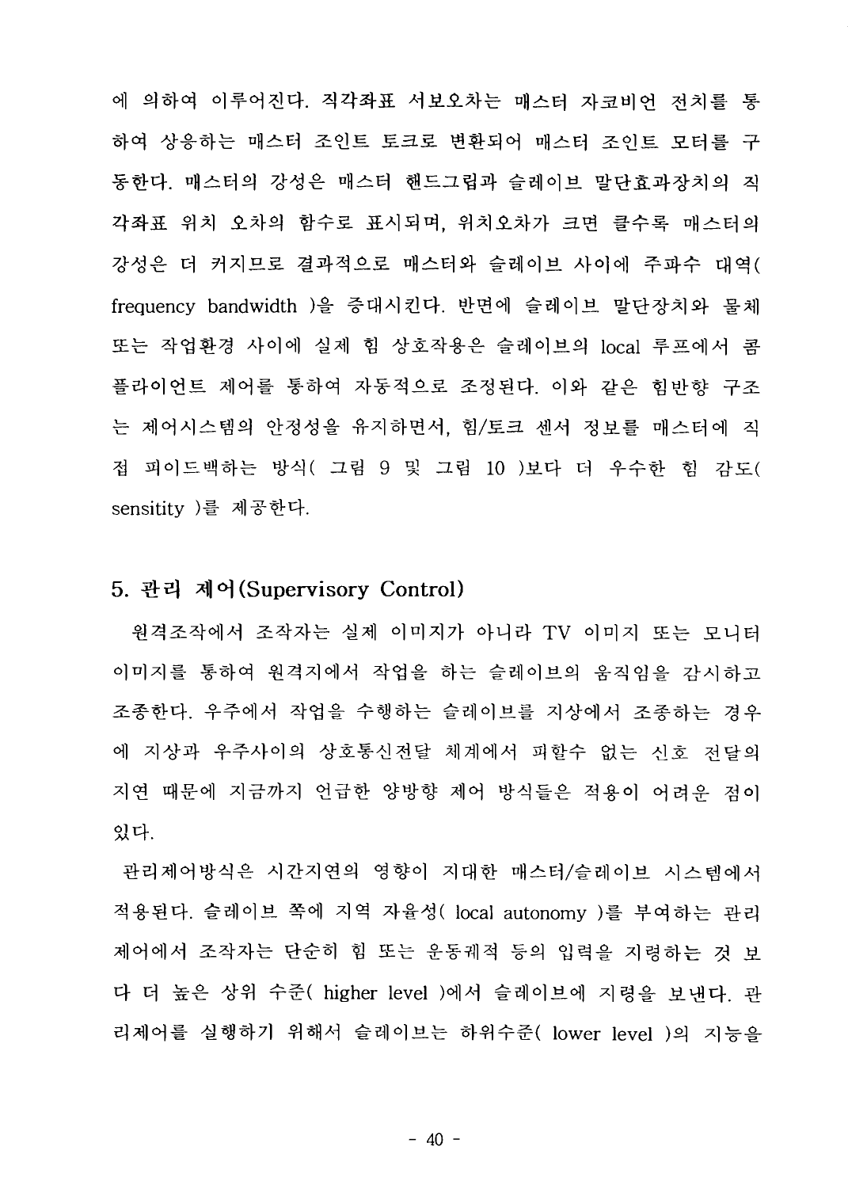에 의하여 이루어진다. 직각좌표 서보오차는 매스터 자코비언 전치를 통하여 상응하는 매스터 조인트 토크로 변환되어 매스터 조인트 모터를 구동한다. 매스터의 강성은 매스터 핸드그립과 슬레이브 말단효과장치의 직각좌표 위치 오차의 함수로 표시되며, 위치오차가 크면 클수록 매스터의 강성은 더 커지므로 결과적으로 매스터와 슬레이브 사이에 주파수 대역( frequency bandwidth )을 증대시킨다. 반면에 슬레이브 말단장치와 물체 또는 작업환경 사이에 실제 힘 상호작용은 슬레이브의 local 루프에서 콤플라이언트 제어를 통하여 자동적으로 조정된다. 이와 같은 힘반향 구조는 제어시스템의 안정성을 유지하면서, 힘/토크 센서 정보를 매스터에 직접 피이드백하는 방식( 그림 9 및 그림 10 )보다 더 우수한 힘 감도( sensitity )를 제공한다.

## 5. 관리 제어(Supervisory Control)

원격조작에서 조작자는 실제 이미지가 아니라 TV 이미지 또는 모니터 이미지를 통하여 원격지에서 작업을 하는 슬레이브의 움직임을 감시하고 조종한다. 우주에서 작업을 수행하는 슬레이브를 지상에서 조종하는 경우에 지상과 우주사이의 상호통신전달 체계에서 피할수 없는 신호 전달의 지연 때문에 지금까지 언급한 양방향 제어 방식들은 적용이 어려운 점이 있다.

관리제어방식은 시간지연의 영향이 지대한 매스터/슬레이브 시스템에서 적용된다. 슬레이브 쪽에 지역 자율성( local autonomy )를 부여하는 관리제어에서 조작자는 단순히 힘 또는 운동궤적 등의 입력을 지령하는 것 보다 더 높은 상위 수준( higher level )에서 슬레이브에 지령을 보낸다. 관리제어를 실행하기 위해서 슬레이브는 하위수준( lower level )의 지능을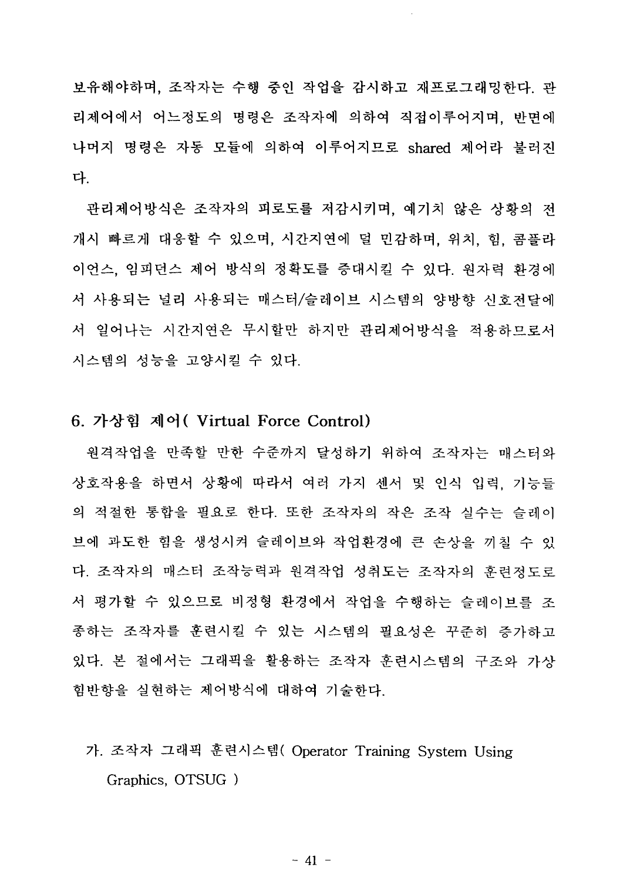보유해야하며, 조작자는 수행 중인 작업을 감시하고 재프로그래밍한다. 관리제어에서 어느정도의 명령은 조작자에 의하여 직접이루어지며, 반면에 나머지 명령은 자동 모듈에 의하여 이루어지므로 shared 제어라 불려진다.

관리제어방식은 조작자의 피로도를 저감시키며, 예기치 않은 상황의 전개시 빠르게 대응할 수 있으며, 시간지연에 덜 민감하며, 위치, 힘, 콤플라이언스, 임피던스 제어 방식의 정확도를 증대시킬 수 있다. 원자력 환경에서 사용되는 널리 사용되는 매스터/슬레이브 시스템의 양방향 신호전달에서 일어나는 시간지연은 무시할만 하지만 관리제어방식을 적용하므로서 시스템의 성능을 고양시킬 수 있다.

## 6. 가상힘 제어( Virtual Force Control)

원격작업을 만족할 만한 수준까지 달성하기 위하여 조작자는 매스터와 상호작용을 하면서 상황에 따라서 여러 가지 센서 및 인식 입력, 기능들의 적절한 통합을 필요로 한다. 또한 조작자의 작은 조작 실수는 슬레이브에 과도한 힘을 생성시켜 슬레이브와 작업환경에 큰 손상을 끼칠 수 있다. 조작자의 매스터 조작능력과 원격작업 성취도는 조작자의 훈련정도로서 평가할 수 있으므로 비정형 환경에서 작업을 수행하는 슬레이브를 조종하는 조작자를 훈련시킬 수 있는 시스템의 필요성은 꾸준히 증가하고 있다. 본 절에서는 그래픽을 활용하는 조작자 훈련시스템의 구조와 가상힘반향을 실현하는 제어방식에 대하여 기술한다.

### 가. 조작자 그래픽 훈련시스템( Operator Training System Using Graphics, OTSUG )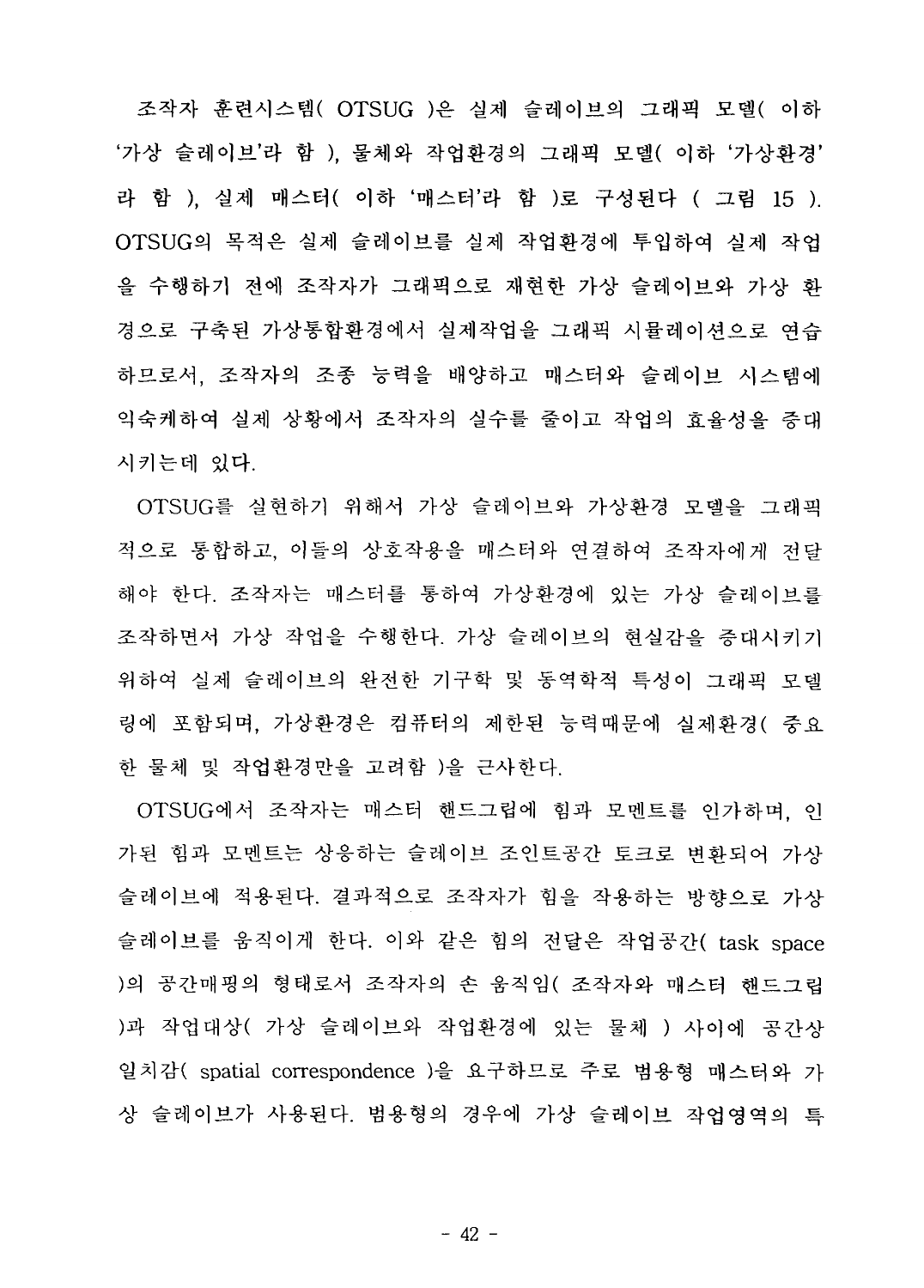조작자 훈련시스템( OTSUG )은 실제 슬레이브의 그래픽 모델( 이하 '가상 슬레이브'라 함 ), 물체와 작업환경의 그래픽 모델( 이하 '가상환경'라 함 ), 실제 매스터( 이하 '매스터'라 함 )로 구성된다 ( 그림 15 ). OTSUG의 목적은 실제 슬레이브를 실제 작업환경에 투입하여 실제 작업을 수행하기 전에 조작자가 그래픽으로 재현한 가상 슬레이브와 가상 환경으로 구축된 가상통합환경에서 실제작업을 그래픽 시뮬레이션으로 연습하므로서, 조작자의 조종 능력을 배양하고 매스터와 슬레이브 시스템에 익숙케하여 실제 상황에서 조작자의 실수를 줄이고 작업의 효율성을 증대시키는데 있다.

OTSUG를 실현하기 위해서 가상 슬레이브와 가상환경 모델을 그래픽적으로 통합하고, 이들의 상호작용을 매스터와 연결하여 조작자에게 전달해야 한다. 조작자는 매스터를 통하여 가상환경에 있는 가상 슬레이브를 조작하면서 가상 작업을 수행한다. 가상 슬레이브의 현실감을 증대시키기 위하여 실제 슬레이브의 완전한 기구학 및 동역학적 특성이 그래픽 모델링에 포함되며, 가상환경은 컴퓨터의 제한된 능력때문에 실제환경( 중요한 물체 및 작업환경만을 고려함 )을 근사한다.

OTSUG에서 조작자는 매스터 핸드그립에 힘과 모멘트를 인가하며, 인가된 힘과 모멘트는 상응하는 슬레이브 조인트공간 토크로 변환되어 가상 슬레이브에 적용된다. 결과적으로 조작자가 힘을 작용하는 방향으로 가상 슬레이브를 움직이게 한다. 이와 같은 힘의 전달은 작업공간( task space )의 공간매핑의 형태로서 조작자의 손 움직임( 조작자와 매스터 핸드그립 )과 작업대상( 가상 슬레이브와 작업환경에 있는 물체 ) 사이에 공간상 일치감( spatial correspondence )을 요구하므로 주로 범용형 매스터와 가상 슬레이브가 사용된다. 범용형의 경우에 가상 슬레이브 작업영역의 특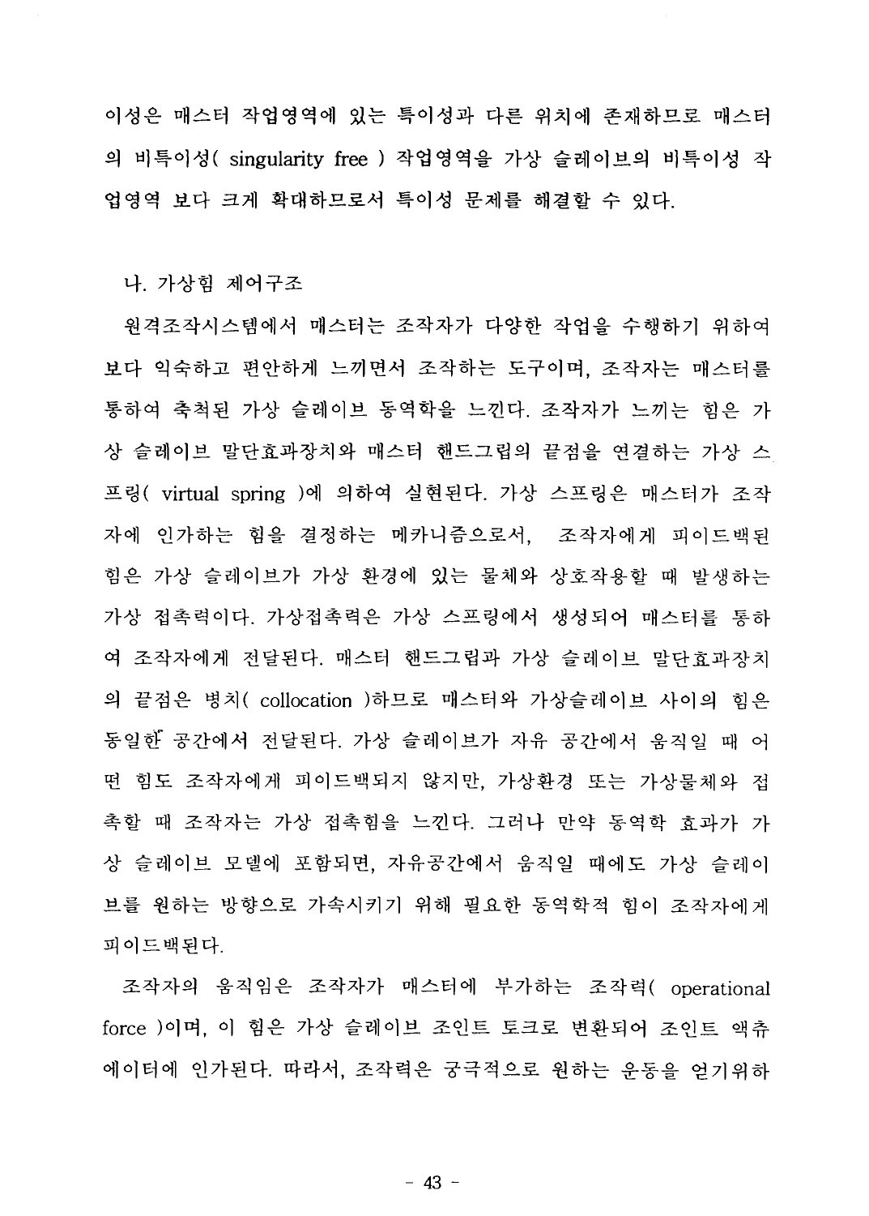이성은 매스터 작업영역에 있는 특이성과 다른 위치에 존재하므로 매스터의 비특이성( singularity free ) 작업영역을 가상 슬레이브의 비특이성 작업영역 보다 크게 확대하므로서 특이성 문제를 해결할 수 있다.

### 나. 가상힘 제어구조

원격조작시스템에서 매스터는 조작자가 다양한 작업을 수행하기 위하여 보다 익숙하고 편안하게 느끼면서 조작하는 도구이며, 조작자는 매스터를 통하여 축척된 가상 슬레이브 동역학을 느낀다. 조작자가 느끼는 힘은 가상 슬레이브 말단효과장치와 매스터 핸드그립의 끝점을 연결하는 가상 스프링( virtual spring )에 의하여 실현된다. 가상 스프링은 매스터가 조작자에 인가하는 힘을 결정하는 메카니즘으로서, 조작자에게 피이드백된 힘은 가상 슬레이브가 가상 환경에 있는 물체와 상호작용할 때 발생하는 가상 접촉력이다. 가상접촉력은 가상 스프링에서 생성되어 매스터를 통하여 조작자에게 전달된다. 매스터 핸드그립과 가상 슬레이브 말단효과장치의 끝점은 병치( collocation )하므로 매스터와 가상슬레이브 사이의 힘은 동일한 공간에서 전달된다. 가상 슬레이브가 자유 공간에서 움직일 때 어떤 힘도 조작자에게 피이드백되지 않지만, 가상환경 또는 가상물체와 접촉할 때 조작자는 가상 접촉힘을 느낀다. 그러나 만약 동역학 효과가 가상 슬레이브 모델에 포함되면, 자유공간에서 움직일 때에도 가상 슬레이브를 원하는 방향으로 가속시키기 위해 필요한 동역학적 힘이 조작자에게 피이드백된다.

조작자의 움직임은 조작자가 매스터에 부가하는 조작력( operational force )이며, 이 힘은 가상 슬레이브 조인트 토크로 변환되어 조인트 액츄에이터에 인가된다. 따라서, 조작력은 궁극적으로 원하는 운동을 얻기위하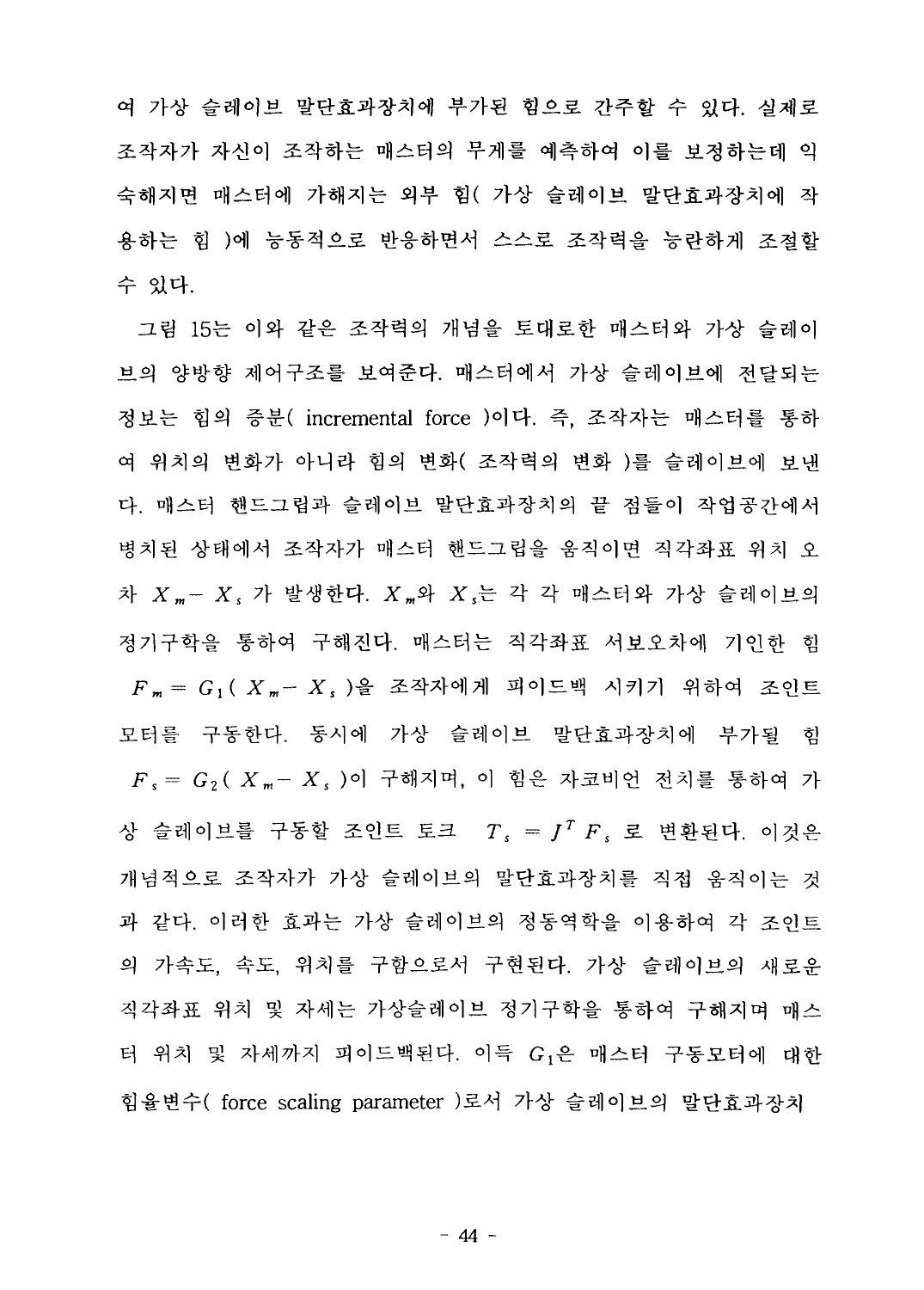여 가상 슬레이브 말단효과장치에 부가된 힘으로 간주할 수 있다. 실제로 조작자가 자신이 조작하는 매스터의 무게를 예측하여 이를 보정하는데 익숙해지면 매스터에 가해지는 외부 힘( 가상 슬레이브 말단효과장치에 작용하는 힘 )에 능동적으로 반응하면서 스스로 조작력을 능란하게 조절할 수 있다.

그림 15는 이와 같은 조작력의 개념을 토대로한 매스터와 가상 슬레이브의 양방향 제어구조를 보여준다. 매스터에서 가상 슬레이브에 전달되는 정보는 힘의 증분( incremental force )이다. 즉, 조작자는 매스터를 통하여 위치의 변화가 아니라 힘의 변화( 조작력의 변화 )를 슬레이브에 보낸다. 매스터 핸드그립과 슬레이브 말단효과장치의 끝 점들이 작업공간에서 병치된 상태에서 조작자가 매스터 핸드그립을 움직이면 직각좌표 위치 오차 $X_m - X_s$ 가 발생한다. $X_m$와 $X_s$는 각 각 매스터와 가상 슬레이브의 정기구학을 통하여 구해진다. 매스터는 직각좌표 서보오차에 기인한 힘 $F_m = G_1(X_m - X_s)$을 조작자에게 피이드백 시키기 위하여 조인트 모터를 구동한다. 동시에 가상 슬레이브 말단효과장치에 부가될 힘 $F_s = G_2(X_m - X_s)$이 구해지며, 이 힘은 자코비언 전치를 통하여 가상 슬레이브를 구동할 조인트 토크 $T_s = J^T F_s$ 로 변환된다. 이것은 개념적으로 조작자가 가상 슬레이브의 말단효과장치를 직접 움직이는 것과 같다. 이러한 효과는 가상 슬레이브의 정동역학을 이용하여 각 조인트의 가속도, 속도, 위치를 구함으로서 구현된다. 가상 슬레이브의 새로운 직각좌표 위치 및 자세는 가상슬레이브 정기구학을 통하여 구해지며 매스터 위치 및 자세까지 피이드백된다. 이득 $G_1$은 매스터 구동모터에 대한 힘율변수( force scaling parameter )로서 가상 슬레이브의 말단효과장치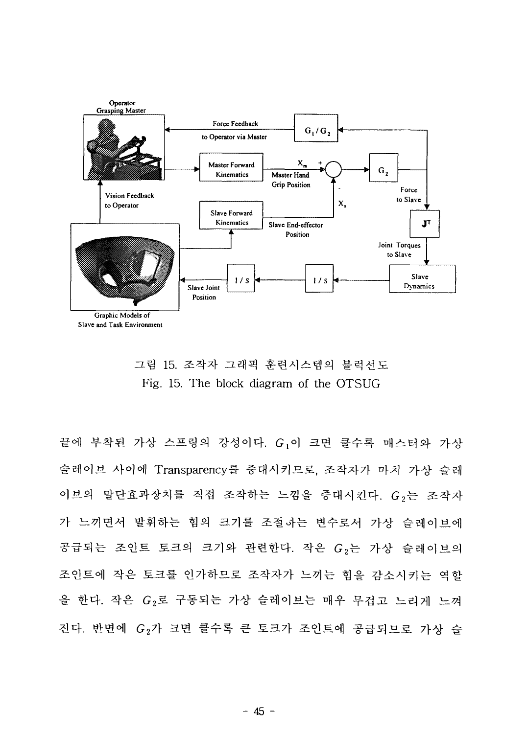그림 15. 조작자 그래픽 훈련시스템의 블럭선도

Fig. 15. The block diagram of the OTSUG

끝에 부착된 가상 스프링의 강성이다. $G_1$이 크면 클수록 매스터와 가상 슬레이브 사이에 Transparency를 증대시키므로, 조작자가 마치 가상 슬레이브의 말단효과장치를 직접 조작하는 느낌을 증대시킨다. $G_2$는 조작자가 느끼면서 발휘하는 힘의 크기를 조절하는 변수로서 가상 슬레이브에 공급되는 조인트 토크의 크기와 관련한다. 작은 $G_2$는 가상 슬레이브의 조인트에 작은 토크를 인가하므로 조작자가 느끼는 힘을 감소시키는 역할을 한다. 작은 $G_2$로 구동되는 가상 슬레이브는 매우 무겁고 느리게 느껴진다. 반면에 $G_2$가 크면 클수록 큰 토크가 조인트에 공급되므로 가상 슬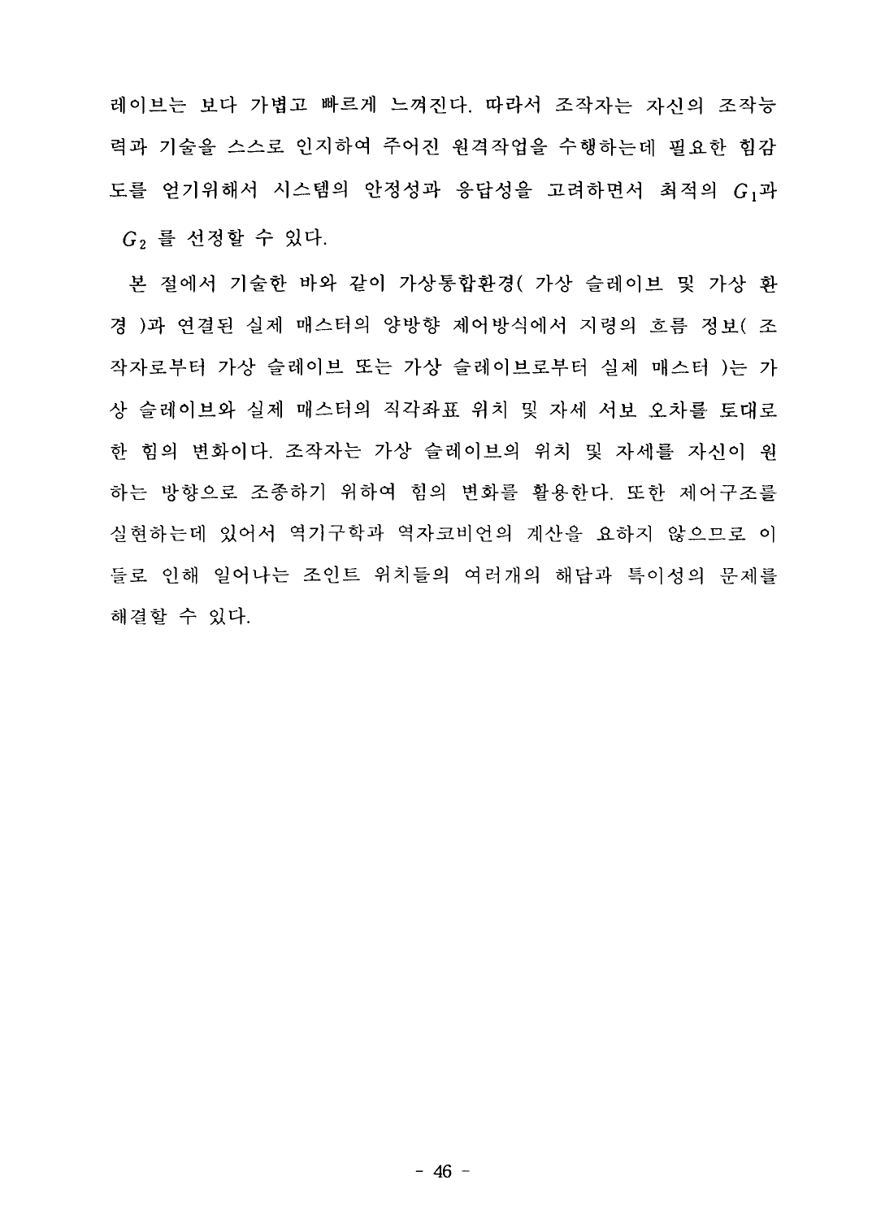레이브는 보다 가볍고 빠르게 느껴진다. 따라서 조작자는 자신의 조작능력과 기술을 스스로 인지하여 주어진 원격작업을 수행하는데 필요한 힘감도를 얻기위해서 시스템의 안정성과 응답성을 고려하면서 최적의 $G_1$과 $G_2$ 를 선정할 수 있다.

본 절에서 기술한 바와 같이 가상통합환경( 가상 슬레이브 및 가상 환경 )과 연결된 실제 매스터의 양방향 제어방식에서 지령의 흐름 정보( 조작자로부터 가상 슬레이브 또는 가상 슬레이브로부터 실제 매스터 )는 가상 슬레이브와 실제 매스터의 직각좌표 위치 및 자세 서보 오차를 토대로 한 힘의 변화이다. 조작자는 가상 슬레이브의 위치 및 자세를 자신이 원하는 방향으로 조종하기 위하여 힘의 변화를 활용한다. 또한 제어구조를 실현하는데 있어서 역기구학과 역자코비언의 계산을 요하지 않으므로 이들로 인해 일어나는 조인트 위치들의 여러개의 해답과 특이성의 문제를 해결할 수 있다.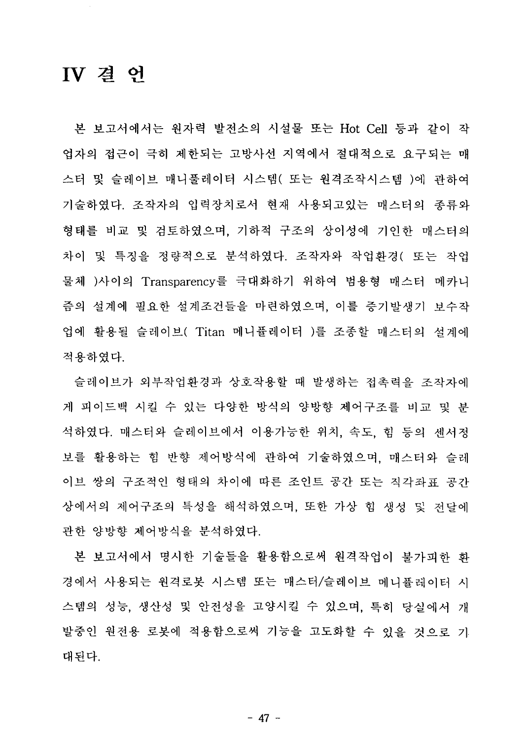# IV 결 언

본 보고서에서는 원자력 발전소의 시설물 또는 Hot Cell 등과 같이 작업자의 접근이 극히 제한되는 고방사선 지역에서 절대적으로 요구되는 매스터 및 슬레이브 매니퓰레이터 시스템( 또는 원격조작시스템 )에 관하여 기술하였다. 조작자의 입력장치로서 현재 사용되고있는 매스터의 종류와 형태를 비교 및 검토하였으며, 기하적 구조의 상이성에 기인한 매스터의 차이 및 특징을 정량적으로 분석하였다. 조작자와 작업환경( 또는 작업물체 )사이의 Transparency를 극대화하기 위하여 범용형 매스터 메카니즘의 설계에 필요한 설계조건들을 마련하였으며, 이를 증기발생기 보수작업에 활용될 슬레이브( Titan 메니퓰레이터 )를 조종할 매스터의 설계에 적용하였다.

슬레이브가 외부작업환경과 상호작용할 때 발생하는 접촉력을 조작자에게 피이드백 시킬 수 있는 다양한 방식의 양방향 제어구조를 비교 및 분석하였다. 매스터와 슬레이브에서 이용가능한 위치, 속도, 힘 등의 센서정보를 활용하는 힘 반향 제어방식에 관하여 기술하였으며, 매스터와 슬레이브 쌍의 구조적인 형태의 차이에 따른 조인트 공간 또는 직각좌표 공간상에서의 제어구조의 특성을 해석하였으며, 또한 가상 힘 생성 및 전달에 관한 양방향 제어방식을 분석하였다.

본 보고서에서 명시한 기술들을 활용함으로써 원격작업이 불가피한 환경에서 사용되는 원격로봇 시스템 또는 매스터/슬레이브 메니퓰레이터 시스템의 성능, 생산성 및 안전성을 고양시킬 수 있으며, 특히 당실에서 개발중인 원전용 로봇에 적용함으로써 기능을 고도화할 수 있을 것으로 기대된다.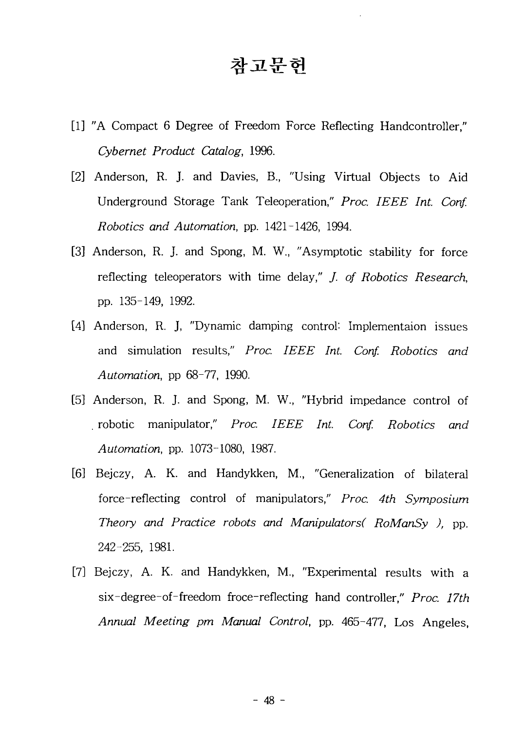# 참고문헌

[1] "A Compact 6 Degree of Freedom Force Reflecting Handcontroller," *Cybernet Product Catalog*, 1996.

[2] Anderson, R. J. and Davies, B., "Using Virtual Objects to Aid Underground Storage Tank Teleoperation," *Proc. IEEE Int. Conf. Robotics and Automation*, pp. 1421-1426, 1994.

[3] Anderson, R. J. and Spong, M. W., "Asymptotic stability for force reflecting teleoperators with time delay," *J. of Robotics Research*, pp. 135-149, 1992.

[4] Anderson, R. J, "Dynamic damping control: Implementaion issues and simulation results," *Proc. IEEE Int. Conf. Robotics and Automation*, pp 68-77, 1990.

[5] Anderson, R. J. and Spong, M. W., "Hybrid impedance control of robotic manipulator," *Proc. IEEE Int. Conf. Robotics and Automation*, pp. 1073-1080, 1987.

[6] Bejczy, A. K. and Handykken, M., "Generalization of bilateral force-reflecting control of manipulators," *Proc. 4th Symposium Theory and Practice robots and Manipulators( RoManSy )*, pp. 242-255, 1981.

[7] Bejczy, A. K. and Handykken, M., "Experimental results with a six-degree-of-freedom froce-reflecting hand controller," *Proc. 17th Annual Meeting pm Manual Control*, pp. 465-477, Los Angeles,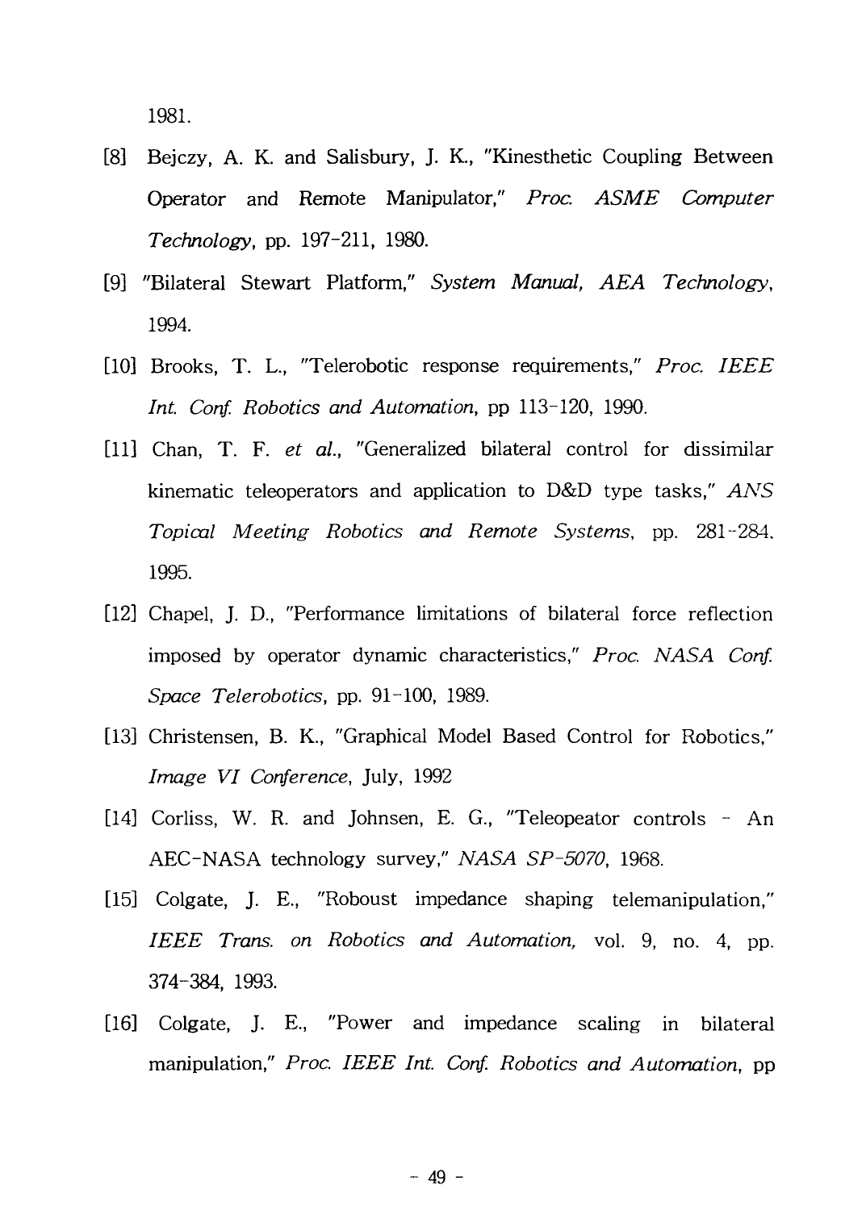1981.

[8] Bejczy, A. K. and Salisbury, J. K., "Kinesthetic Coupling Between Operator and Remote Manipulator," *Proc. ASME Computer Technology*, pp. 197-211, 1980.

[9] "Bilateral Stewart Platform," *System Manual, AEA Technology*, 1994.

[10] Brooks, T. L., "Telerobotic response requirements," *Proc. IEEE Int. Conf. Robotics and Automation*, pp 113-120, 1990.

[11] Chan, T. F. *et al.*, "Generalized bilateral control for dissimilar kinematic teleoperators and application to D&D type tasks," *ANS Topical Meeting Robotics and Remote Systems*, pp. 281-284, 1995.

[12] Chapel, J. D., "Performance limitations of bilateral force reflection imposed by operator dynamic characteristics," *Proc. NASA Conf. Space Telerobotics*, pp. 91-100, 1989.

[13] Christensen, B. K., "Graphical Model Based Control for Robotics," *Image VI Conference*, July, 1992

[14] Corliss, W. R. and Johnsen, E. G., "Teleopeator controls - An AEC-NASA technology survey," *NASA SP-5070*, 1968.

[15] Colgate, J. E., "Roboust impedance shaping telemanipulation," *IEEE Trans. on Robotics and Automation,* vol. 9, no. 4, pp. 374-384, 1993.

[16] Colgate, J. E., "Power and impedance scaling in bilateral manipulation," *Proc. IEEE Int. Conf. Robotics and Automation*, pp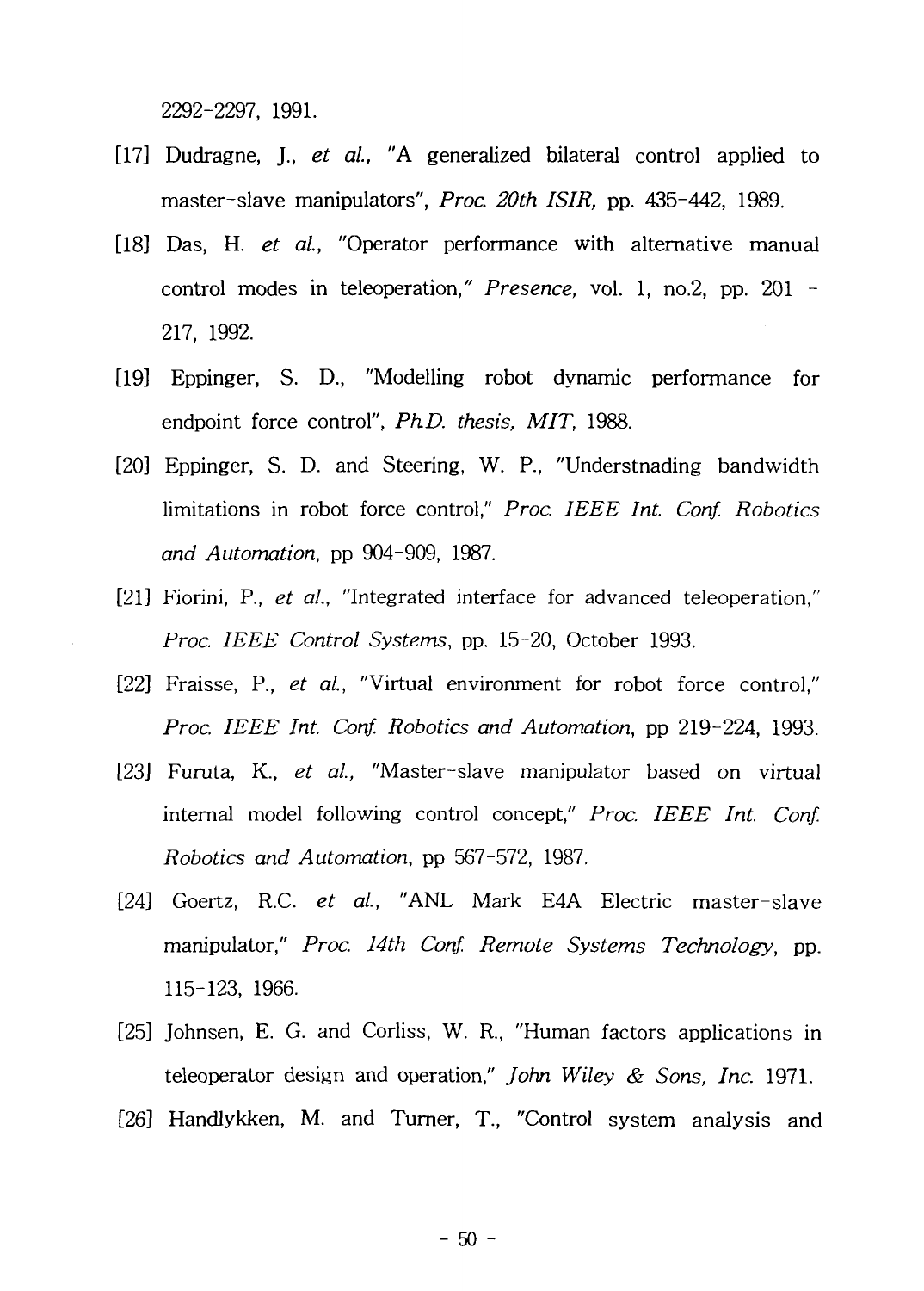2292-2297, 1991.

[17] Dudragne, J., *et al.*, "A generalized bilateral control applied to master-slave manipulators", *Proc. 20th ISIR*, pp. 435-442, 1989.

[18] Das, H. *et al.*, "Operator performance with alternative manual control modes in teleoperation," *Presence*, vol. 1, no.2, pp. 201 - 217, 1992.

[19] Eppinger, S. D., "Modelling robot dynamic performance for endpoint force control", *Ph.D. thesis, MIT*, 1988.

[20] Eppinger, S. D. and Steering, W. P., "Understnading bandwidth limitations in robot force control," *Proc. IEEE Int. Conf. Robotics and Automation*, pp 904-909, 1987.

[21] Fiorini, P., *et al.*, "Integrated interface for advanced teleoperation," *Proc. IEEE Control Systems*, pp. 15-20, October 1993.

[22] Fraisse, P., *et al.*, "Virtual environment for robot force control," *Proc. IEEE Int. Conf. Robotics and Automation*, pp 219-224, 1993.

[23] Furuta, K., *et al.*, "Master-slave manipulator based on virtual internal model following control concept," *Proc. IEEE Int. Conf. Robotics and Automation*, pp 567-572, 1987.

[24] Goertz, R.C. *et al.*, "ANL Mark E4A Electric master-slave manipulator," *Proc. 14th Conf. Remote Systems Technology*, pp. 115-123, 1966.

[25] Johnsen, E. G. and Corliss, W. R., "Human factors applications in teleoperator design and operation," *John Wiley & Sons, Inc.* 1971.

[26] Handlykken, M. and Turner, T., "Control system analysis and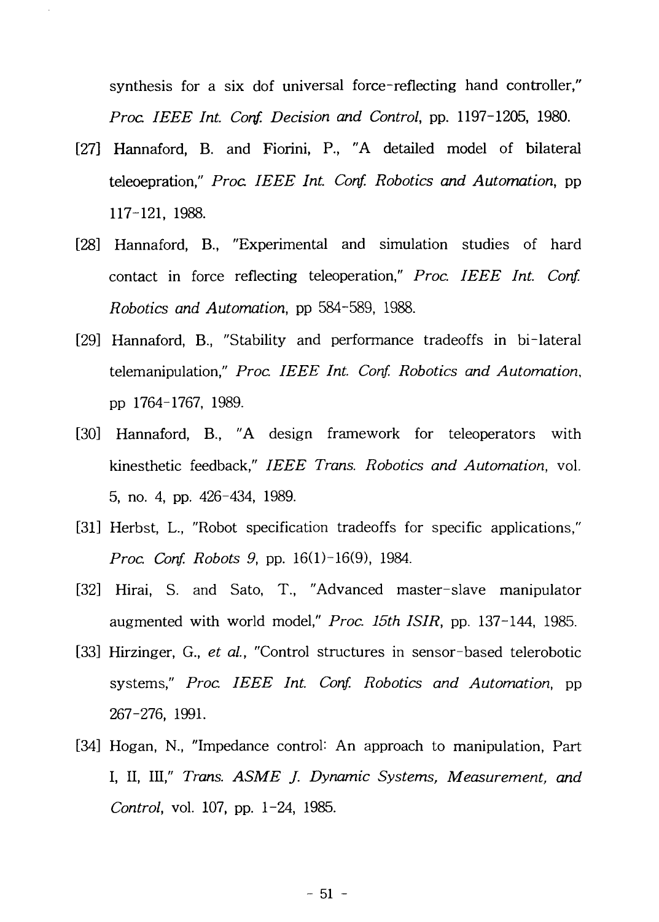synthesis for a six dof universal force-reflecting hand controller," *Proc. IEEE Int. Conf. Decision and Control*, pp. 1197-1205, 1980.

[27] Hannaford, B. and Fiorini, P., "A detailed model of bilateral teleoepration," *Proc. IEEE Int. Conf. Robotics and Automation*, pp 117-121, 1988.

[28] Hannaford, B., "Experimental and simulation studies of hard contact in force reflecting teleoperation," *Proc. IEEE Int. Conf. Robotics and Automation*, pp 584-589, 1988.

[29] Hannaford, B., "Stability and performance tradeoffs in bi-lateral telemanipulation," *Proc. IEEE Int. Conf. Robotics and Automation*, pp 1764-1767, 1989.

[30] Hannaford, B., "A design framework for teleoperators with kinesthetic feedback," *IEEE Trans. Robotics and Automation*, vol. 5, no. 4, pp. 426-434, 1989.

[31] Herbst, L., "Robot specification tradeoffs for specific applications," *Proc. Conf. Robots 9*, pp. 16(1)-16(9), 1984.

[32] Hirai, S. and Sato, T., "Advanced master-slave manipulator augmented with world model," *Proc. 15th ISIR*, pp. 137-144, 1985.

[33] Hirzinger, G., *et al.*, "Control structures in sensor-based telerobotic systems," *Proc. IEEE Int. Conf. Robotics and Automation*, pp 267-276, 1991.

[34] Hogan, N., "Impedance control: An approach to manipulation, Part I, II, III," *Trans. ASME J. Dynamic Systems, Measurement, and Control*, vol. 107, pp. 1-24, 1985.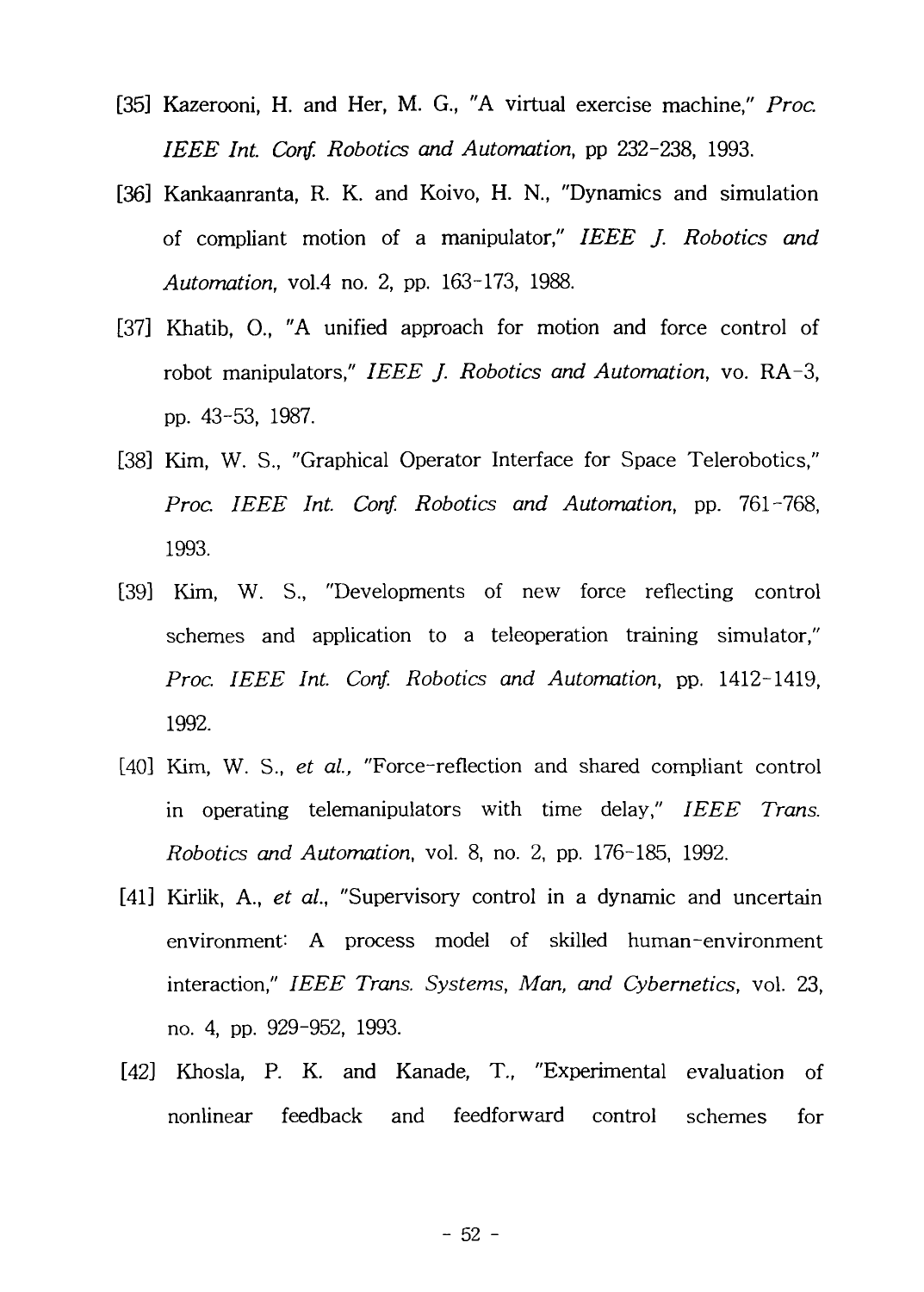[35] Kazerooni, H. and Her, M. G., "A virtual exercise machine," *Proc. IEEE Int. Conf. Robotics and Automation*, pp 232-238, 1993.

[36] Kankaanranta, R. K. and Koivo, H. N., "Dynamics and simulation of compliant motion of a manipulator," *IEEE J. Robotics and Automation*, vol.4 no. 2, pp. 163-173, 1988.

[37] Khatib, O., "A unified approach for motion and force control of robot manipulators," *IEEE J. Robotics and Automation*, vo. RA-3, pp. 43-53, 1987.

[38] Kim, W. S., "Graphical Operator Interface for Space Telerobotics," *Proc. IEEE Int. Conf. Robotics and Automation*, pp. 761-768, 1993.

[39] Kim, W. S., "Developments of new force reflecting control schemes and application to a teleoperation training simulator," *Proc. IEEE Int. Conf. Robotics and Automation*, pp. 1412-1419, 1992.

[40] Kim, W. S., *et al.*, "Force-reflection and shared compliant control in operating telemanipulators with time delay," *IEEE Trans. Robotics and Automation*, vol. 8, no. 2, pp. 176-185, 1992.

[41] Kirlik, A., *et al.*, "Supervisory control in a dynamic and uncertain environment: A process model of skilled human-environment interaction," *IEEE Trans. Systems, Man, and Cybernetics*, vol. 23, no. 4, pp. 929-952, 1993.

[42] Khosla, P. K. and Kanade, T., "Experimental evaluation of nonlinear feedback and feedforward control schemes for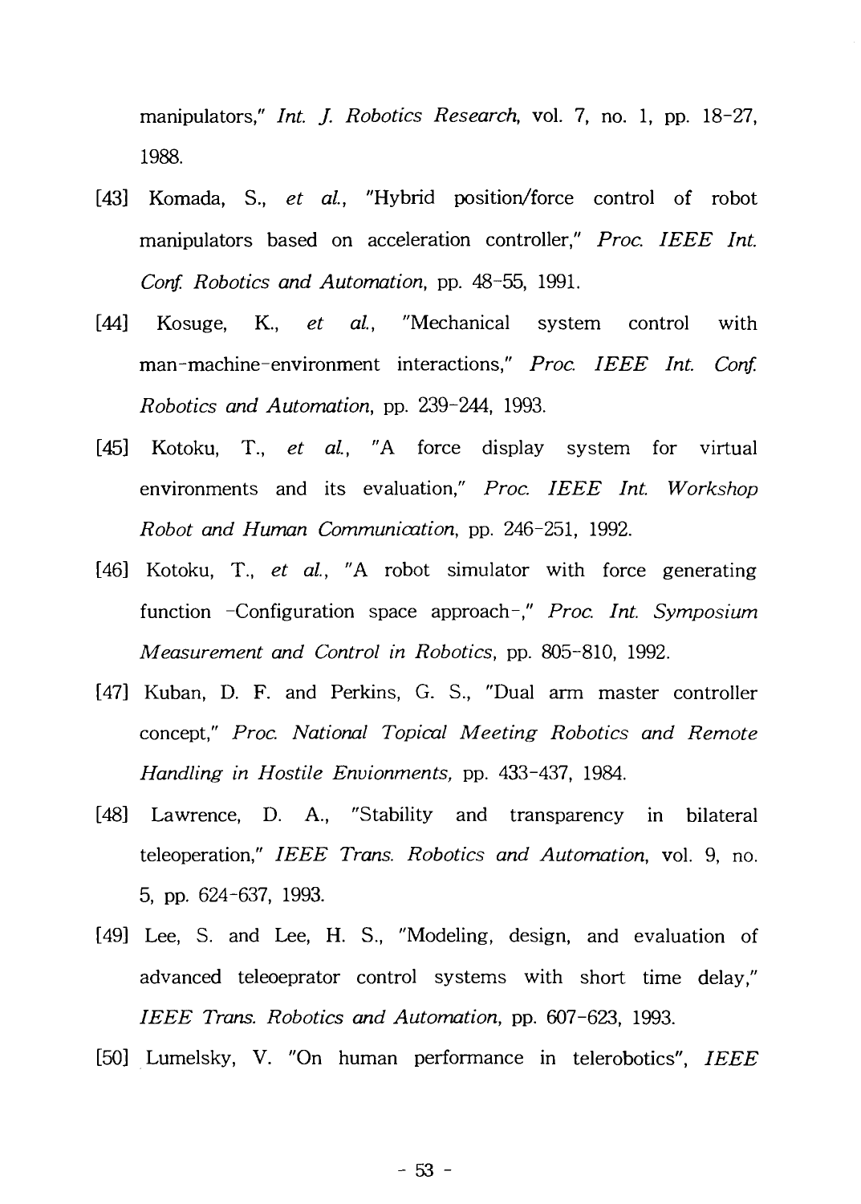manipulators," *Int. J. Robotics Research*, vol. 7, no. 1, pp. 18-27, 1988.

[43] Komada, S., *et al.*, "Hybrid position/force control of robot manipulators based on acceleration controller," *Proc. IEEE Int. Conf. Robotics and Automation*, pp. 48-55, 1991.

[44] Kosuge, K., *et al.*, "Mechanical system control with man-machine-environment interactions," *Proc. IEEE Int. Conf. Robotics and Automation*, pp. 239-244, 1993.

[45] Kotoku, T., *et al.*, "A force display system for virtual environments and its evaluation," *Proc. IEEE Int. Workshop Robot and Human Communication*, pp. 246-251, 1992.

[46] Kotoku, T., *et al.*, "A robot simulator with force generating function -Configuration space approach-," *Proc. Int. Symposium Measurement and Control in Robotics*, pp. 805-810, 1992.

[47] Kuban, D. F. and Perkins, G. S., "Dual arm master controller concept," *Proc. National Topical Meeting Robotics and Remote Handling in Hostile Envionments,* pp. 433-437, 1984.

[48] Lawrence, D. A., "Stability and transparency in bilateral teleoperation," *IEEE Trans. Robotics and Automation*, vol. 9, no. 5, pp. 624-637, 1993.

[49] Lee, S. and Lee, H. S., "Modeling, design, and evaluation of advanced teleoeprator control systems with short time delay," *IEEE Trans. Robotics and Automation*, pp. 607-623, 1993.

[50] Lumelsky, V. "On human performance in telerobotics", *IEEE*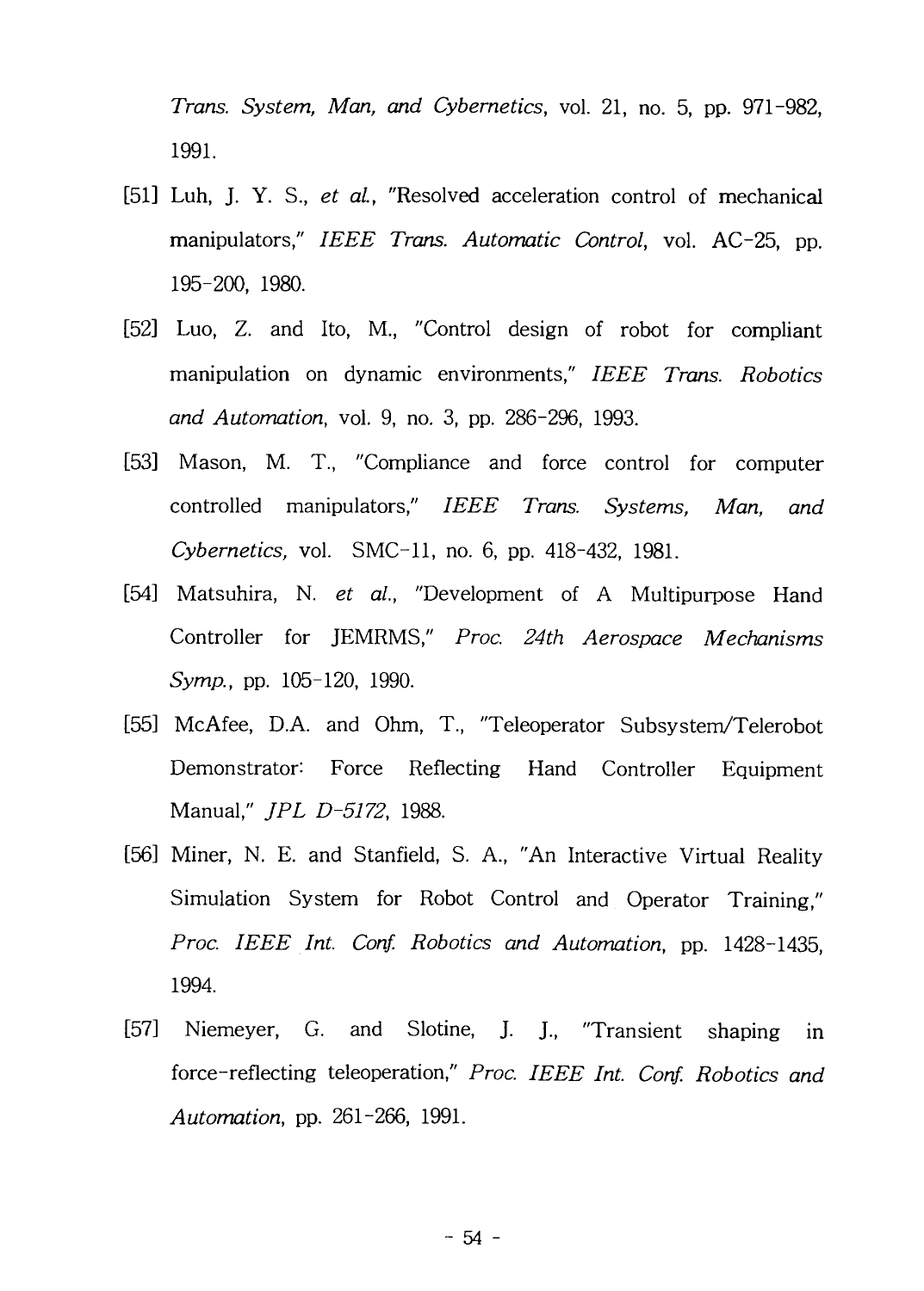*Trans. System, Man, and Cybernetics*, vol. 21, no. 5, pp. 971-982, 1991.

[51] Luh, J. Y. S., *et al.*, "Resolved acceleration control of mechanical manipulators," *IEEE Trans. Automatic Control*, vol. AC-25, pp. 195-200, 1980.

[52] Luo, Z. and Ito, M., "Control design of robot for compliant manipulation on dynamic environments," *IEEE Trans. Robotics and Automation*, vol. 9, no. 3, pp. 286-296, 1993.

[53] Mason, M. T., "Compliance and force control for computer controlled manipulators," *IEEE Trans. Systems, Man, and Cybernetics,* vol. SMC-11, no. 6, pp. 418-432, 1981.

[54] Matsuhira, N. *et al.*, "Development of A Multipurpose Hand Controller for JEMRMS," *Proc. 24th Aerospace Mechanisms Symp.*, pp. 105-120, 1990.

[55] McAfee, D.A. and Ohm, T., "Teleoperator Subsystem/Telerobot Demonstrator: Force Reflecting Hand Controller Equipment Manual," *JPL D-5172*, 1988.

[56] Miner, N. E. and Stanfield, S. A., "An Interactive Virtual Reality Simulation System for Robot Control and Operator Training," *Proc. IEEE Int. Conf. Robotics and Automation*, pp. 1428-1435, 1994.

[57] Niemeyer, G. and Slotine, J. J., "Transient shaping in force-reflecting teleoperation," *Proc. IEEE Int. Conf. Robotics and Automation*, pp. 261-266, 1991.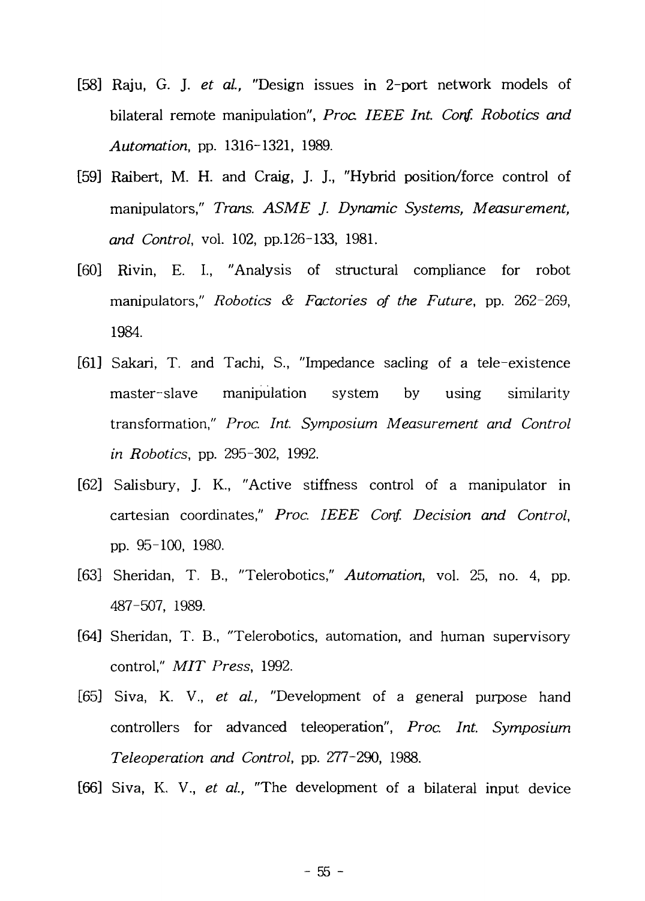[58] Raju, G. J. *et al.*, "Design issues in 2-port network models of bilateral remote manipulation", *Proc. IEEE Int. Conf. Robotics and Automation*, pp. 1316-1321, 1989.

[59] Raibert, M. H. and Craig, J. J., "Hybrid position/force control of manipulators," *Trans. ASME J. Dynamic Systems, Measurement, and Control*, vol. 102, pp.126-133, 1981.

[60] Rivin, E. I., "Analysis of structural compliance for robot manipulators," *Robotics & Factories of the Future*, pp. 262-269, 1984.

[61] Sakari, T. and Tachi, S., "Impedance sacling of a tele-existence master-slave manipulation system by using similarity transformation," *Proc. Int. Symposium Measurement and Control in Robotics*, pp. 295-302, 1992.

[62] Salisbury, J. K., "Active stiffness control of a manipulator in cartesian coordinates," *Proc. IEEE Conf. Decision and Control*, pp. 95-100, 1980.

[63] Sheridan, T. B., "Telerobotics," *Automation*, vol. 25, no. 4, pp. 487-507, 1989.

[64] Sheridan, T. B., "Telerobotics, automation, and human supervisory control," *MIT Press*, 1992.

[65] Siva, K. V., *et al.*, "Development of a general purpose hand controllers for advanced teleoperation", *Proc. Int. Symposium Teleoperation and Control*, pp. 277-290, 1988.

[66] Siva, K. V., *et al.*, "The development of a bilateral input device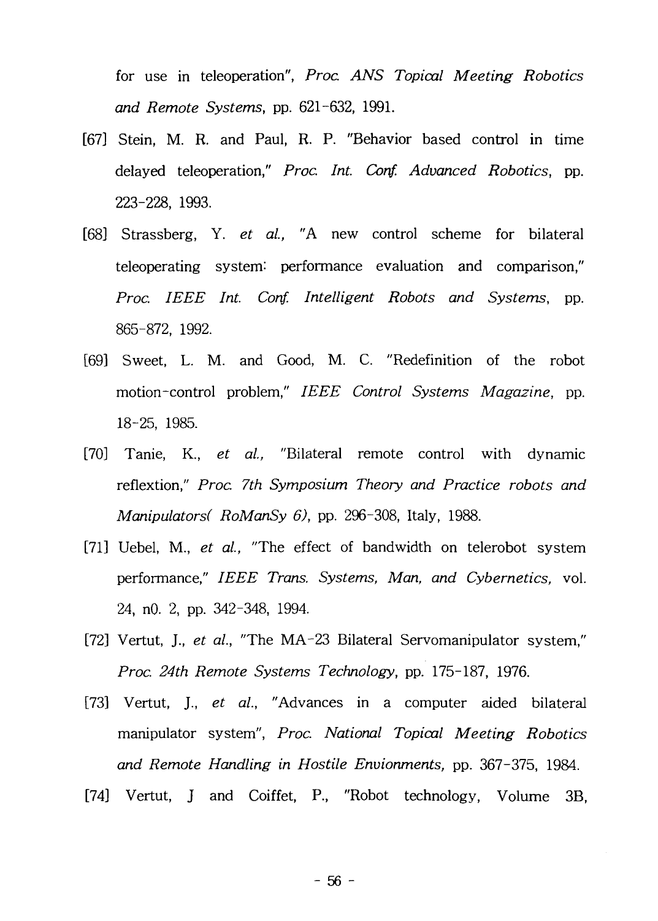for use in teleoperation", *Proc. ANS Topical Meeting Robotics and Remote Systems*, pp. 621-632, 1991.

[67] Stein, M. R. and Paul, R. P. "Behavior based control in time delayed teleoperation," *Proc. Int. Conf. Advanced Robotics*, pp. 223-228, 1993.

[68] Strassberg, Y. *et al.,* "A new control scheme for bilateral teleoperating system: performance evaluation and comparison," *Proc. IEEE Int. Conf. Intelligent Robots and Systems*, pp. 865-872, 1992.

[69] Sweet, L. M. and Good, M. C. "Redefinition of the robot motion-control problem," *IEEE Control Systems Magazine*, pp. 18-25, 1985.

[70] Tanie, K., *et al.,* "Bilateral remote control with dynamic reflextion," *Proc. 7th Symposium Theory and Practice robots and Manipulators( RoManSy 6)*, pp. 296-308, Italy, 1988.

[71] Uebel, M., *et al.,* "The effect of bandwidth on telerobot system performance," *IEEE Trans. Systems, Man, and Cybernetics,* vol. 24, n0. 2, pp. 342-348, 1994.

[72] Vertut, J., *et al.*, "The MA-23 Bilateral Servomanipulator system," *Proc. 24th Remote Systems Technology*, pp. 175-187, 1976.

[73] Vertut, J., *et al.*, "Advances in a computer aided bilateral manipulator system", *Proc. National Topical Meeting Robotics and Remote Handling in Hostile Envionments,* pp. 367-375, 1984.

[74] Vertut, J and Coiffet, P., "Robot technology, Volume 3B,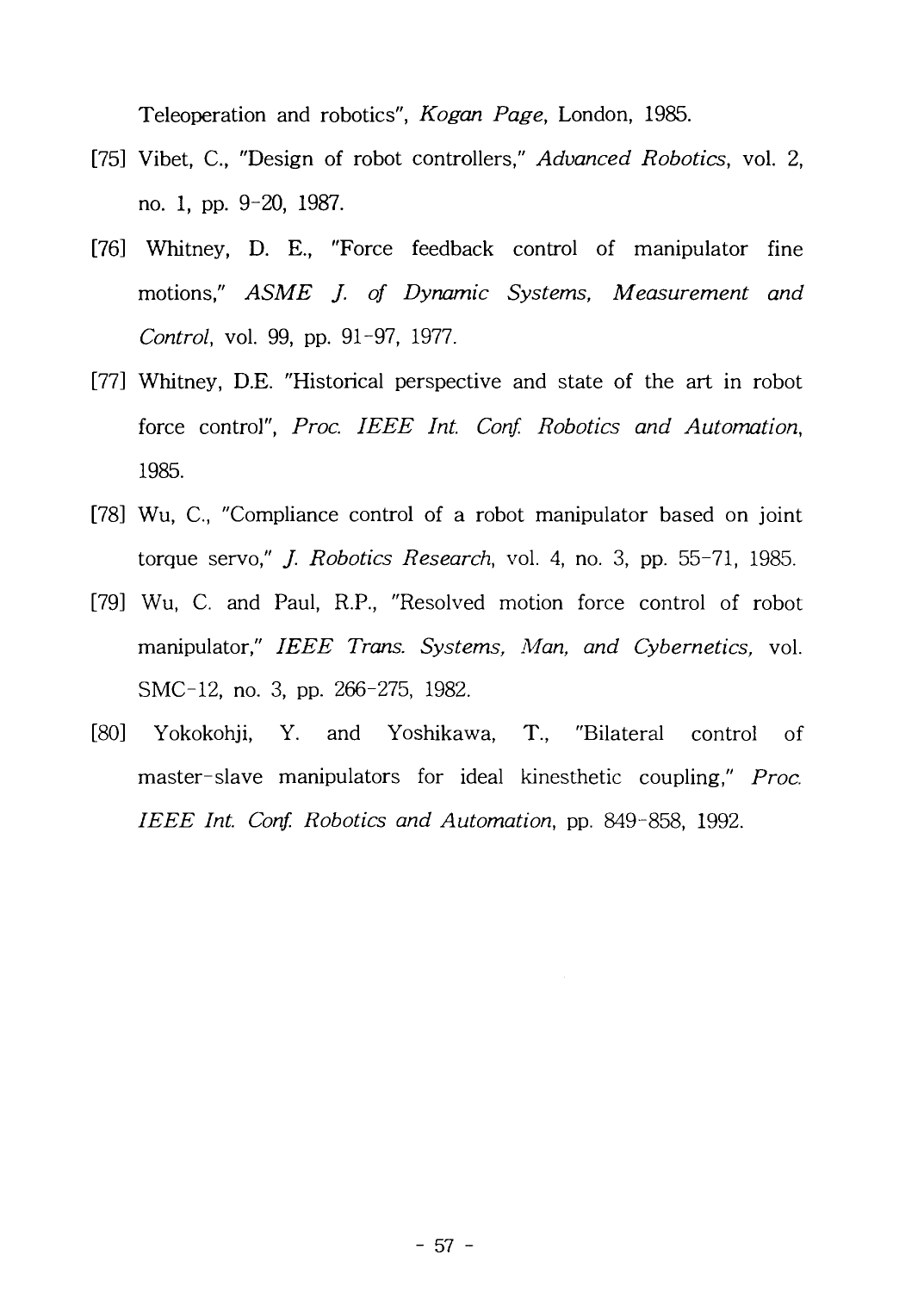Teleoperation and robotics", *Kogan Page*, London, 1985.

[75] Vibet, C., "Design of robot controllers," *Advanced Robotics*, vol. 2, no. 1, pp. 9-20, 1987.

[76] Whitney, D. E., "Force feedback control of manipulator fine motions," *ASME J. of Dynamic Systems, Measurement and Control*, vol. 99, pp. 91-97, 1977.

[77] Whitney, D.E. "Historical perspective and state of the art in robot force control", *Proc. IEEE Int. Conf. Robotics and Automation*, 1985.

[78] Wu, C., "Compliance control of a robot manipulator based on joint torque servo," *J. Robotics Research*, vol. 4, no. 3, pp. 55-71, 1985.

[79] Wu, C. and Paul, R.P., "Resolved motion force control of robot manipulator," *IEEE Trans. Systems, Man, and Cybernetics,* vol. SMC-12, no. 3, pp. 266-275, 1982.

[80] Yokokohji, Y. and Yoshikawa, T., "Bilateral control of master-slave manipulators for ideal kinesthetic coupling," *Proc. IEEE Int. Conf. Robotics and Automation*, pp. 849-858, 1992.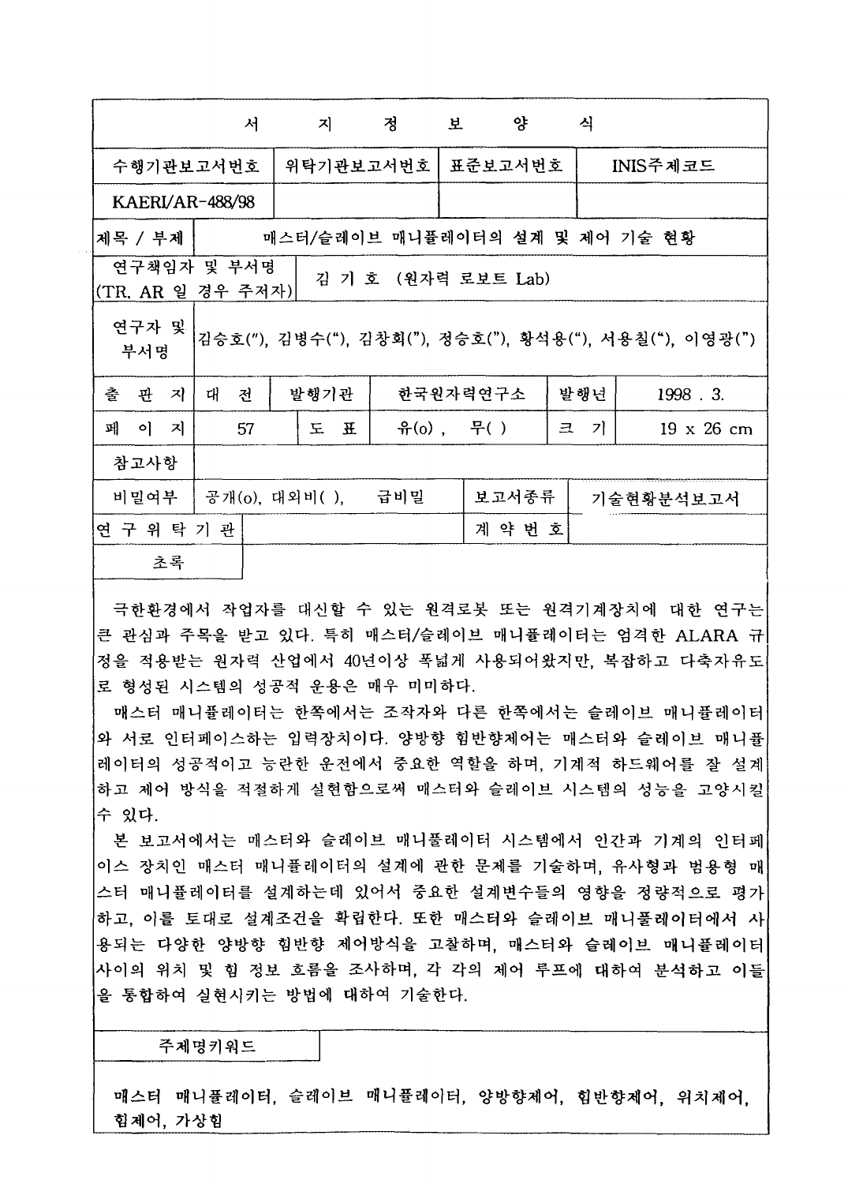# 서 지 정 보 양 식

| 수행기관보고서번호 | 위탁기관보고서번호 | 표준보고서번호 | INIS주제코드 |
|---|---|---|---|
| KAERI/AR-488/98 | | | |

| 항목 | 내용 |
|---|---|
| 제목 / 부제 | 매스터/슬레이브 매니퓰레이터의 설계 및 제어 기술 현황 |
| 연구책임자 및 부서명 (TR, AR 일 경우 주저자) | 김 기 호 (원자력 로보트 Lab) |
| 연구자 및 부서명 | 김승호("), 김병수("), 김창회("), 정승호("), 황석용("), 서용칠("), 이영광(") |

| 출 판 지 | 대 전 | 발행기관 | 한국원자력연구소 | 발행년 | 1998 . 3. |
|---|---|---|---|---|---|
| 페 이 지 | 57 | 도 표 | 유(o), 무( ) | 크 기 | 19 x 26 cm |
| 참고사항 | | | | | |
| 비밀여부 | 공개(o), 대외비( ), 급비밀 | | 보고서종류 | 기술현황분석보고서 | |
| 연 구 위 탁 기 관 | | | 계 약 번 호 | | |

**초록**

극한환경에서 작업자를 대신할 수 있는 원격로봇 또는 원격기계장치에 대한 연구는 큰 관심과 주목을 받고 있다. 특히 매스터/슬레이브 매니퓰레이터는 엄격한 ALARA 규정을 적용받는 원자력 산업에서 40년이상 폭넓게 사용되어왔지만, 복잡하고 다축자유도로 형성된 시스템의 성공적 운용은 매우 미미하다.

매스터 매니퓰레이터는 한쪽에서는 조작자와 다른 한쪽에서는 슬레이브 매니퓰레이터와 서로 인터페이스하는 입력장치이다. 양방향 힘반향제어는 매스터와 슬레이브 매니퓰레이터의 성공적이고 능란한 운전에서 중요한 역할을 하며, 기계적 하드웨어를 잘 설계하고 제어 방식을 적절하게 실현함으로써 매스터와 슬레이브 시스템의 성능을 고양시킬 수 있다.

본 보고서에서는 매스터와 슬레이브 매니퓰레이터 시스템에서 인간과 기계의 인터페이스 장치인 매스터 매니퓰레이터의 설계에 관한 문제를 기술하며, 유사형과 범용형 매스터 매니퓰레이터를 설계하는데 있어서 중요한 설계변수들의 영향을 정량적으로 평가하고, 이를 토대로 설계조건을 확립한다. 또한 매스터와 슬레이브 매니퓰레이터에서 사용되는 다양한 양방향 힘반향 제어방식을 고찰하며, 매스터와 슬레이브 매니퓰레이터 사이의 위치 및 힘 정보 흐름을 조사하며, 각 각의 제어 루프에 대하여 분석하고 이들을 통합하여 실현시키는 방법에 대하여 기술한다.

**주제명키워드**

매스터 매니퓰레이터, 슬레이브 매니퓰레이터, 양방향제어, 힘반향제어, 위치제어, 힘제어, 가상힘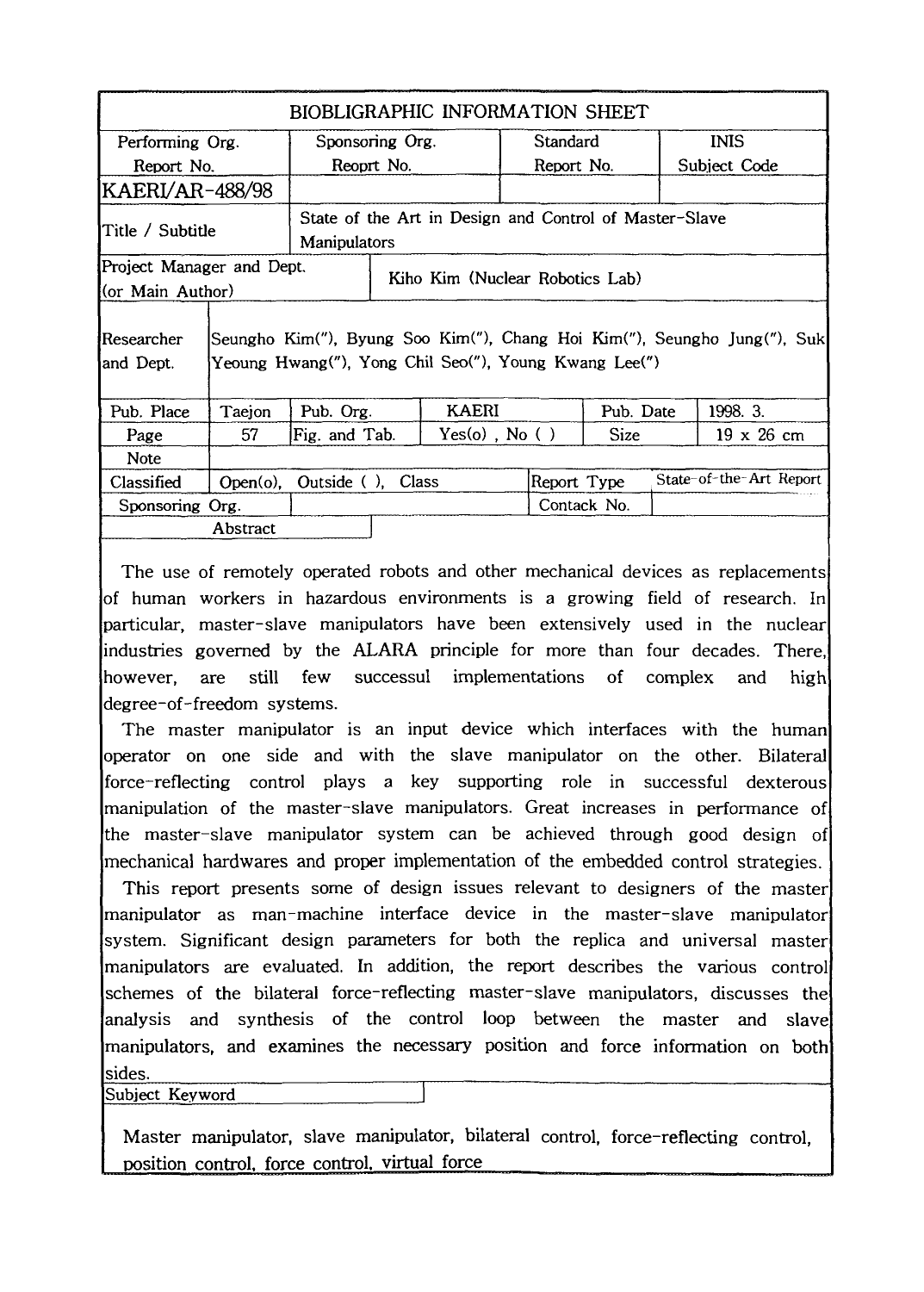# BIOBLIGRAPHIC INFORMATION SHEET

| Performing Org. Report No. | Sponsoring Org. Reoprt No. | Standard Report No. | INIS Subject Code |
|---|---|---|---|
| KAERI/AR-488/98 | | | |

| | |
|---|---|
| Title / Subtitle | State of the Art in Design and Control of Master-Slave Manipulators |
| Project Manager and Dept. (or Main Author) | Kiho Kim (Nuclear Robotics Lab) |
| Researcher and Dept. | Seungho Kim("), Byung Soo Kim("), Chang Hoi Kim("), Seungho Jung("), Suk Yeoung Hwang("), Yong Chil Seo("), Young Kwang Lee(") |

| | | | | | |
|---|---|---|---|---|---|
| Pub. Place | Taejon | Pub. Org. | KAERI | Pub. Date | 1998. 3. |
| Page | 57 | Fig. and Tab. | Yes(o) , No ( ) | Size | 19 x 26 cm |
| Note | | | | | |
| Classified | Open(o), Outside ( ), Class | | | Report Type | State-of-the-Art Report |
| Sponsoring Org. | | | | Contack No. | |

**Abstract**

The use of remotely operated robots and other mechanical devices as replacements of human workers in hazardous environments is a growing field of research. In particular, master-slave manipulators have been extensively used in the nuclear industries governed by the ALARA principle for more than four decades. There, however, are still few successul implementations of complex and high degree-of-freedom systems.

The master manipulator is an input device which interfaces with the human operator on one side and with the slave manipulator on the other. Bilateral force-reflecting control plays a key supporting role in successful dexterous manipulation of the master-slave manipulators. Great increases in performance of the master-slave manipulator system can be achieved through good design of mechanical hardwares and proper implementation of the embedded control strategies.

This report presents some of design issues relevant to designers of the master manipulator as man-machine interface device in the master-slave manipulator system. Significant design parameters for both the replica and universal master manipulators are evaluated. In addition, the report describes the various control schemes of the bilateral force-reflecting master-slave manipulators, discusses the analysis and synthesis of the control loop between the master and slave manipulators, and examines the necessary position and force information on both sides.

**Subject Keyword**

Master manipulator, slave manipulator, bilateral control, force-reflecting control, position control, force control, virtual force